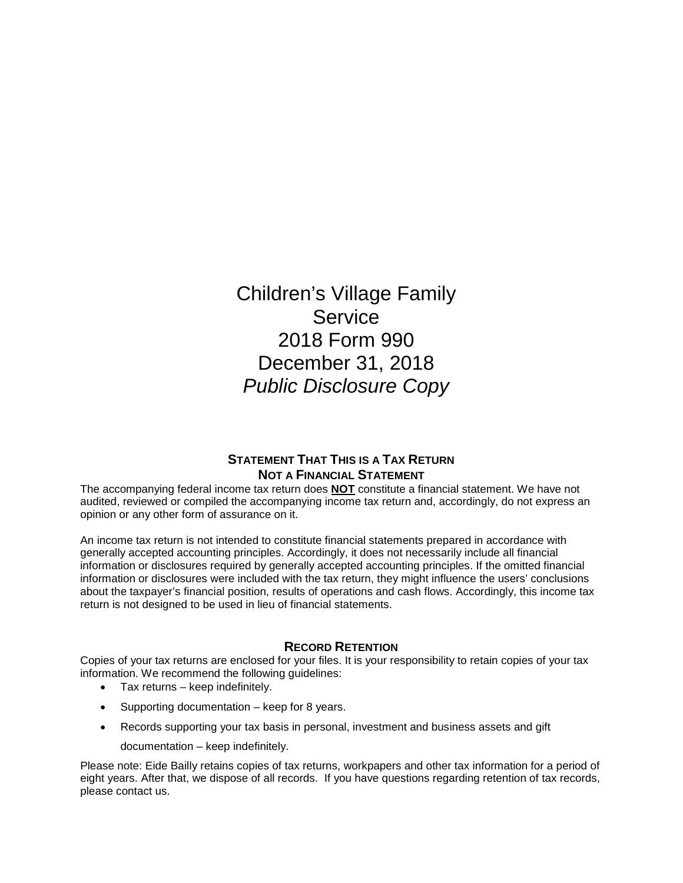# Children's Village Family Service
# 2018 Form 990
# December 31, 2018
# *Public Disclosure Copy*

### STATEMENT THAT THIS IS A TAX RETURN NOT A FINANCIAL STATEMENT

The accompanying federal income tax return does **NOT** constitute a financial statement. We have not audited, reviewed or compiled the accompanying income tax return and, accordingly, do not express an opinion or any other form of assurance on it.

An income tax return is not intended to constitute financial statements prepared in accordance with generally accepted accounting principles. Accordingly, it does not necessarily include all financial information or disclosures required by generally accepted accounting principles. If the omitted financial information or disclosures were included with the tax return, they might influence the users' conclusions about the taxpayer's financial position, results of operations and cash flows. Accordingly, this income tax return is not designed to be used in lieu of financial statements.

### RECORD RETENTION

Copies of your tax returns are enclosed for your files. It is your responsibility to retain copies of your tax information. We recommend the following guidelines:

- Tax returns – keep indefinitely.
- Supporting documentation – keep for 8 years.
- Records supporting your tax basis in personal, investment and business assets and gift documentation – keep indefinitely.

Please note: Eide Bailly retains copies of tax returns, workpapers and other tax information for a period of eight years. After that, we dispose of all records. If you have questions regarding retention of tax records, please contact us.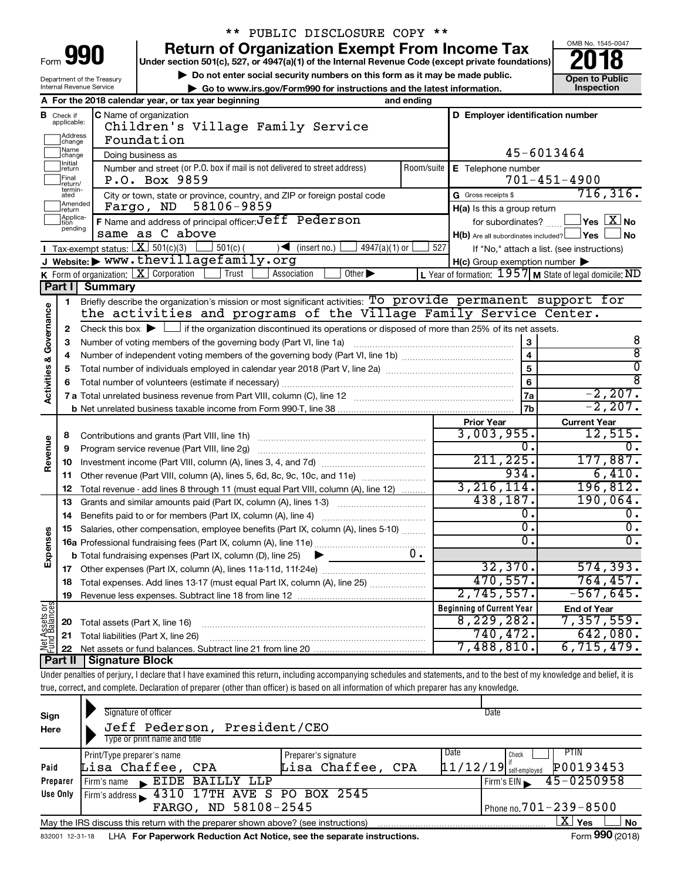\*\* PUBLIC DISCLOSURE COPY \*\*

# Form 990 — Return of Organization Exempt From Income Tax

Under section 501(c), 527, or 4947(a)(1) of the Internal Revenue Code (except private foundations)

▶ Do not enter social security numbers on this form as it may be made public.

▶ Go to www.irs.gov/Form990 for instructions and the latest information.

Department of the Treasury
Internal Revenue Service

OMB No. 1545-0047

**2018**

**Open to Public Inspection**

**A** For the 2018 calendar year, or tax year beginning and ending

**B** Check if applicable: Address change; Name change; Initial return; Final return/terminated; Amended return; Application pending

**C** Name of organization: Children's Village Family Service Foundation

Doing business as

Number and street (or P.O. box if mail is not delivered to street address): P.O. Box 9859 — Room/suite

City or town, state or province, country, and ZIP or foreign postal code: Fargo, ND 58106-9859

**D** Employer identification number: 45-6013464

**E** Telephone number: 701-451-4900

**G** Gross receipts $ 716,316.

**F** Name and address of principal officer: Jeff Pederson, same as C above

**H(a)** Is this a group return for subordinates? ☐ Yes ☒ No

**H(b)** Are all subordinates included? ☐ Yes ☐ No — If "No," attach a list. (see instructions)

**H(c)** Group exemption number ▶

**I** Tax-exempt status: ☒ 501(c)(3) ☐ 501(c) ( ) ◀ (insert no.) ☐ 4947(a)(1) or ☐ 527

**J** Website: ▶ www.thevillagefamily.org

**K** Form of organization: ☒ Corporation ☐ Trust ☐ Association ☐ Other ▶

**L** Year of formation: 1957 **M** State of legal domicile: ND

## Part I Summary

**Activities & Governance**

1. Briefly describe the organization's mission or most significant activities: To provide permanent support for the activities and programs of the Village Family Service Center.
2. Check this box ▶ ☐ if the organization discontinued its operations or disposed of more than 25% of its net assets.

| Line | Description | | Value |
|---|---|---|---|
| 3 | Number of voting members of the governing body (Part VI, line 1a) | 3 | 8 |
| 4 | Number of independent voting members of the governing body (Part VI, line 1b) | 4 | 8 |
| 5 | Total number of individuals employed in calendar year 2018 (Part V, line 2a) | 5 | 0 |
| 6 | Total number of volunteers (estimate if necessary) | 6 | 8 |
| 7a | Total unrelated business revenue from Part VIII, column (C), line 12 | 7a | -2,207. |
| 7b | Net unrelated business taxable income from Form 990-T, line 38 | 7b | -2,207. |

| Section | Line | Description | Prior Year | Current Year |
|---|---|---|---|---|
| Revenue | 8 | Contributions and grants (Part VIII, line 1h) | 3,003,955. | 12,515. |
| | 9 | Program service revenue (Part VIII, line 2g) | 0. | 0. |
| | 10 | Investment income (Part VIII, column (A), lines 3, 4, and 7d) | 211,225. | 177,887. |
| | 11 | Other revenue (Part VIII, column (A), lines 5, 6d, 8c, 9c, 10c, and 11e) | 934. | 6,410. |
| | 12 | Total revenue - add lines 8 through 11 (must equal Part VIII, column (A), line 12) | 3,216,114. | 196,812. |
| Expenses | 13 | Grants and similar amounts paid (Part IX, column (A), lines 1-3) | 438,187. | 190,064. |
| | 14 | Benefits paid to or for members (Part IX, column (A), line 4) | 0. | 0. |
| | 15 | Salaries, other compensation, employee benefits (Part IX, column (A), lines 5-10) | 0. | 0. |
| | 16a | Professional fundraising fees (Part IX, column (A), line 11e) | 0. | 0. |
| | b | Total fundraising expenses (Part IX, column (D), line 25) ▶ 0. | | |
| | 17 | Other expenses (Part IX, column (A), lines 11a-11d, 11f-24e) | 32,370. | 574,393. |
| | 18 | Total expenses. Add lines 13-17 (must equal Part IX, column (A), line 25) | 470,557. | 764,457. |
| | 19 | Revenue less expenses. Subtract line 18 from line 12 | 2,745,557. | -567,645. |

| Section | Line | Description | Beginning of Current Year | End of Year |
|---|---|---|---|---|
| Net Assets or Fund Balances | 20 | Total assets (Part X, line 16) | 8,229,282. | 7,357,559. |
| | 21 | Total liabilities (Part X, line 26) | 740,472. | 642,080. |
| | 22 | Net assets or fund balances. Subtract line 21 from line 20 | 7,488,810. | 6,715,479. |

## Part II Signature Block

Under penalties of perjury, I declare that I have examined this return, including accompanying schedules and statements, and to the best of my knowledge and belief, it is true, correct, and complete. Declaration of preparer (other than officer) is based on all information of which preparer has any knowledge.

**Sign Here**

Signature of officer — Date

Jeff Pederson, President/CEO

Type or print name and title

**Paid Preparer Use Only**

| Print/Type preparer's name | Preparer's signature | Date | Check if self-employed | PTIN |
|---|---|---|---|---|
| Lisa Chaffee, CPA | Lisa Chaffee, CPA | 11/12/19 | ☐ | P00193453 |

Firm's name ▶ EIDE BAILLY LLP — Firm's EIN ▶ 45-0250958

Firm's address ▶ 4310 17TH AVE S PO BOX 2545, FARGO, ND 58108-2545 — Phone no. 701-239-8500

May the IRS discuss this return with the preparer shown above? (see instructions) ☒ Yes ☐ No

832001 12-31-18 LHA For Paperwork Reduction Act Notice, see the separate instructions. Form **990** (2018)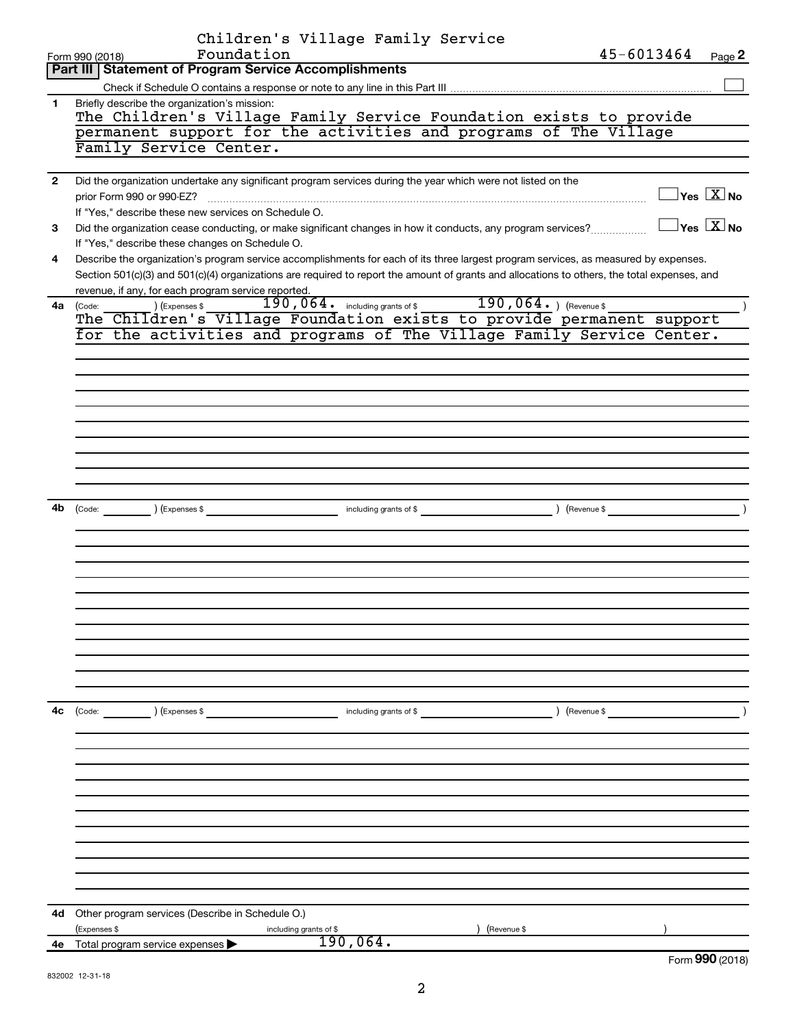Children's Village Family Service Foundation

Form 990 (2018) 45-6013464 Page **2**

## Part III Statement of Program Service Accomplishments

Check if Schedule O contains a response or note to any line in this Part III ☐

**1** Briefly describe the organization's mission:

The Children's Village Family Service Foundation exists to provide permanent support for the activities and programs of The Village Family Service Center.

**2** Did the organization undertake any significant program services during the year which were not listed on the prior Form 990 or 990-EZ? ☐ Yes ☒ No

If "Yes," describe these new services on Schedule O.

**3** Did the organization cease conducting, or make significant changes in how it conducts, any program services? ☐ Yes ☒ No

If "Yes," describe these changes on Schedule O.

**4** Describe the organization's program service accomplishments for each of its three largest program services, as measured by expenses. Section 501(c)(3) and 501(c)(4) organizations are required to report the amount of grants and allocations to others, the total expenses, and revenue, if any, for each program service reported.

**4a** (Code: ) (Expenses $ 190,064. including grants of $ 190,064. ) (Revenue $ )

The Children's Village Foundation exists to provide permanent support for the activities and programs of The Village Family Service Center.

**4b** (Code: ) (Expenses $ including grants of $ ) (Revenue $ )

**4c** (Code: ) (Expenses $ including grants of $ ) (Revenue $ )

**4d** Other program services (Describe in Schedule O.)

(Expenses $ including grants of $ ) (Revenue $ )

**4e** Total program service expenses ▶ 190,064.

Form **990** (2018)

832002 12-31-18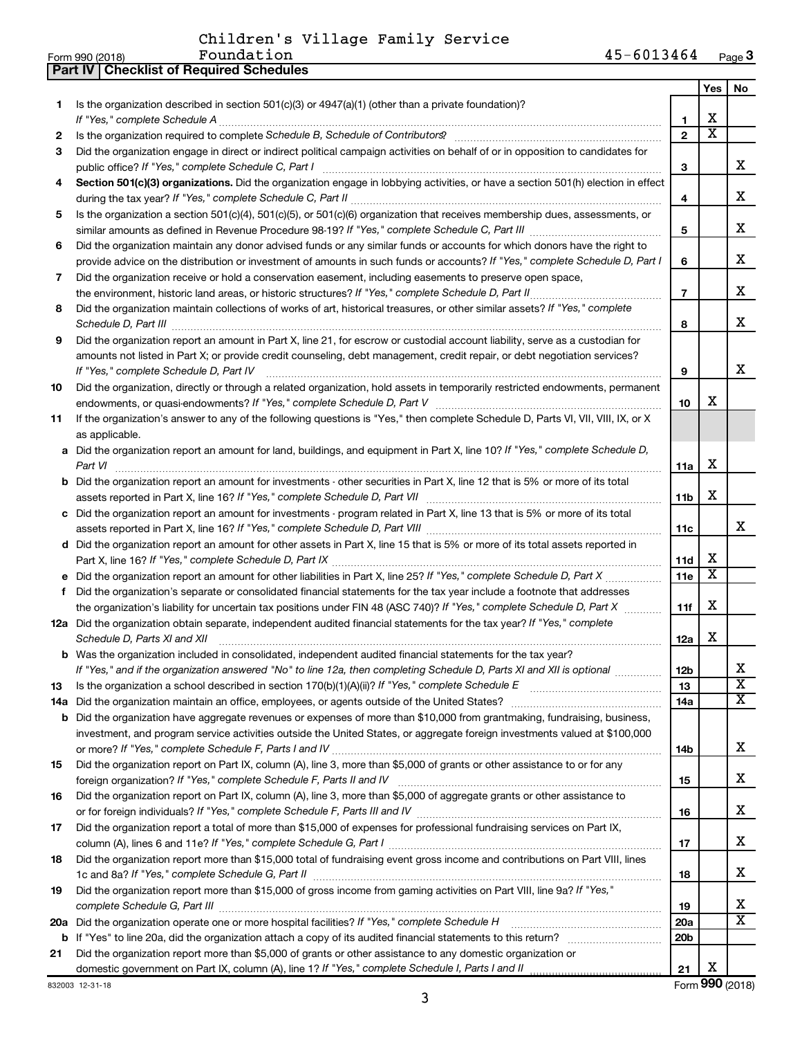Children's Village Family Service Foundation 45-6013464

Form 990 (2018) Page 3

**Part IV | Checklist of Required Schedules**

| | | | Yes | No |
|---|---|---|---|---|
| 1 | Is the organization described in section 501(c)(3) or 4947(a)(1) (other than a private foundation)? *If "Yes," complete Schedule A* | 1 | X | |
| 2 | Is the organization required to complete *Schedule B, Schedule of Contributors*? | 2 | X | |
| 3 | Did the organization engage in direct or indirect political campaign activities on behalf of or in opposition to candidates for public office? *If "Yes," complete Schedule C, Part I* | 3 | | X |
| 4 | **Section 501(c)(3) organizations.** Did the organization engage in lobbying activities, or have a section 501(h) election in effect during the tax year? *If "Yes," complete Schedule C, Part II* | 4 | | X |
| 5 | Is the organization a section 501(c)(4), 501(c)(5), or 501(c)(6) organization that receives membership dues, assessments, or similar amounts as defined in Revenue Procedure 98-19? *If "Yes," complete Schedule C, Part III* | 5 | | X |
| 6 | Did the organization maintain any donor advised funds or any similar funds or accounts for which donors have the right to provide advice on the distribution or investment of amounts in such funds or accounts? *If "Yes," complete Schedule D, Part I* | 6 | | X |
| 7 | Did the organization receive or hold a conservation easement, including easements to preserve open space, the environment, historic land areas, or historic structures? *If "Yes," complete Schedule D, Part II* | 7 | | X |
| 8 | Did the organization maintain collections of works of art, historical treasures, or other similar assets? *If "Yes," complete Schedule D, Part III* | 8 | | X |
| 9 | Did the organization report an amount in Part X, line 21, for escrow or custodial account liability, serve as a custodian for amounts not listed in Part X; or provide credit counseling, debt management, credit repair, or debt negotiation services? *If "Yes," complete Schedule D, Part IV* | 9 | | X |
| 10 | Did the organization, directly or through a related organization, hold assets in temporarily restricted endowments, permanent endowments, or quasi-endowments? *If "Yes," complete Schedule D, Part V* | 10 | X | |
| 11 | If the organization's answer to any of the following questions is "Yes," then complete Schedule D, Parts VI, VII, VIII, IX, or X as applicable. | | | |
| a | Did the organization report an amount for land, buildings, and equipment in Part X, line 10? *If "Yes," complete Schedule D, Part VI* | 11a | X | |
| b | Did the organization report an amount for investments - other securities in Part X, line 12 that is 5% or more of its total assets reported in Part X, line 16? *If "Yes," complete Schedule D, Part VII* | 11b | X | |
| c | Did the organization report an amount for investments - program related in Part X, line 13 that is 5% or more of its total assets reported in Part X, line 16? *If "Yes," complete Schedule D, Part VIII* | 11c | | X |
| d | Did the organization report an amount for other assets in Part X, line 15 that is 5% or more of its total assets reported in Part X, line 16? *If "Yes," complete Schedule D, Part IX* | 11d | X | |
| e | Did the organization report an amount for other liabilities in Part X, line 25? *If "Yes," complete Schedule D, Part X* | 11e | X | |
| f | Did the organization's separate or consolidated financial statements for the tax year include a footnote that addresses the organization's liability for uncertain tax positions under FIN 48 (ASC 740)? *If "Yes," complete Schedule D, Part X* | 11f | X | |
| 12a | Did the organization obtain separate, independent audited financial statements for the tax year? *If "Yes," complete Schedule D, Parts XI and XII* | 12a | X | |
| b | Was the organization included in consolidated, independent audited financial statements for the tax year? *If "Yes," and if the organization answered "No" to line 12a, then completing Schedule D, Parts XI and XII is optional* | 12b | | X |
| 13 | Is the organization a school described in section 170(b)(1)(A)(ii)? *If "Yes," complete Schedule E* | 13 | | X |
| 14a | Did the organization maintain an office, employees, or agents outside of the United States? | 14a | | X |
| b | Did the organization have aggregate revenues or expenses of more than $10,000 from grantmaking, fundraising, business, investment, and program service activities outside the United States, or aggregate foreign investments valued at $100,000 or more? *If "Yes," complete Schedule F, Parts I and IV* | 14b | | X |
| 15 | Did the organization report on Part IX, column (A), line 3, more than $5,000 of grants or other assistance to or for any foreign organization? *If "Yes," complete Schedule F, Parts II and IV* | 15 | | X |
| 16 | Did the organization report on Part IX, column (A), line 3, more than $5,000 of aggregate grants or other assistance to or for foreign individuals? *If "Yes," complete Schedule F, Parts III and IV* | 16 | | X |
| 17 | Did the organization report a total of more than $15,000 of expenses for professional fundraising services on Part IX, column (A), lines 6 and 11e? *If "Yes," complete Schedule G, Part I* | 17 | | X |
| 18 | Did the organization report more than $15,000 total of fundraising event gross income and contributions on Part VIII, lines 1c and 8a? *If "Yes," complete Schedule G, Part II* | 18 | | X |
| 19 | Did the organization report more than $15,000 of gross income from gaming activities on Part VIII, line 9a? *If "Yes," complete Schedule G, Part III* | 19 | | X |
| 20a | Did the organization operate one or more hospital facilities? *If "Yes," complete Schedule H* | 20a | | X |
| b | If "Yes" to line 20a, did the organization attach a copy of its audited financial statements to this return? | 20b | | |
| 21 | Did the organization report more than $5,000 of grants or other assistance to any domestic organization or domestic government on Part IX, column (A), line 1? *If "Yes," complete Schedule I, Parts I and II* | 21 | X | |

832003 12-31-18

Form **990** (2018)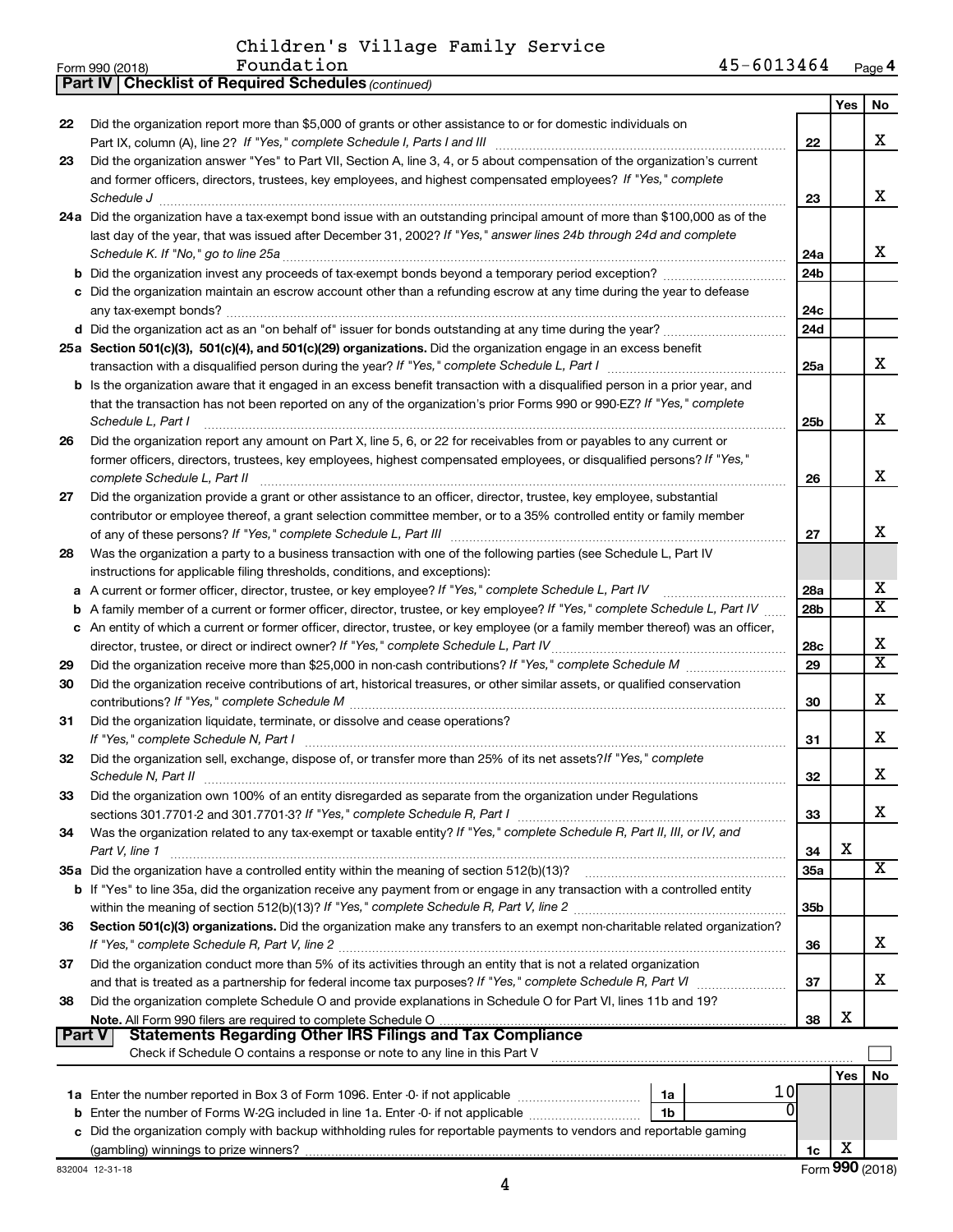Children's Village Family Service Foundation

Form 990 (2018) 45-6013464 Page 4

**Part IV | Checklist of Required Schedules** *(continued)*

| | | | Yes | No |
|---|---|---|---|---|
| 22 | Did the organization report more than $5,000 of grants or other assistance to or for domestic individuals on Part IX, column (A), line 2? *If "Yes," complete Schedule I, Parts I and III* | 22 | | X |
| 23 | Did the organization answer "Yes" to Part VII, Section A, line 3, 4, or 5 about compensation of the organization's current and former officers, directors, trustees, key employees, and highest compensated employees? *If "Yes," complete Schedule J* | 23 | | X |
| 24a | Did the organization have a tax-exempt bond issue with an outstanding principal amount of more than $100,000 as of the last day of the year, that was issued after December 31, 2002? *If "Yes," answer lines 24b through 24d and complete Schedule K. If "No," go to line 25a* | 24a | | X |
| b | Did the organization invest any proceeds of tax-exempt bonds beyond a temporary period exception? | 24b | | |
| c | Did the organization maintain an escrow account other than a refunding escrow at any time during the year to defease any tax-exempt bonds? | 24c | | |
| d | Did the organization act as an "on behalf of" issuer for bonds outstanding at any time during the year? | 24d | | |
| 25a | **Section 501(c)(3), 501(c)(4), and 501(c)(29) organizations.** Did the organization engage in an excess benefit transaction with a disqualified person during the year? *If "Yes," complete Schedule L, Part I* | 25a | | X |
| b | Is the organization aware that it engaged in an excess benefit transaction with a disqualified person in a prior year, and that the transaction has not been reported on any of the organization's prior Forms 990 or 990-EZ? *If "Yes," complete Schedule L, Part I* | 25b | | X |
| 26 | Did the organization report any amount on Part X, line 5, 6, or 22 for receivables from or payables to any current or former officers, directors, trustees, key employees, highest compensated employees, or disqualified persons? *If "Yes," complete Schedule L, Part II* | 26 | | X |
| 27 | Did the organization provide a grant or other assistance to an officer, director, trustee, key employee, substantial contributor or employee thereof, a grant selection committee member, or to a 35% controlled entity or family member of any of these persons? *If "Yes," complete Schedule L, Part III* | 27 | | X |
| 28 | Was the organization a party to a business transaction with one of the following parties (see Schedule L, Part IV instructions for applicable filing thresholds, conditions, and exceptions): | | | |
| a | A current or former officer, director, trustee, or key employee? *If "Yes," complete Schedule L, Part IV* | 28a | | X |
| b | A family member of a current or former officer, director, trustee, or key employee? *If "Yes," complete Schedule L, Part IV* | 28b | | X |
| c | An entity of which a current or former officer, director, trustee, or key employee (or a family member thereof) was an officer, director, trustee, or direct or indirect owner? *If "Yes," complete Schedule L, Part IV* | 28c | | X |
| 29 | Did the organization receive more than $25,000 in non-cash contributions? *If "Yes," complete Schedule M* | 29 | | X |
| 30 | Did the organization receive contributions of art, historical treasures, or other similar assets, or qualified conservation contributions? *If "Yes," complete Schedule M* | 30 | | X |
| 31 | Did the organization liquidate, terminate, or dissolve and cease operations? *If "Yes," complete Schedule N, Part I* | 31 | | X |
| 32 | Did the organization sell, exchange, dispose of, or transfer more than 25% of its net assets? *If "Yes," complete Schedule N, Part II* | 32 | | X |
| 33 | Did the organization own 100% of an entity disregarded as separate from the organization under Regulations sections 301.7701-2 and 301.7701-3? *If "Yes," complete Schedule R, Part I* | 33 | | X |
| 34 | Was the organization related to any tax-exempt or taxable entity? *If "Yes," complete Schedule R, Part II, III, or IV, and Part V, line 1* | 34 | X | |
| 35a | Did the organization have a controlled entity within the meaning of section 512(b)(13)? | 35a | | X |
| b | If "Yes" to line 35a, did the organization receive any payment from or engage in any transaction with a controlled entity within the meaning of section 512(b)(13)? *If "Yes," complete Schedule R, Part V, line 2* | 35b | | |
| 36 | **Section 501(c)(3) organizations.** Did the organization make any transfers to an exempt non-charitable related organization? *If "Yes," complete Schedule R, Part V, line 2* | 36 | | X |
| 37 | Did the organization conduct more than 5% of its activities through an entity that is not a related organization and that is treated as a partnership for federal income tax purposes? *If "Yes," complete Schedule R, Part VI* | 37 | | X |
| 38 | Did the organization complete Schedule O and provide explanations in Schedule O for Part VI, lines 11b and 19? **Note.** All Form 990 filers are required to complete Schedule O | 38 | X | |

**Part V | Statements Regarding Other IRS Filings and Tax Compliance**

Check if Schedule O contains a response or note to any line in this Part V ☐

| | | | | | Yes | No |
|---|---|---|---|---|---|---|
| 1a | Enter the number reported in Box 3 of Form 1096. Enter -0- if not applicable | 1a | 10 | | | |
| b | Enter the number of Forms W-2G included in line 1a. Enter -0- if not applicable | 1b | 0 | | | |
| c | Did the organization comply with backup withholding rules for reportable payments to vendors and reportable gaming (gambling) winnings to prize winners? | | | 1c | X | |

832004 12-31-18 Form **990** (2018)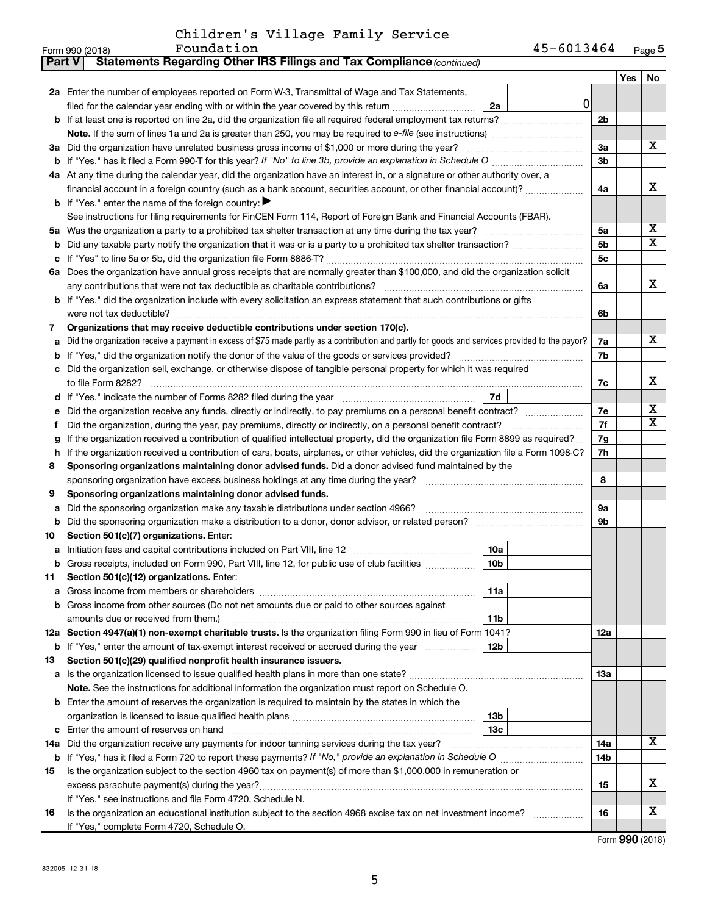Children's Village Family Service Foundation 45-6013464

Form 990 (2018)

**Part V Statements Regarding Other IRS Filings and Tax Compliance** *(continued)*

| | | | | Yes | No |
|---|---|---|---|---|---|
| **2a** | Enter the number of employees reported on Form W-3, Transmittal of Wage and Tax Statements, filed for the calendar year ending with or within the year covered by this return | 2a | 0 | | |
| **b** | If at least one is reported on line 2a, did the organization file all required federal employment tax returns? | | 2b | | |
| | **Note.** If the sum of lines 1a and 2a is greater than 250, you may be required to *e-file* (see instructions) | | | | |
| **3a** | Did the organization have unrelated business gross income of $1,000 or more during the year? | | 3a | | X |
| **b** | If "Yes," has it filed a Form 990-T for this year? *If "No" to line 3b, provide an explanation in Schedule O* | | 3b | | |
| **4a** | At any time during the calendar year, did the organization have an interest in, or a signature or other authority over, a financial account in a foreign country (such as a bank account, securities account, or other financial account)? | | 4a | | X |
| **b** | If "Yes," enter the name of the foreign country: ▶ | | | | |
| | See instructions for filing requirements for FinCEN Form 114, Report of Foreign Bank and Financial Accounts (FBAR). | | | | |
| **5a** | Was the organization a party to a prohibited tax shelter transaction at any time during the tax year? | | 5a | | X |
| **b** | Did any taxable party notify the organization that it was or is a party to a prohibited tax shelter transaction? | | 5b | | X |
| **c** | If "Yes" to line 5a or 5b, did the organization file Form 8886-T? | | 5c | | |
| **6a** | Does the organization have annual gross receipts that are normally greater than $100,000, and did the organization solicit any contributions that were not tax deductible as charitable contributions? | | 6a | | X |
| **b** | If "Yes," did the organization include with every solicitation an express statement that such contributions or gifts were not tax deductible? | | 6b | | |
| **7** | **Organizations that may receive deductible contributions under section 170(c).** | | | | |
| **a** | Did the organization receive a payment in excess of $75 made partly as a contribution and partly for goods and services provided to the payor? | | 7a | | X |
| **b** | If "Yes," did the organization notify the donor of the value of the goods or services provided? | | 7b | | |
| **c** | Did the organization sell, exchange, or otherwise dispose of tangible personal property for which it was required to file Form 8282? | | 7c | | X |
| **d** | If "Yes," indicate the number of Forms 8282 filed during the year | 7d | | | |
| **e** | Did the organization receive any funds, directly or indirectly, to pay premiums on a personal benefit contract? | | 7e | | X |
| **f** | Did the organization, during the year, pay premiums, directly or indirectly, on a personal benefit contract? | | 7f | | X |
| **g** | If the organization received a contribution of qualified intellectual property, did the organization file Form 8899 as required? | | 7g | | |
| **h** | If the organization received a contribution of cars, boats, airplanes, or other vehicles, did the organization file a Form 1098-C? | | 7h | | |
| **8** | **Sponsoring organizations maintaining donor advised funds.** Did a donor advised fund maintained by the sponsoring organization have excess business holdings at any time during the year? | | 8 | | |
| **9** | **Sponsoring organizations maintaining donor advised funds.** | | | | |
| **a** | Did the sponsoring organization make any taxable distributions under section 4966? | | 9a | | |
| **b** | Did the sponsoring organization make a distribution to a donor, donor advisor, or related person? | | 9b | | |
| **10** | **Section 501(c)(7) organizations.** Enter: | | | | |
| **a** | Initiation fees and capital contributions included on Part VIII, line 12 | 10a | | | |
| **b** | Gross receipts, included on Form 990, Part VIII, line 12, for public use of club facilities | 10b | | | |
| **11** | **Section 501(c)(12) organizations.** Enter: | | | | |
| **a** | Gross income from members or shareholders | 11a | | | |
| **b** | Gross income from other sources (Do not net amounts due or paid to other sources against amounts due or received from them.) | 11b | | | |
| **12a** | **Section 4947(a)(1) non-exempt charitable trusts.** Is the organization filing Form 990 in lieu of Form 1041? | | 12a | | |
| **b** | If "Yes," enter the amount of tax-exempt interest received or accrued during the year | 12b | | | |
| **13** | **Section 501(c)(29) qualified nonprofit health insurance issuers.** | | | | |
| **a** | Is the organization licensed to issue qualified health plans in more than one state? | | 13a | | |
| | **Note.** See the instructions for additional information the organization must report on Schedule O. | | | | |
| **b** | Enter the amount of reserves the organization is required to maintain by the states in which the organization is licensed to issue qualified health plans | 13b | | | |
| **c** | Enter the amount of reserves on hand | 13c | | | |
| **14a** | Did the organization receive any payments for indoor tanning services during the tax year? | | 14a | | X |
| **b** | If "Yes," has it filed a Form 720 to report these payments? *If "No," provide an explanation in Schedule O* | | 14b | | |
| **15** | Is the organization subject to the section 4960 tax on payment(s) of more than $1,000,000 in remuneration or excess parachute payment(s) during the year? | | 15 | | X |
| | If "Yes," see instructions and file Form 4720, Schedule N. | | | | |
| **16** | Is the organization an educational institution subject to the section 4968 excise tax on net investment income? | | 16 | | X |
| | If "Yes," complete Form 4720, Schedule O. | | | | |

Form **990** (2018)

832005 12-31-18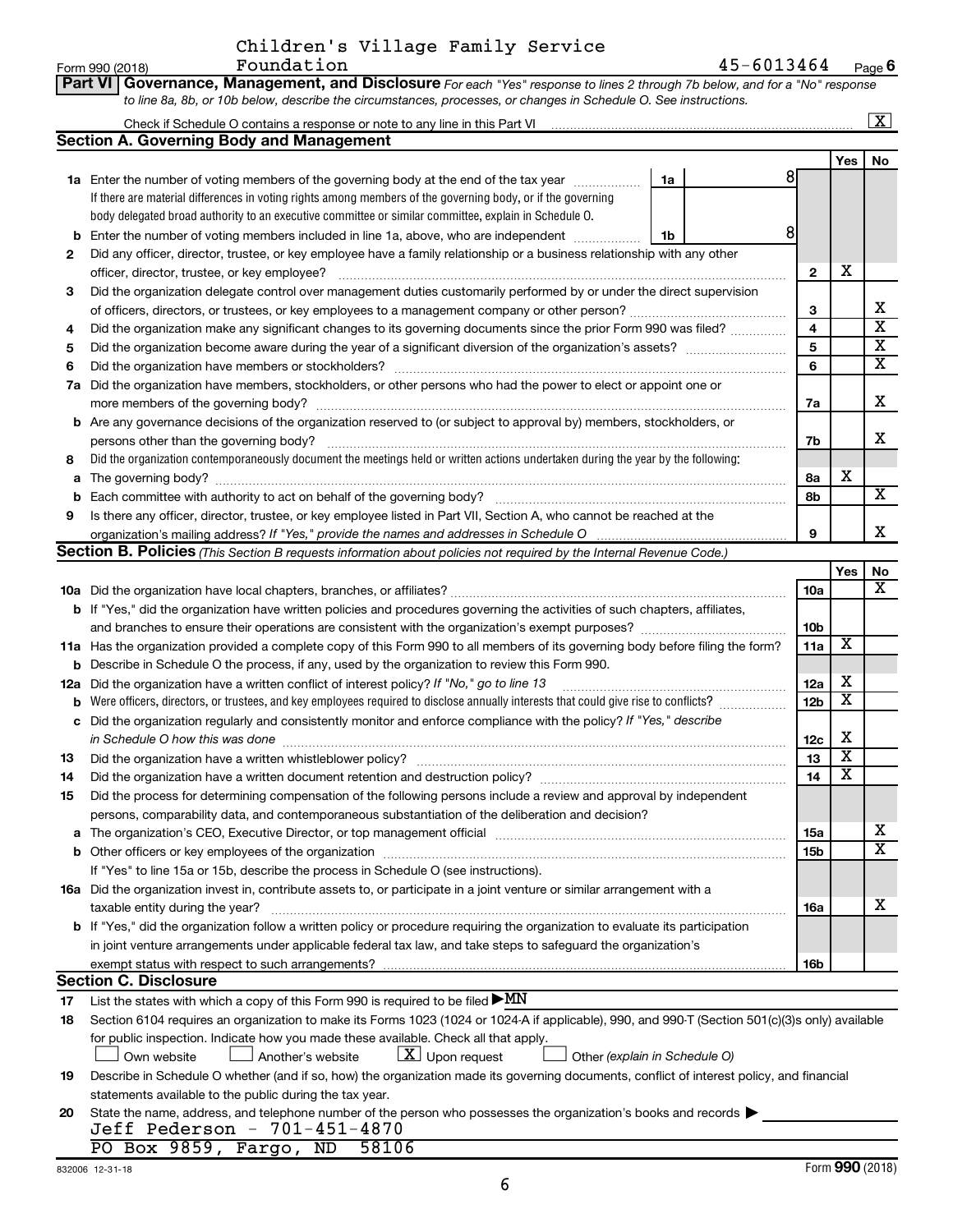Children's Village Family Service Foundation 45-6013464

Form 990 (2018) Page 6

**Part VI Governance, Management, and Disclosure** *For each "Yes" response to lines 2 through 7b below, and for a "No" response to line 8a, 8b, or 10b below, describe the circumstances, processes, or changes in Schedule O. See instructions.*

Check if Schedule O contains a response or note to any line in this Part VI [X]

## Section A. Governing Body and Management

| | | | | Yes | No |
|---|---|---|---|---|---|
| **1a** | Enter the number of voting members of the governing body at the end of the tax year. If there are material differences in voting rights among members of the governing body, or if the governing body delegated broad authority to an executive committee or similar committee, explain in Schedule O. | 1a 8 | | | |
| **b** | Enter the number of voting members included in line 1a, above, who are independent | 1b 8 | | | |
| **2** | Did any officer, director, trustee, or key employee have a family relationship or a business relationship with any other officer, director, trustee, or key employee? | | 2 | X | |
| **3** | Did the organization delegate control over management duties customarily performed by or under the direct supervision of officers, directors, or trustees, or key employees to a management company or other person? | | 3 | | X |
| **4** | Did the organization make any significant changes to its governing documents since the prior Form 990 was filed? | | 4 | | X |
| **5** | Did the organization become aware during the year of a significant diversion of the organization's assets? | | 5 | | X |
| **6** | Did the organization have members or stockholders? | | 6 | | X |
| **7a** | Did the organization have members, stockholders, or other persons who had the power to elect or appoint one or more members of the governing body? | | 7a | | X |
| **b** | Are any governance decisions of the organization reserved to (or subject to approval by) members, stockholders, or persons other than the governing body? | | 7b | | X |
| **8** | Did the organization contemporaneously document the meetings held or written actions undertaken during the year by the following: | | | | |
| **a** | The governing body? | | 8a | X | |
| **b** | Each committee with authority to act on behalf of the governing body? | | 8b | | X |
| **9** | Is there any officer, director, trustee, or key employee listed in Part VII, Section A, who cannot be reached at the organization's mailing address? *If "Yes," provide the names and addresses in Schedule O* | | 9 | | X |

## Section B. Policies *(This Section B requests information about policies not required by the Internal Revenue Code.)*

| | | | Yes | No |
|---|---|---|---|---|
| **10a** | Did the organization have local chapters, branches, or affiliates? | 10a | | X |
| **b** | If "Yes," did the organization have written policies and procedures governing the activities of such chapters, affiliates, and branches to ensure their operations are consistent with the organization's exempt purposes? | 10b | | |
| **11a** | Has the organization provided a complete copy of this Form 990 to all members of its governing body before filing the form? | 11a | X | |
| **b** | Describe in Schedule O the process, if any, used by the organization to review this Form 990. | | | |
| **12a** | Did the organization have a written conflict of interest policy? *If "No," go to line 13* | 12a | X | |
| **b** | Were officers, directors, or trustees, and key employees required to disclose annually interests that could give rise to conflicts? | 12b | X | |
| **c** | Did the organization regularly and consistently monitor and enforce compliance with the policy? *If "Yes," describe in Schedule O how this was done* | 12c | X | |
| **13** | Did the organization have a written whistleblower policy? | 13 | X | |
| **14** | Did the organization have a written document retention and destruction policy? | 14 | X | |
| **15** | Did the process for determining compensation of the following persons include a review and approval by independent persons, comparability data, and contemporaneous substantiation of the deliberation and decision? | | | |
| **a** | The organization's CEO, Executive Director, or top management official | 15a | | X |
| **b** | Other officers or key employees of the organization | 15b | | X |
| | If "Yes" to line 15a or 15b, describe the process in Schedule O (see instructions). | | | |
| **16a** | Did the organization invest in, contribute assets to, or participate in a joint venture or similar arrangement with a taxable entity during the year? | 16a | | X |
| **b** | If "Yes," did the organization follow a written policy or procedure requiring the organization to evaluate its participation in joint venture arrangements under applicable federal tax law, and take steps to safeguard the organization's exempt status with respect to such arrangements? | 16b | | |

## Section C. Disclosure

**17** List the states with which a copy of this Form 990 is required to be filed ▶ MN

**18** Section 6104 requires an organization to make its Forms 1023 (1024 or 1024-A if applicable), 990, and 990-T (Section 501(c)(3)s only) available for public inspection. Indicate how you made these available. Check all that apply.

[ ] Own website [ ] Another's website [X] Upon request [ ] Other *(explain in Schedule O)*

**19** Describe in Schedule O whether (and if so, how) the organization made its governing documents, conflict of interest policy, and financial statements available to the public during the tax year.

**20** State the name, address, and telephone number of the person who possesses the organization's books and records ▶

Jeff Pederson - 701-451-4870
PO Box 9859, Fargo, ND 58106

832006 12-31-18 Form **990** (2018)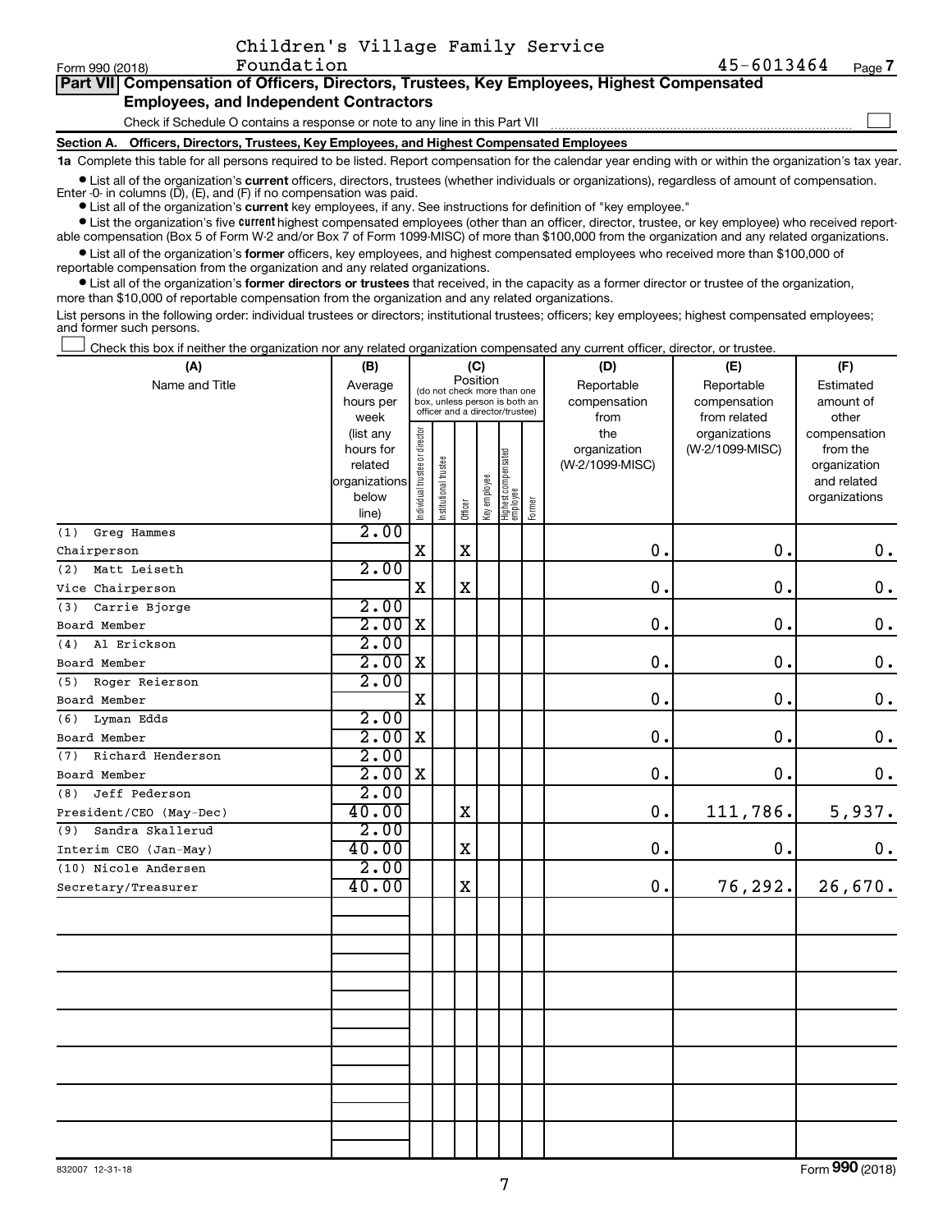Children's Village Family Service Foundation

Form 990 (2018) 45-6013464 Page **7**

## Part VII Compensation of Officers, Directors, Trustees, Key Employees, Highest Compensated Employees, and Independent Contractors

Check if Schedule O contains a response or note to any line in this Part VII

**Section A. Officers, Directors, Trustees, Key Employees, and Highest Compensated Employees**

**1a** Complete this table for all persons required to be listed. Report compensation for the calendar year ending with or within the organization's tax year.

- List all of the organization's **current** officers, directors, trustees (whether individuals or organizations), regardless of amount of compensation. Enter -0- in columns (D), (E), and (F) if no compensation was paid.
- List all of the organization's **current** key employees, if any. See instructions for definition of "key employee."
- List the organization's five **current** highest compensated employees (other than an officer, director, trustee, or key employee) who received reportable compensation (Box 5 of Form W-2 and/or Box 7 of Form 1099-MISC) of more than $100,000 from the organization and any related organizations.
- List all of the organization's **former** officers, key employees, and highest compensated employees who received more than $100,000 of reportable compensation from the organization and any related organizations.
- List all of the organization's **former directors or trustees** that received, in the capacity as a former director or trustee of the organization, more than $10,000 of reportable compensation from the organization and any related organizations.

List persons in the following order: individual trustees or directors; institutional trustees; officers; key employees; highest compensated employees; and former such persons.

Check this box if neither the organization nor any related organization compensated any current officer, director, or trustee.

| (A) Name and Title | (B) Average hours per week (list any hours for related organizations below line) | (C) Position: Individual trustee or director | Institutional trustee | Officer | Key employee | Highest compensated employee | Former | (D) Reportable compensation from the organization (W-2/1099-MISC) | (E) Reportable compensation from related organizations (W-2/1099-MISC) | (F) Estimated amount of other compensation from the organization and related organizations |
|---|---|---|---|---|---|---|---|---|---|---|
| (1) Greg Hammes<br>Chairperson | 2.00 | X | | X | | | | 0. | 0. | 0. |
| (2) Matt Leiseth<br>Vice Chairperson | 2.00 | X | | X | | | | 0. | 0. | 0. |
| (3) Carrie Bjorge<br>Board Member | 2.00<br>2.00 | X | | | | | | 0. | 0. | 0. |
| (4) Al Erickson<br>Board Member | 2.00<br>2.00 | X | | | | | | 0. | 0. | 0. |
| (5) Roger Reierson<br>Board Member | 2.00 | X | | | | | | 0. | 0. | 0. |
| (6) Lyman Edds<br>Board Member | 2.00<br>2.00 | X | | | | | | 0. | 0. | 0. |
| (7) Richard Henderson<br>Board Member | 2.00<br>2.00 | X | | | | | | 0. | 0. | 0. |
| (8) Jeff Pederson<br>President/CEO (May-Dec) | 2.00<br>40.00 | | | X | | | | 0. | 111,786. | 5,937. |
| (9) Sandra Skallerud<br>Interim CEO (Jan-May) | 2.00<br>40.00 | | | X | | | | 0. | 0. | 0. |
| (10) Nicole Andersen<br>Secretary/Treasurer | 2.00<br>40.00 | | | X | | | | 0. | 76,292. | 26,670. |

832007 12-31-18

Form **990** (2018)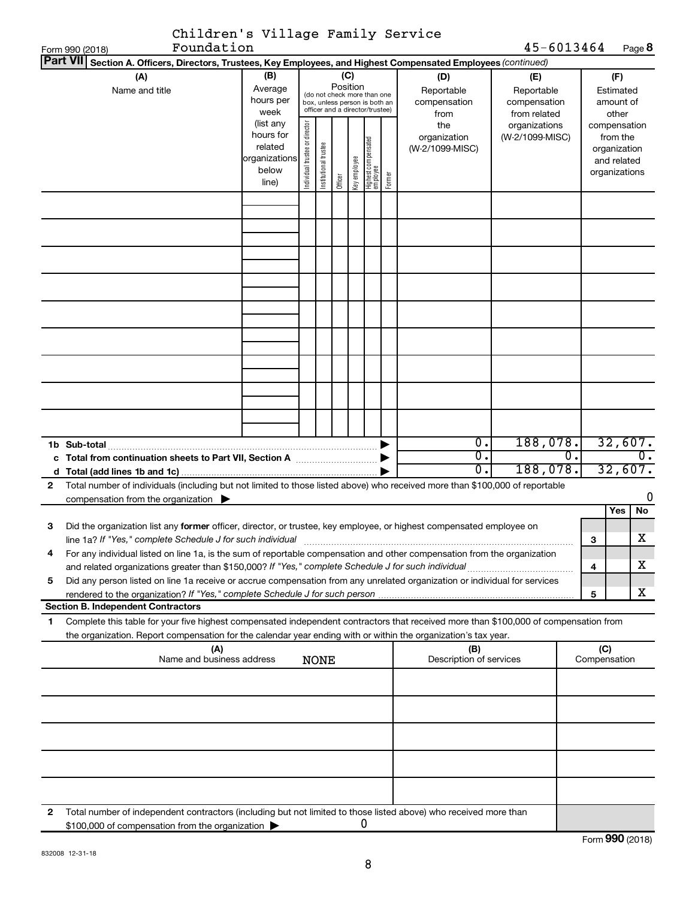Children's Village Family Service Foundation

Form 990 (2018) 45-6013464 Page **8**

**Part VII** **Section A. Officers, Directors, Trustees, Key Employees, and Highest Compensated Employees** *(continued)*

| (A) Name and title | (B) Average hours per week (list any hours for related organizations below line) | (C) Position (do not check more than one box, unless person is both an officer and a director/trustee) | | | | | | (D) Reportable compensation from the organization (W-2/1099-MISC) | (E) Reportable compensation from related organizations (W-2/1099-MISC) | (F) Estimated amount of other compensation from the organization and related organizations |
|---|---|---|---|---|---|---|---|---|---|---|
| | | Individual trustee or director | Institutional trustee | Officer | Key employee | Highest compensated employee | Former | | | |
| | | | | | | | | | | |
| | | | | | | | | | | |
| | | | | | | | | | | |
| | | | | | | | | | | |
| | | | | | | | | | | |
| | | | | | | | | | | |
| | | | | | | | | | | |
| | | | | | | | | | | |
| | | | | | | | | | | |
| **1b Sub-total** | | | | | | | ▶ | 0. | 188,078. | 32,607. |
| **c Total from continuation sheets to Part VII, Section A** | | | | | | | ▶ | 0. | 0. | 0. |
| **d Total (add lines 1b and 1c)** | | | | | | | ▶ | 0. | 188,078. | 32,607. |

**2** Total number of individuals (including but not limited to those listed above) who received more than $100,000 of reportable compensation from the organization ▶ 0

| | | | Yes | No |
|---|---|---|---|---|
| **3** | Did the organization list any **former** officer, director, or trustee, key employee, or highest compensated employee on line 1a? *If "Yes," complete Schedule J for such individual* | **3** | | X |
| **4** | For any individual listed on line 1a, is the sum of reportable compensation and other compensation from the organization and related organizations greater than $150,000? *If "Yes," complete Schedule J for such individual* | **4** | | X |
| **5** | Did any person listed on line 1a receive or accrue compensation from any unrelated organization or individual for services rendered to the organization? *If "Yes," complete Schedule J for such person* | **5** | | X |

**Section B. Independent Contractors**

**1** Complete this table for your five highest compensated independent contractors that received more than $100,000 of compensation from the organization. Report compensation for the calendar year ending with or within the organization's tax year.

| (A) Name and business address NONE | (B) Description of services | (C) Compensation |
|---|---|---|
| | | |
| | | |
| | | |
| | | |
| | | |

**2** Total number of independent contractors (including but not limited to those listed above) who received more than $100,000 of compensation from the organization ▶ 0

Form **990** (2018)

832008 12-31-18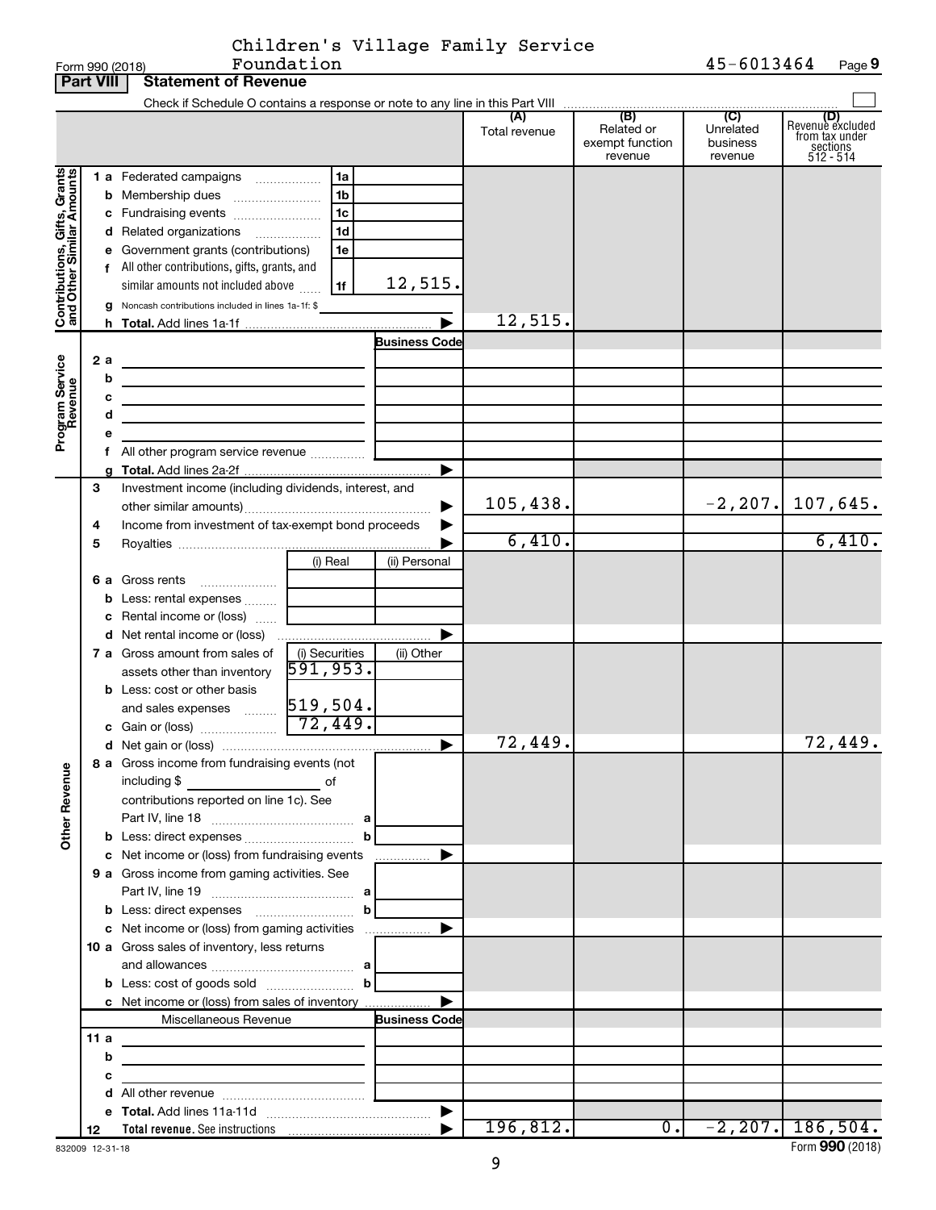Children's Village Family Service Foundation

Form 990 (2018) 45-6013464

## Part VIII Statement of Revenue

Check if Schedule O contains a response or note to any line in this Part VIII

| | | | | (A) Total revenue | (B) Related or exempt function revenue | (C) Unrelated business revenue | (D) Revenue excluded from tax under sections 512 - 514 |
|---|---|---|---|---|---|---|---|
| **Contributions, Gifts, Grants and Other Similar Amounts** | 1a Federated campaigns | 1a | | | | | |
| | b Membership dues | 1b | | | | | |
| | c Fundraising events | 1c | | | | | |
| | d Related organizations | 1d | | | | | |
| | e Government grants (contributions) | 1e | | | | | |
| | f All other contributions, gifts, grants, and similar amounts not included above | 1f | 12,515. | | | | |
| | g Noncash contributions included in lines 1a-1f: $ | | | | | | |
| | h **Total.** Add lines 1a-1f | | ▶ | 12,515. | | | |
| **Program Service Revenue** | | | Business Code | | | | |
| | 2a | | | | | | |
| | b | | | | | | |
| | c | | | | | | |
| | d | | | | | | |
| | e | | | | | | |
| | f All other program service revenue | | | | | | |
| | g **Total.** Add lines 2a-2f | | ▶ | | | | |
| **Other Revenue** | 3 Investment income (including dividends, interest, and other similar amounts) | | ▶ | 105,438. | | -2,207. | 107,645. |
| | 4 Income from investment of tax-exempt bond proceeds | | ▶ | | | | |
| | 5 Royalties | | ▶ | 6,410. | | | 6,410. |
| | | (i) Real | (ii) Personal | | | | |
| | 6a Gross rents | | | | | | |
| | b Less: rental expenses | | | | | | |
| | c Rental income or (loss) | | | | | | |
| | d Net rental income or (loss) | | ▶ | | | | |
| | | (i) Securities | (ii) Other | | | | |
| | 7a Gross amount from sales of assets other than inventory | 591,953. | | | | | |
| | b Less: cost or other basis and sales expenses | 519,504. | | | | | |
| | c Gain or (loss) | 72,449. | | | | | |
| | d Net gain or (loss) | | ▶ | 72,449. | | | 72,449. |
| | 8a Gross income from fundraising events (not including $ of contributions reported on line 1c). See Part IV, line 18 | a | | | | | |
| | b Less: direct expenses | b | | | | | |
| | c Net income or (loss) from fundraising events | | ▶ | | | | |
| | 9a Gross income from gaming activities. See Part IV, line 19 | a | | | | | |
| | b Less: direct expenses | b | | | | | |
| | c Net income or (loss) from gaming activities | | ▶ | | | | |
| | 10a Gross sales of inventory, less returns and allowances | a | | | | | |
| | b Less: cost of goods sold | b | | | | | |
| | c Net income or (loss) from sales of inventory | | ▶ | | | | |
| | Miscellaneous Revenue | | Business Code | | | | |
| | 11a | | | | | | |
| | b | | | | | | |
| | c | | | | | | |
| | d All other revenue | | | | | | |
| | e **Total.** Add lines 11a-11d | | ▶ | | | | |
| | 12 **Total revenue.** See instructions | | ▶ | 196,812. | 0. | -2,207. | 186,504. |

832009 12-31-18

Form **990** (2018)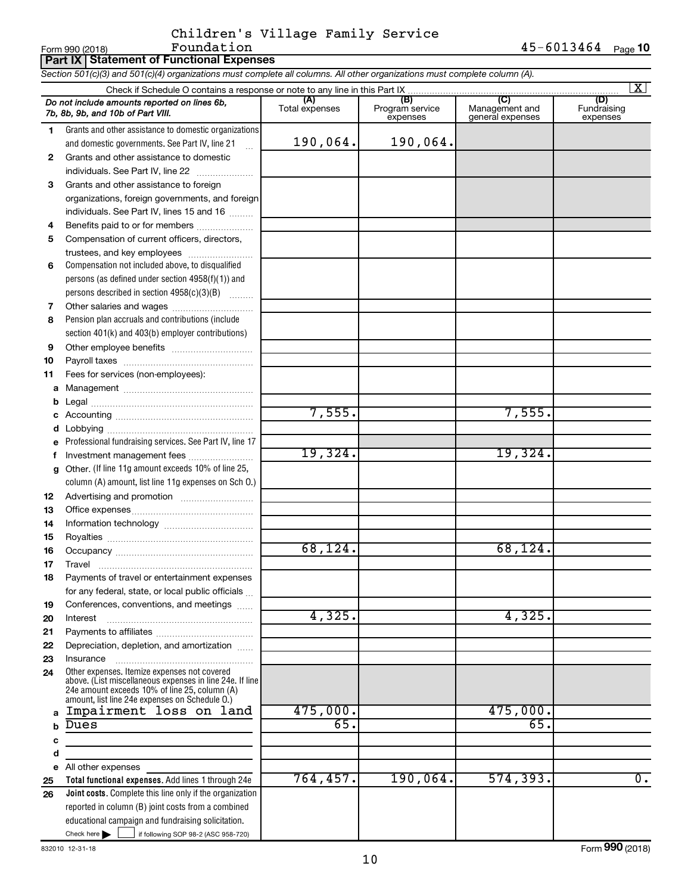Children's Village Family Service Foundation

Form 990 (2018) 45-6013464

## Part IX Statement of Functional Expenses

*Section 501(c)(3) and 501(c)(4) organizations must complete all columns. All other organizations must complete column (A).*

Check if Schedule O contains a response or note to any line in this Part IX ..... [X]

| | *Do not include amounts reported on lines 6b, 7b, 8b, 9b, and 10b of Part VIII.* | (A) Total expenses | (B) Program service expenses | (C) Management and general expenses | (D) Fundraising expenses |
|---|---|---|---|---|---|
| 1 | Grants and other assistance to domestic organizations and domestic governments. See Part IV, line 21 | 190,064. | 190,064. | | |
| 2 | Grants and other assistance to domestic individuals. See Part IV, line 22 | | | | |
| 3 | Grants and other assistance to foreign organizations, foreign governments, and foreign individuals. See Part IV, lines 15 and 16 | | | | |
| 4 | Benefits paid to or for members | | | | |
| 5 | Compensation of current officers, directors, trustees, and key employees | | | | |
| 6 | Compensation not included above, to disqualified persons (as defined under section 4958(f)(1)) and persons described in section 4958(c)(3)(B) | | | | |
| 7 | Other salaries and wages | | | | |
| 8 | Pension plan accruals and contributions (include section 401(k) and 403(b) employer contributions) | | | | |
| 9 | Other employee benefits | | | | |
| 10 | Payroll taxes | | | | |
| 11 | Fees for services (non-employees): | | | | |
| a | Management | | | | |
| b | Legal | | | | |
| c | Accounting | 7,555. | | 7,555. | |
| d | Lobbying | | | | |
| e | Professional fundraising services. See Part IV, line 17 | | | | |
| f | Investment management fees | 19,324. | | 19,324. | |
| g | Other. (If line 11g amount exceeds 10% of line 25, column (A) amount, list line 11g expenses on Sch O.) | | | | |
| 12 | Advertising and promotion | | | | |
| 13 | Office expenses | | | | |
| 14 | Information technology | | | | |
| 15 | Royalties | | | | |
| 16 | Occupancy | 68,124. | | 68,124. | |
| 17 | Travel | | | | |
| 18 | Payments of travel or entertainment expenses for any federal, state, or local public officials | | | | |
| 19 | Conferences, conventions, and meetings | | | | |
| 20 | Interest | 4,325. | | 4,325. | |
| 21 | Payments to affiliates | | | | |
| 22 | Depreciation, depletion, and amortization | | | | |
| 23 | Insurance | | | | |
| 24 | Other expenses. Itemize expenses not covered above. (List miscellaneous expenses in line 24e. If line 24e amount exceeds 10% of line 25, column (A) amount, list line 24e expenses on Schedule O.) | | | | |
| a | Impairment loss on land | 475,000. | | 475,000. | |
| b | Dues | 65. | | 65. | |
| c | | | | | |
| d | | | | | |
| e | All other expenses | | | | |
| 25 | **Total functional expenses.** Add lines 1 through 24e | 764,457. | 190,064. | 574,393. | 0. |
| 26 | **Joint costs.** Complete this line only if the organization reported in column (B) joint costs from a combined educational campaign and fundraising solicitation. Check here [ ] if following SOP 98-2 (ASC 958-720) | | | | |

832010 12-31-18

Form **990** (2018)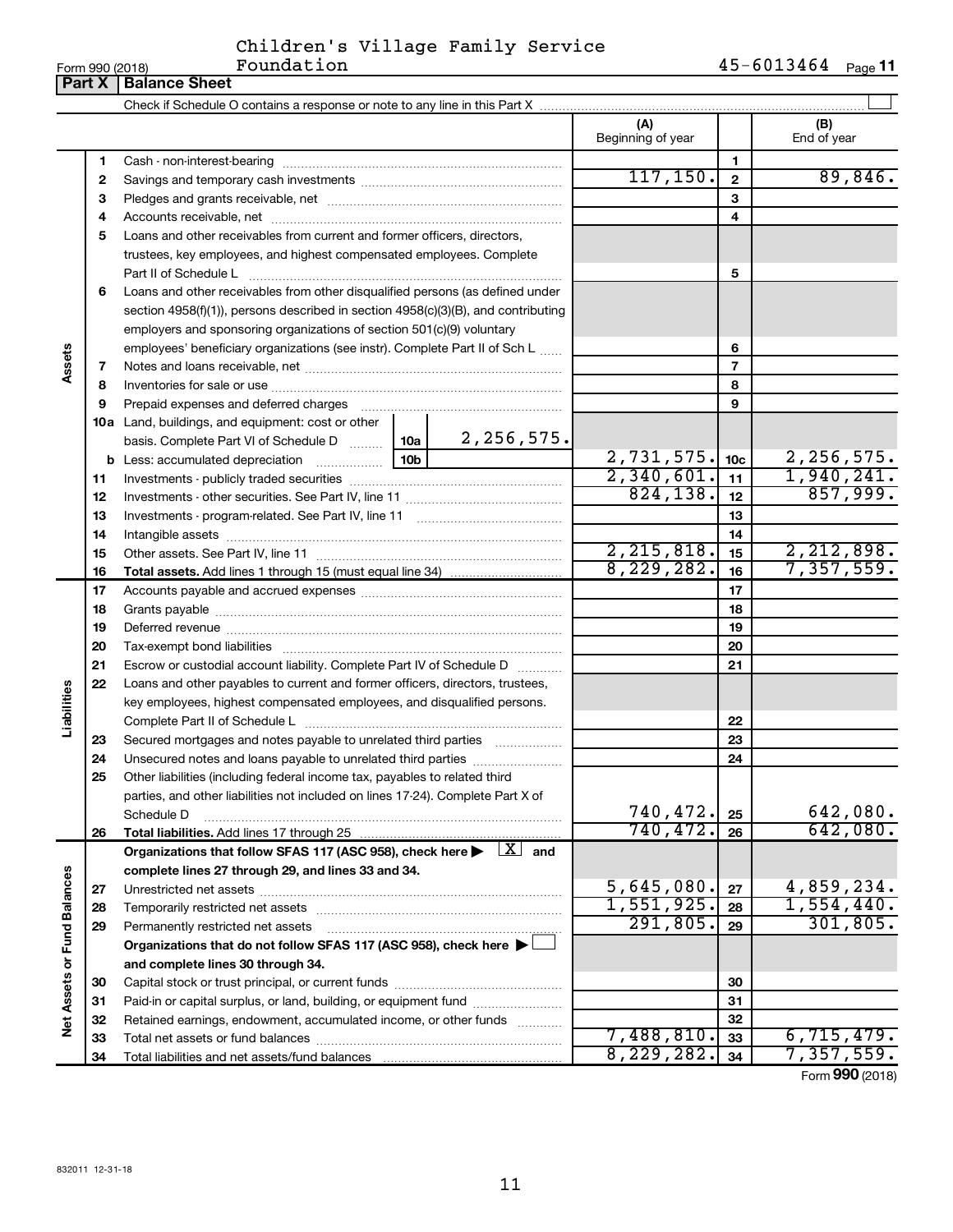Children's Village Family Service Foundation

Form 990 (2018) 45-6013464 Page **11**

## Part X | Balance Sheet

Check if Schedule O contains a response or note to any line in this Part X

| | | | | (A) Beginning of year | | (B) End of year |
|---|---|---|---|---|---|---|
| **Assets** | 1 | Cash - non-interest-bearing | | | 1 | |
| | 2 | Savings and temporary cash investments | | 117,150. | 2 | 89,846. |
| | 3 | Pledges and grants receivable, net | | | 3 | |
| | 4 | Accounts receivable, net | | | 4 | |
| | 5 | Loans and other receivables from current and former officers, directors, trustees, key employees, and highest compensated employees. Complete Part II of Schedule L | | | 5 | |
| | 6 | Loans and other receivables from other disqualified persons (as defined under section 4958(f)(1)), persons described in section 4958(c)(3)(B), and contributing employers and sponsoring organizations of section 501(c)(9) voluntary employees' beneficiary organizations (see instr). Complete Part II of Sch L | | | 6 | |
| | 7 | Notes and loans receivable, net | | | 7 | |
| | 8 | Inventories for sale or use | | | 8 | |
| | 9 | Prepaid expenses and deferred charges | | | 9 | |
| | 10a | Land, buildings, and equipment: cost or other basis. Complete Part VI of Schedule D | 10a 2,256,575. | | | |
| | b | Less: accumulated depreciation | 10b | 2,731,575. | 10c | 2,256,575. |
| | 11 | Investments - publicly traded securities | | 2,340,601. | 11 | 1,940,241. |
| | 12 | Investments - other securities. See Part IV, line 11 | | 824,138. | 12 | 857,999. |
| | 13 | Investments - program-related. See Part IV, line 11 | | | 13 | |
| | 14 | Intangible assets | | | 14 | |
| | 15 | Other assets. See Part IV, line 11 | | 2,215,818. | 15 | 2,212,898. |
| | 16 | **Total assets.** Add lines 1 through 15 (must equal line 34) | | 8,229,282. | 16 | 7,357,559. |
| **Liabilities** | 17 | Accounts payable and accrued expenses | | | 17 | |
| | 18 | Grants payable | | | 18 | |
| | 19 | Deferred revenue | | | 19 | |
| | 20 | Tax-exempt bond liabilities | | | 20 | |
| | 21 | Escrow or custodial account liability. Complete Part IV of Schedule D | | | 21 | |
| | 22 | Loans and other payables to current and former officers, directors, trustees, key employees, highest compensated employees, and disqualified persons. Complete Part II of Schedule L | | | 22 | |
| | 23 | Secured mortgages and notes payable to unrelated third parties | | | 23 | |
| | 24 | Unsecured notes and loans payable to unrelated third parties | | | 24 | |
| | 25 | Other liabilities (including federal income tax, payables to related third parties, and other liabilities not included on lines 17-24). Complete Part X of Schedule D | | 740,472. | 25 | 642,080. |
| | 26 | **Total liabilities.** Add lines 17 through 25 | | 740,472. | 26 | 642,080. |
| **Net Assets or Fund Balances** | | **Organizations that follow SFAS 117 (ASC 958), check here** ▶ [X] **and complete lines 27 through 29, and lines 33 and 34.** | | | | |
| | 27 | Unrestricted net assets | | 5,645,080. | 27 | 4,859,234. |
| | 28 | Temporarily restricted net assets | | 1,551,925. | 28 | 1,554,440. |
| | 29 | Permanently restricted net assets | | 291,805. | 29 | 301,805. |
| | | **Organizations that do not follow SFAS 117 (ASC 958), check here** ▶ [ ] **and complete lines 30 through 34.** | | | | |
| | 30 | Capital stock or trust principal, or current funds | | | 30 | |
| | 31 | Paid-in or capital surplus, or land, building, or equipment fund | | | 31 | |
| | 32 | Retained earnings, endowment, accumulated income, or other funds | | | 32 | |
| | 33 | Total net assets or fund balances | | 7,488,810. | 33 | 6,715,479. |
| | 34 | Total liabilities and net assets/fund balances | | 8,229,282. | 34 | 7,357,559. |

Form **990** (2018)

832011 12-31-18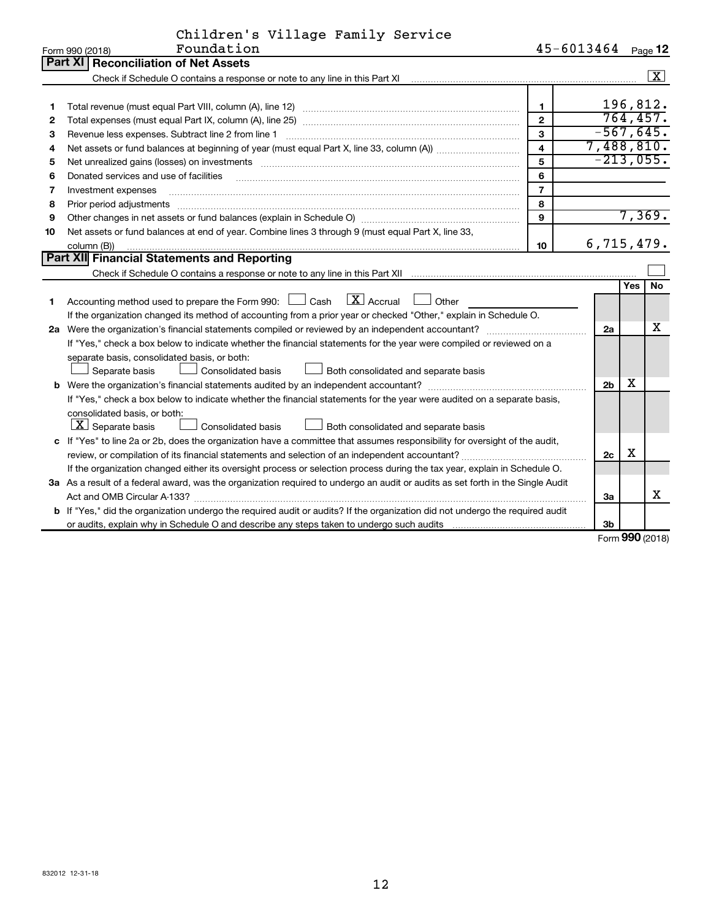Children's Village Family Service Foundation

Form 990 (2018) 45-6013464 Page 12

## Part XI Reconciliation of Net Assets

Check if Schedule O contains a response or note to any line in this Part XI .......... [X]

| | | | |
|---|---|---|---|
| 1 | Total revenue (must equal Part VIII, column (A), line 12) | 1 | 196,812. |
| 2 | Total expenses (must equal Part IX, column (A), line 25) | 2 | 764,457. |
| 3 | Revenue less expenses. Subtract line 2 from line 1 | 3 | -567,645. |
| 4 | Net assets or fund balances at beginning of year (must equal Part X, line 33, column (A)) | 4 | 7,488,810. |
| 5 | Net unrealized gains (losses) on investments | 5 | -213,055. |
| 6 | Donated services and use of facilities | 6 | |
| 7 | Investment expenses | 7 | |
| 8 | Prior period adjustments | 8 | |
| 9 | Other changes in net assets or fund balances (explain in Schedule O) | 9 | 7,369. |
| 10 | Net assets or fund balances at end of year. Combine lines 3 through 9 (must equal Part X, line 33, column (B)) | 10 | 6,715,479. |

## Part XII Financial Statements and Reporting

Check if Schedule O contains a response or note to any line in this Part XII .......... [ ]

| | | | Yes | No |
|---|---|---|---|---|
| 1 | Accounting method used to prepare the Form 990: [ ] Cash [X] Accrual [ ] Other | | | |
| | If the organization changed its method of accounting from a prior year or checked "Other," explain in Schedule O. | | | |
| 2a | Were the organization's financial statements compiled or reviewed by an independent accountant? | 2a | | X |
| | If "Yes," check a box below to indicate whether the financial statements for the year were compiled or reviewed on a separate basis, consolidated basis, or both: [ ] Separate basis [ ] Consolidated basis [ ] Both consolidated and separate basis | | | |
| b | Were the organization's financial statements audited by an independent accountant? | 2b | X | |
| | If "Yes," check a box below to indicate whether the financial statements for the year were audited on a separate basis, consolidated basis, or both: [X] Separate basis [ ] Consolidated basis [ ] Both consolidated and separate basis | | | |
| c | If "Yes" to line 2a or 2b, does the organization have a committee that assumes responsibility for oversight of the audit, review, or compilation of its financial statements and selection of an independent accountant? | 2c | X | |
| | If the organization changed either its oversight process or selection process during the tax year, explain in Schedule O. | | | |
| 3a | As a result of a federal award, was the organization required to undergo an audit or audits as set forth in the Single Audit Act and OMB Circular A-133? | 3a | | X |
| b | If "Yes," did the organization undergo the required audit or audits? If the organization did not undergo the required audit or audits, explain why in Schedule O and describe any steps taken to undergo such audits | 3b | | |

Form 990 (2018)

832012 12-31-18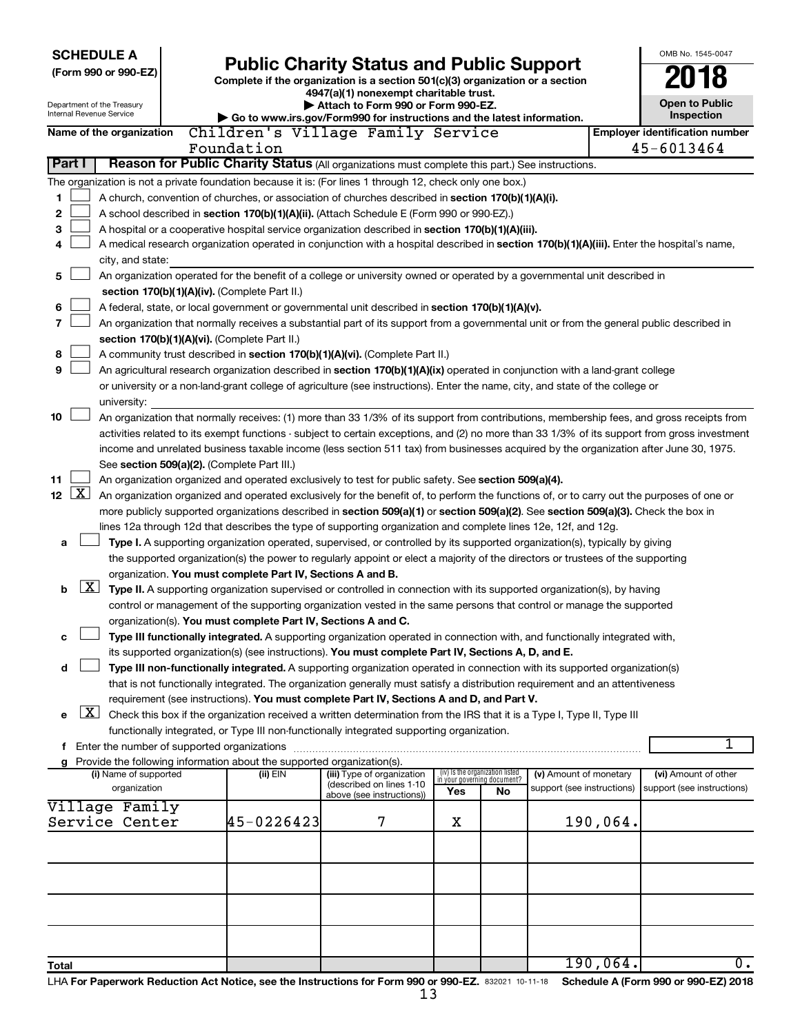**SCHEDULE A**
**(Form 990 or 990-EZ)**

Department of the Treasury
Internal Revenue Service

# Public Charity Status and Public Support

**Complete if the organization is a section 501(c)(3) organization or a section 4947(a)(1) nonexempt charitable trust.**
**▶ Attach to Form 990 or Form 990-EZ.**
**▶ Go to www.irs.gov/Form990 for instructions and the latest information.**

OMB No. 1545-0047

**2018**

**Open to Public Inspection**

**Name of the organization** Children's Village Family Service Foundation

**Employer identification number** 45-6013464

**Part I Reason for Public Charity Status** (All organizations must complete this part.) See instructions.

The organization is not a private foundation because it is: (For lines 1 through 12, check only one box.)

1 ☐ A church, convention of churches, or association of churches described in **section 170(b)(1)(A)(i).**

2 ☐ A school described in **section 170(b)(1)(A)(ii).** (Attach Schedule E (Form 990 or 990-EZ).)

3 ☐ A hospital or a cooperative hospital service organization described in **section 170(b)(1)(A)(iii).**

4 ☐ A medical research organization operated in conjunction with a hospital described in **section 170(b)(1)(A)(iii).** Enter the hospital's name, city, and state:

5 ☐ An organization operated for the benefit of a college or university owned or operated by a governmental unit described in **section 170(b)(1)(A)(iv).** (Complete Part II.)

6 ☐ A federal, state, or local government or governmental unit described in **section 170(b)(1)(A)(v).**

7 ☐ An organization that normally receives a substantial part of its support from a governmental unit or from the general public described in **section 170(b)(1)(A)(vi).** (Complete Part II.)

8 ☐ A community trust described in **section 170(b)(1)(A)(vi).** (Complete Part II.)

9 ☐ An agricultural research organization described in **section 170(b)(1)(A)(ix)** operated in conjunction with a land-grant college or university or a non-land-grant college of agriculture (see instructions). Enter the name, city, and state of the college or university:

10 ☐ An organization that normally receives: (1) more than 33 1/3% of its support from contributions, membership fees, and gross receipts from activities related to its exempt functions - subject to certain exceptions, and (2) no more than 33 1/3% of its support from gross investment income and unrelated business taxable income (less section 511 tax) from businesses acquired by the organization after June 30, 1975. See **section 509(a)(2).** (Complete Part III.)

11 ☐ An organization organized and operated exclusively to test for public safety. See **section 509(a)(4).**

12 ☒ An organization organized and operated exclusively for the benefit of, to perform the functions of, or to carry out the purposes of one or more publicly supported organizations described in **section 509(a)(1)** or **section 509(a)(2).** See **section 509(a)(3).** Check the box in lines 12a through 12d that describes the type of supporting organization and complete lines 12e, 12f, and 12g.

a ☐ **Type I.** A supporting organization operated, supervised, or controlled by its supported organization(s), typically by giving the supported organization(s) the power to regularly appoint or elect a majority of the directors or trustees of the supporting organization. **You must complete Part IV, Sections A and B.**

b ☒ **Type II.** A supporting organization supervised or controlled in connection with its supported organization(s), by having control or management of the supporting organization vested in the same persons that control or manage the supported organization(s). **You must complete Part IV, Sections A and C.**

c ☐ **Type III functionally integrated.** A supporting organization operated in connection with, and functionally integrated with, its supported organization(s) (see instructions). **You must complete Part IV, Sections A, D, and E.**

d ☐ **Type III non-functionally integrated.** A supporting organization operated in connection with its supported organization(s) that is not functionally integrated. The organization generally must satisfy a distribution requirement and an attentiveness requirement (see instructions). **You must complete Part IV, Sections A and D, and Part V.**

e ☒ Check this box if the organization received a written determination from the IRS that it is a Type I, Type II, Type III functionally integrated, or Type III non-functionally integrated supporting organization.

f Enter the number of supported organizations ..... 1

g Provide the following information about the supported organization(s).

| (i) Name of supported organization | (ii) EIN | (iii) Type of organization (described on lines 1-10 above (see instructions)) | (iv) Is the organization listed in your governing document? Yes | No | (v) Amount of monetary support (see instructions) | (vi) Amount of other support (see instructions) |
|---|---|---|---|---|---|---|
| Village Family Service Center | 45-0226423 | 7 | X | | 190,064. | |
| | | | | | | |
| | | | | | | |
| | | | | | | |
| | | | | | | |
| **Total** | | | | | 190,064. | 0. |

LHA **For Paperwork Reduction Act Notice, see the Instructions for Form 990 or 990-EZ.** 832021 10-11-18 **Schedule A (Form 990 or 990-EZ) 2018**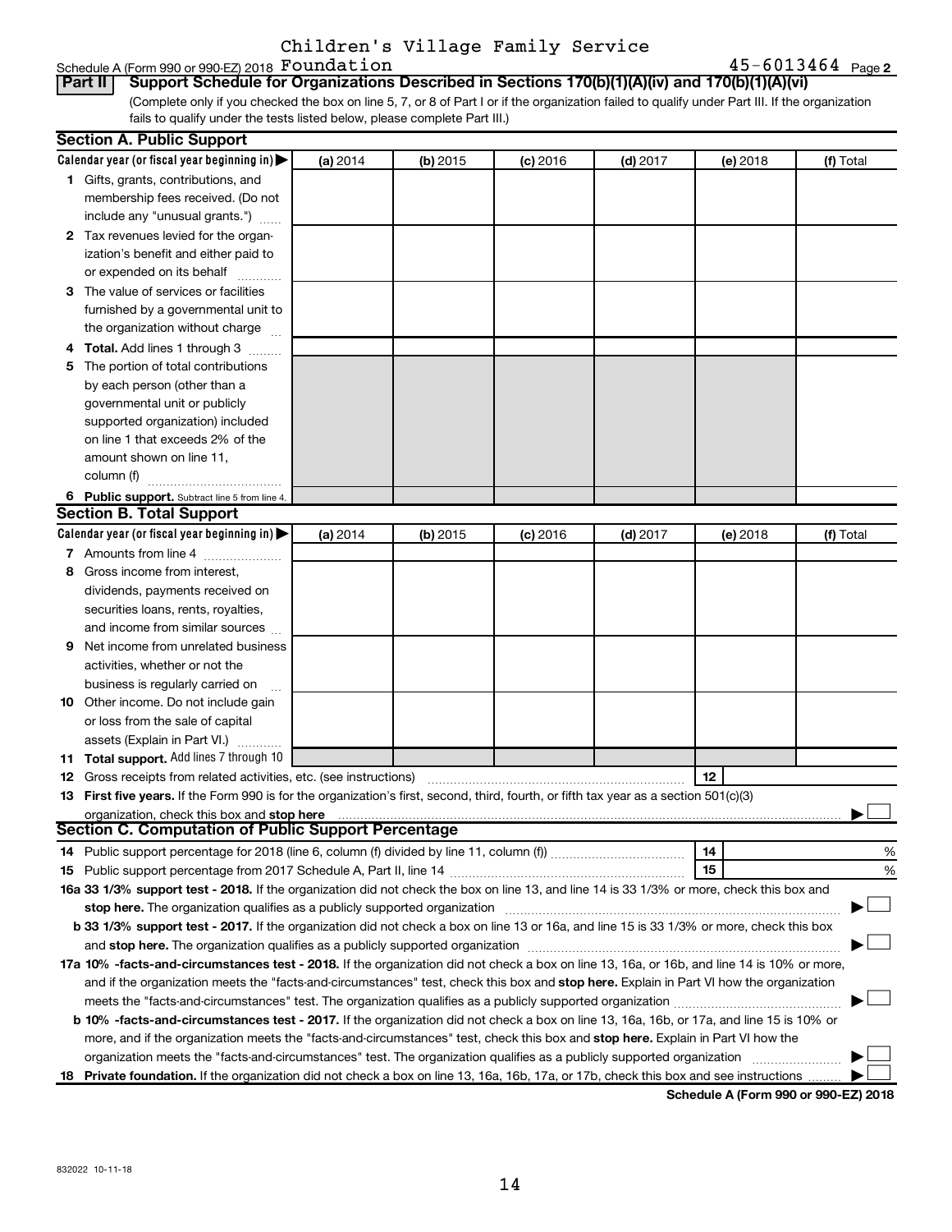Children's Village Family Service Foundation 45-6013464

Schedule A (Form 990 or 990-EZ) 2018

**Part II** **Support Schedule for Organizations Described in Sections 170(b)(1)(A)(iv) and 170(b)(1)(A)(vi)**

(Complete only if you checked the box on line 5, 7, or 8 of Part I or if the organization failed to qualify under Part III. If the organization fails to qualify under the tests listed below, please complete Part III.)

## Section A. Public Support

| Calendar year (or fiscal year beginning in) ▶ | (a) 2014 | (b) 2015 | (c) 2016 | (d) 2017 | (e) 2018 | (f) Total |
|---|---|---|---|---|---|---|
| **1** Gifts, grants, contributions, and membership fees received. (Do not include any "unusual grants.") | | | | | | |
| **2** Tax revenues levied for the organization's benefit and either paid to or expended on its behalf | | | | | | |
| **3** The value of services or facilities furnished by a governmental unit to the organization without charge | | | | | | |
| **4** **Total.** Add lines 1 through 3 | | | | | | |
| **5** The portion of total contributions by each person (other than a governmental unit or publicly supported organization) included on line 1 that exceeds 2% of the amount shown on line 11, column (f) | | | | | | |
| **6** **Public support.** Subtract line 5 from line 4. | | | | | | |

## Section B. Total Support

| Calendar year (or fiscal year beginning in) ▶ | (a) 2014 | (b) 2015 | (c) 2016 | (d) 2017 | (e) 2018 | (f) Total |
|---|---|---|---|---|---|---|
| **7** Amounts from line 4 | | | | | | |
| **8** Gross income from interest, dividends, payments received on securities loans, rents, royalties, and income from similar sources | | | | | | |
| **9** Net income from unrelated business activities, whether or not the business is regularly carried on | | | | | | |
| **10** Other income. Do not include gain or loss from the sale of capital assets (Explain in Part VI.) | | | | | | |
| **11** **Total support.** Add lines 7 through 10 | | | | | | |

**12** Gross receipts from related activities, etc. (see instructions) **12**

**13** **First five years.** If the Form 990 is for the organization's first, second, third, fourth, or fifth tax year as a section 501(c)(3) organization, check this box and **stop here** ▶ ☐

## Section C. Computation of Public Support Percentage

**14** Public support percentage for 2018 (line 6, column (f) divided by line 11, column (f)) **14** %

**15** Public support percentage from 2017 Schedule A, Part II, line 14 **15** %

**16a 33 1/3% support test - 2018.** If the organization did not check the box on line 13, and line 14 is 33 1/3% or more, check this box and **stop here.** The organization qualifies as a publicly supported organization ▶ ☐

**b 33 1/3% support test - 2017.** If the organization did not check a box on line 13 or 16a, and line 15 is 33 1/3% or more, check this box and **stop here.** The organization qualifies as a publicly supported organization ▶ ☐

**17a 10% -facts-and-circumstances test - 2018.** If the organization did not check a box on line 13, 16a, or 16b, and line 14 is 10% or more, and if the organization meets the "facts-and-circumstances" test, check this box and **stop here.** Explain in Part VI how the organization meets the "facts-and-circumstances" test. The organization qualifies as a publicly supported organization ▶ ☐

**b 10% -facts-and-circumstances test - 2017.** If the organization did not check a box on line 13, 16a, 16b, or 17a, and line 15 is 10% or more, and if the organization meets the "facts-and-circumstances" test, check this box and **stop here.** Explain in Part VI how the organization meets the "facts-and-circumstances" test. The organization qualifies as a publicly supported organization ▶ ☐

**18** **Private foundation.** If the organization did not check a box on line 13, 16a, 16b, 17a, or 17b, check this box and see instructions ▶ ☐

**Schedule A (Form 990 or 990-EZ) 2018**

832022 10-11-18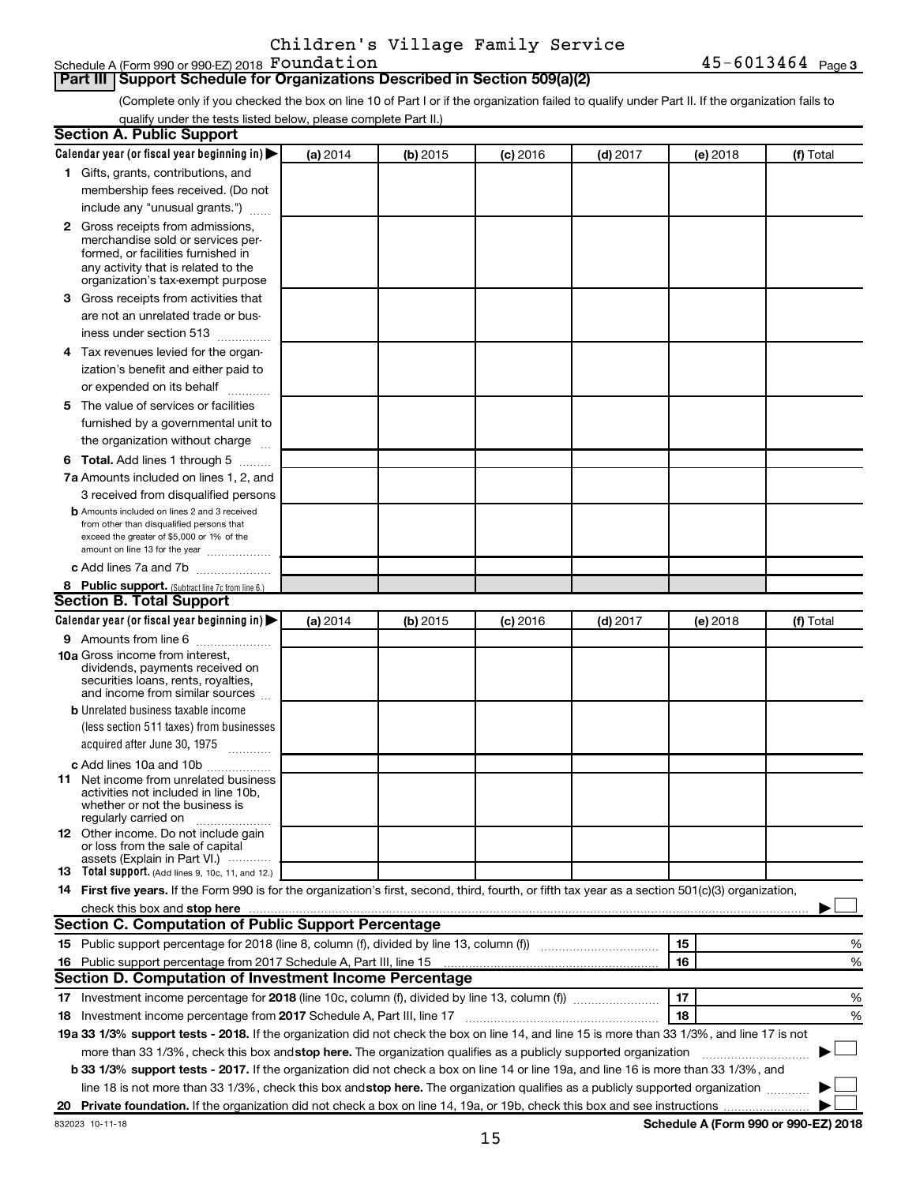Children's Village Family Service Foundation

Schedule A (Form 990 or 990-EZ) 2018 Foundation 45-6013464 Page 3

## Part III Support Schedule for Organizations Described in Section 509(a)(2)

(Complete only if you checked the box on line 10 of Part I or if the organization failed to qualify under Part II. If the organization fails to qualify under the tests listed below, please complete Part II.)

### Section A. Public Support

| Calendar year (or fiscal year beginning in) ▶ | (a) 2014 | (b) 2015 | (c) 2016 | (d) 2017 | (e) 2018 | (f) Total |
|---|---|---|---|---|---|---|
| **1** Gifts, grants, contributions, and membership fees received. (Do not include any "unusual grants.") | | | | | | |
| **2** Gross receipts from admissions, merchandise sold or services performed, or facilities furnished in any activity that is related to the organization's tax-exempt purpose | | | | | | |
| **3** Gross receipts from activities that are not an unrelated trade or business under section 513 | | | | | | |
| **4** Tax revenues levied for the organization's benefit and either paid to or expended on its behalf | | | | | | |
| **5** The value of services or facilities furnished by a governmental unit to the organization without charge | | | | | | |
| **6 Total.** Add lines 1 through 5 | | | | | | |
| **7a** Amounts included on lines 1, 2, and 3 received from disqualified persons | | | | | | |
| **b** Amounts included on lines 2 and 3 received from other than disqualified persons that exceed the greater of $5,000 or 1% of the amount on line 13 for the year | | | | | | |
| **c** Add lines 7a and 7b | | | | | | |
| **8 Public support.** (Subtract line 7c from line 6.) | | | | | | |

### Section B. Total Support

| Calendar year (or fiscal year beginning in) ▶ | (a) 2014 | (b) 2015 | (c) 2016 | (d) 2017 | (e) 2018 | (f) Total |
|---|---|---|---|---|---|---|
| **9** Amounts from line 6 | | | | | | |
| **10a** Gross income from interest, dividends, payments received on securities loans, rents, royalties, and income from similar sources | | | | | | |
| **b** Unrelated business taxable income (less section 511 taxes) from businesses acquired after June 30, 1975 | | | | | | |
| **c** Add lines 10a and 10b | | | | | | |
| **11** Net income from unrelated business activities not included in line 10b, whether or not the business is regularly carried on | | | | | | |
| **12** Other income. Do not include gain or loss from the sale of capital assets (Explain in Part VI.) | | | | | | |
| **13 Total support.** (Add lines 9, 10c, 11, and 12.) | | | | | | |

**14 First five years.** If the Form 990 is for the organization's first, second, third, fourth, or fifth tax year as a section 501(c)(3) organization, check this box and **stop here** ▶ ☐

### Section C. Computation of Public Support Percentage

| | | | |
|---|---|---|---|
| **15** Public support percentage for 2018 (line 8, column (f), divided by line 13, column (f)) | 15 | | % |
| **16** Public support percentage from 2017 Schedule A, Part III, line 15 | 16 | | % |

### Section D. Computation of Investment Income Percentage

| | | | |
|---|---|---|---|
| **17** Investment income percentage for **2018** (line 10c, column (f), divided by line 13, column (f)) | 17 | | % |
| **18** Investment income percentage from **2017** Schedule A, Part III, line 17 | 18 | | % |

**19a 33 1/3% support tests - 2018.** If the organization did not check the box on line 14, and line 15 is more than 33 1/3%, and line 17 is not more than 33 1/3%, check this box and **stop here.** The organization qualifies as a publicly supported organization ▶ ☐

**b 33 1/3% support tests - 2017.** If the organization did not check a box on line 14 or line 19a, and line 16 is more than 33 1/3%, and line 18 is not more than 33 1/3%, check this box and **stop here.** The organization qualifies as a publicly supported organization ▶ ☐

**20 Private foundation.** If the organization did not check a box on line 14, 19a, or 19b, check this box and see instructions ▶ ☐

832023 10-11-18 **Schedule A (Form 990 or 990-EZ) 2018**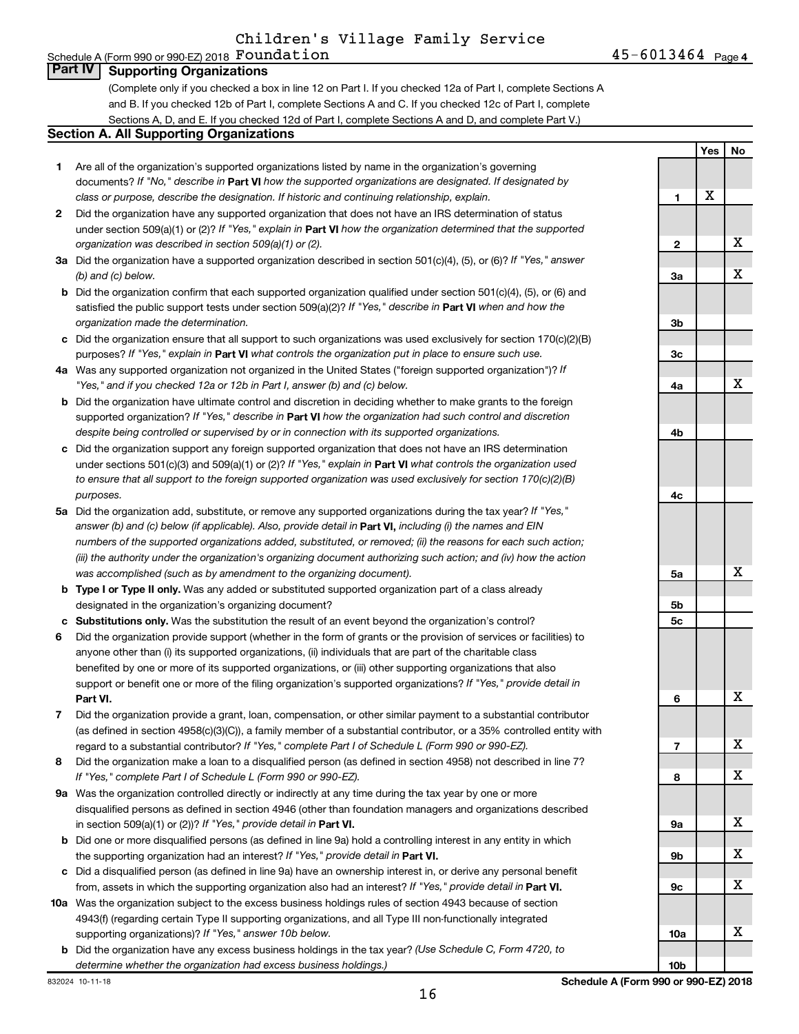Children's Village Family Service Foundation

Schedule A (Form 990 or 990-EZ) 2018 45-6013464 Page 4

## Part IV Supporting Organizations

(Complete only if you checked a box in line 12 on Part I. If you checked 12a of Part I, complete Sections A and B. If you checked 12b of Part I, complete Sections A and C. If you checked 12c of Part I, complete Sections A, D, and E. If you checked 12d of Part I, complete Sections A and D, and complete Part V.)

### Section A. All Supporting Organizations

| | | Line | Yes | No |
|---|---|---|---|---|
| 1 | Are all of the organization's supported organizations listed by name in the organization's governing documents? *If "No," describe in* **Part VI** *how the supported organizations are designated. If designated by class or purpose, describe the designation. If historic and continuing relationship, explain.* | 1 | X | |
| 2 | Did the organization have any supported organization that does not have an IRS determination of status under section 509(a)(1) or (2)? *If "Yes," explain in* **Part VI** *how the organization determined that the supported organization was described in section 509(a)(1) or (2).* | 2 | | X |
| 3a | Did the organization have a supported organization described in section 501(c)(4), (5), or (6)? *If "Yes," answer (b) and (c) below.* | 3a | | X |
| b | Did the organization confirm that each supported organization qualified under section 501(c)(4), (5), or (6) and satisfied the public support tests under section 509(a)(2)? *If "Yes," describe in* **Part VI** *when and how the organization made the determination.* | 3b | | |
| c | Did the organization ensure that all support to such organizations was used exclusively for section 170(c)(2)(B) purposes? *If "Yes," explain in* **Part VI** *what controls the organization put in place to ensure such use.* | 3c | | |
| 4a | Was any supported organization not organized in the United States ("foreign supported organization")? *If "Yes," and if you checked 12a or 12b in Part I, answer (b) and (c) below.* | 4a | | X |
| b | Did the organization have ultimate control and discretion in deciding whether to make grants to the foreign supported organization? *If "Yes," describe in* **Part VI** *how the organization had such control and discretion despite being controlled or supervised by or in connection with its supported organizations.* | 4b | | |
| c | Did the organization support any foreign supported organization that does not have an IRS determination under sections 501(c)(3) and 509(a)(1) or (2)? *If "Yes," explain in* **Part VI** *what controls the organization used to ensure that all support to the foreign supported organization was used exclusively for section 170(c)(2)(B) purposes.* | 4c | | |
| 5a | Did the organization add, substitute, or remove any supported organizations during the tax year? *If "Yes," answer (b) and (c) below (if applicable). Also, provide detail in* **Part VI,** *including (i) the names and EIN numbers of the supported organizations added, substituted, or removed; (ii) the reasons for each such action; (iii) the authority under the organization's organizing document authorizing such action; and (iv) how the action was accomplished (such as by amendment to the organizing document).* | 5a | | X |
| b | **Type I or Type II only.** Was any added or substituted supported organization part of a class already designated in the organization's organizing document? | 5b | | |
| c | **Substitutions only.** Was the substitution the result of an event beyond the organization's control? | 5c | | |
| 6 | Did the organization provide support (whether in the form of grants or the provision of services or facilities) to anyone other than (i) its supported organizations, (ii) individuals that are part of the charitable class benefited by one or more of its supported organizations, or (iii) other supporting organizations that also support or benefit one or more of the filing organization's supported organizations? *If "Yes," provide detail in* **Part VI.** | 6 | | X |
| 7 | Did the organization provide a grant, loan, compensation, or other similar payment to a substantial contributor (as defined in section 4958(c)(3)(C)), a family member of a substantial contributor, or a 35% controlled entity with regard to a substantial contributor? *If "Yes," complete Part I of Schedule L (Form 990 or 990-EZ).* | 7 | | X |
| 8 | Did the organization make a loan to a disqualified person (as defined in section 4958) not described in line 7? *If "Yes," complete Part I of Schedule L (Form 990 or 990-EZ).* | 8 | | X |
| 9a | Was the organization controlled directly or indirectly at any time during the tax year by one or more disqualified persons as defined in section 4946 (other than foundation managers and organizations described in section 509(a)(1) or (2))? *If "Yes," provide detail in* **Part VI.** | 9a | | X |
| b | Did one or more disqualified persons (as defined in line 9a) hold a controlling interest in any entity in which the supporting organization had an interest? *If "Yes," provide detail in* **Part VI.** | 9b | | X |
| c | Did a disqualified person (as defined in line 9a) have an ownership interest in, or derive any personal benefit from, assets in which the supporting organization also had an interest? *If "Yes," provide detail in* **Part VI.** | 9c | | X |
| 10a | Was the organization subject to the excess business holdings rules of section 4943 because of section 4943(f) (regarding certain Type II supporting organizations, and all Type III non-functionally integrated supporting organizations)? *If "Yes," answer 10b below.* | 10a | | X |
| b | Did the organization have any excess business holdings in the tax year? *(Use Schedule C, Form 4720, to determine whether the organization had excess business holdings.)* | 10b | | |

832024 10-11-18 **Schedule A (Form 990 or 990-EZ) 2018**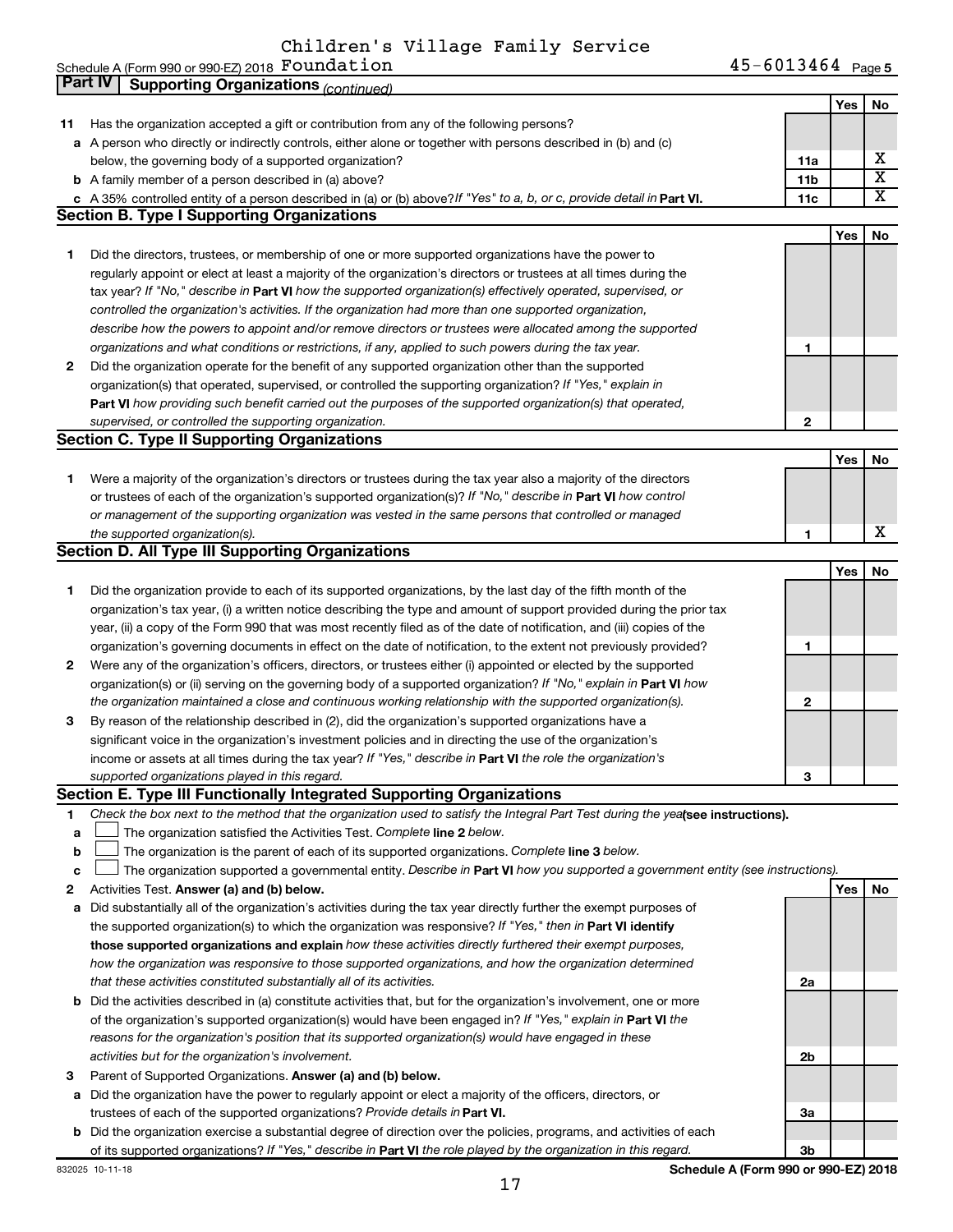Children's Village Family Service Foundation

Schedule A (Form 990 or 990-EZ) 2018 Foundation 45-6013464 Page 5

## Part IV Supporting Organizations *(continued)*

| | | | Yes | No |
|---|---|---|---|---|
| **11** | Has the organization accepted a gift or contribution from any of the following persons? | | | |
| **a** | A person who directly or indirectly controls, either alone or together with persons described in (b) and (c) below, the governing body of a supported organization? | 11a | | X |
| **b** | A family member of a person described in (a) above? | 11b | | X |
| **c** | A 35% controlled entity of a person described in (a) or (b) above? *If "Yes" to a, b, or c, provide detail in* **Part VI.** | 11c | | X |

### Section B. Type I Supporting Organizations

| | | | Yes | No |
|---|---|---|---|---|
| **1** | Did the directors, trustees, or membership of one or more supported organizations have the power to regularly appoint or elect at least a majority of the organization's directors or trustees at all times during the tax year? *If "No," describe in* **Part VI** *how the supported organization(s) effectively operated, supervised, or controlled the organization's activities. If the organization had more than one supported organization, describe how the powers to appoint and/or remove directors or trustees were allocated among the supported organizations and what conditions or restrictions, if any, applied to such powers during the tax year.* | 1 | | |
| **2** | Did the organization operate for the benefit of any supported organization other than the supported organization(s) that operated, supervised, or controlled the supporting organization? *If "Yes," explain in* **Part VI** *how providing such benefit carried out the purposes of the supported organization(s) that operated, supervised, or controlled the supporting organization.* | 2 | | |

### Section C. Type II Supporting Organizations

| | | | Yes | No |
|---|---|---|---|---|
| **1** | Were a majority of the organization's directors or trustees during the tax year also a majority of the directors or trustees of each of the organization's supported organization(s)? *If "No," describe in* **Part VI** *how control or management of the supporting organization was vested in the same persons that controlled or managed the supported organization(s).* | 1 | | X |

### Section D. All Type III Supporting Organizations

| | | | Yes | No |
|---|---|---|---|---|
| **1** | Did the organization provide to each of its supported organizations, by the last day of the fifth month of the organization's tax year, (i) a written notice describing the type and amount of support provided during the prior tax year, (ii) a copy of the Form 990 that was most recently filed as of the date of notification, and (iii) copies of the organization's governing documents in effect on the date of notification, to the extent not previously provided? | 1 | | |
| **2** | Were any of the organization's officers, directors, or trustees either (i) appointed or elected by the supported organization(s) or (ii) serving on the governing body of a supported organization? *If "No," explain in* **Part VI** *how the organization maintained a close and continuous working relationship with the supported organization(s).* | 2 | | |
| **3** | By reason of the relationship described in (2), did the organization's supported organizations have a significant voice in the organization's investment policies and in directing the use of the organization's income or assets at all times during the tax year? *If "Yes," describe in* **Part VI** *the role the organization's supported organizations played in this regard.* | 3 | | |

### Section E. Type III Functionally Integrated Supporting Organizations

**1** *Check the box next to the method that the organization used to satisfy the Integral Part Test during the year* **(see instructions).**

- **a** ☐ The organization satisfied the Activities Test. *Complete* **line 2** *below.*
- **b** ☐ The organization is the parent of each of its supported organizations. *Complete* **line 3** *below.*
- **c** ☐ The organization supported a governmental entity. *Describe in* **Part VI** *how you supported a government entity (see instructions).*

| | | | Yes | No |
|---|---|---|---|---|
| **2** | Activities Test. **Answer (a) and (b) below.** | | | |
| **a** | Did substantially all of the organization's activities during the tax year directly further the exempt purposes of the supported organization(s) to which the organization was responsive? *If "Yes," then in* **Part VI identify those supported organizations and explain** *how these activities directly furthered their exempt purposes, how the organization was responsive to those supported organizations, and how the organization determined that these activities constituted substantially all of its activities.* | 2a | | |
| **b** | Did the activities described in (a) constitute activities that, but for the organization's involvement, one or more of the organization's supported organization(s) would have been engaged in? *If "Yes," explain in* **Part VI** *the reasons for the organization's position that its supported organization(s) would have engaged in these activities but for the organization's involvement.* | 2b | | |
| **3** | Parent of Supported Organizations. **Answer (a) and (b) below.** | | | |
| **a** | Did the organization have the power to regularly appoint or elect a majority of the officers, directors, or trustees of each of the supported organizations? *Provide details in* **Part VI.** | 3a | | |
| **b** | Did the organization exercise a substantial degree of direction over the policies, programs, and activities of each of its supported organizations? *If "Yes," describe in* **Part VI** *the role played by the organization in this regard.* | 3b | | |

832025 10-11-18 **Schedule A (Form 990 or 990-EZ) 2018**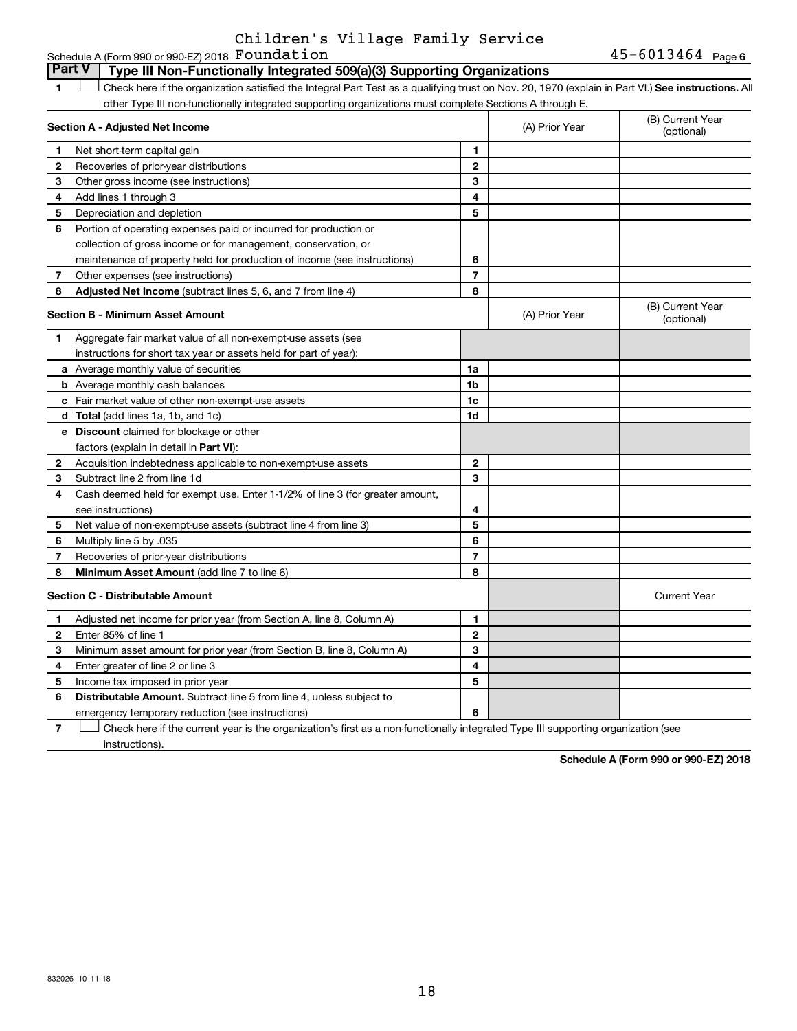Children's Village Family Service Foundation

Schedule A (Form 990 or 990-EZ) 2018 45-6013464 Page 6

## Part V Type III Non-Functionally Integrated 509(a)(3) Supporting Organizations

1 ☐ Check here if the organization satisfied the Integral Part Test as a qualifying trust on Nov. 20, 1970 (explain in Part VI.) **See instructions.** All other Type III non-functionally integrated supporting organizations must complete Sections A through E.

| **Section A - Adjusted Net Income** | | | (A) Prior Year | (B) Current Year (optional) |
|---|---|---|---|---|
| 1 | Net short-term capital gain | 1 | | |
| 2 | Recoveries of prior-year distributions | 2 | | |
| 3 | Other gross income (see instructions) | 3 | | |
| 4 | Add lines 1 through 3 | 4 | | |
| 5 | Depreciation and depletion | 5 | | |
| 6 | Portion of operating expenses paid or incurred for production or collection of gross income or for management, conservation, or maintenance of property held for production of income (see instructions) | 6 | | |
| 7 | Other expenses (see instructions) | 7 | | |
| 8 | **Adjusted Net Income** (subtract lines 5, 6, and 7 from line 4) | 8 | | |

| **Section B - Minimum Asset Amount** | | | (A) Prior Year | (B) Current Year (optional) |
|---|---|---|---|---|
| 1 | Aggregate fair market value of all non-exempt-use assets (see instructions for short tax year or assets held for part of year): | | | |
| a | Average monthly value of securities | 1a | | |
| b | Average monthly cash balances | 1b | | |
| c | Fair market value of other non-exempt-use assets | 1c | | |
| d | **Total** (add lines 1a, 1b, and 1c) | 1d | | |
| e | **Discount** claimed for blockage or other factors (explain in detail in **Part VI**): | | | |
| 2 | Acquisition indebtedness applicable to non-exempt-use assets | 2 | | |
| 3 | Subtract line 2 from line 1d | 3 | | |
| 4 | Cash deemed held for exempt use. Enter 1-1/2% of line 3 (for greater amount, see instructions) | 4 | | |
| 5 | Net value of non-exempt-use assets (subtract line 4 from line 3) | 5 | | |
| 6 | Multiply line 5 by .035 | 6 | | |
| 7 | Recoveries of prior-year distributions | 7 | | |
| 8 | **Minimum Asset Amount** (add line 7 to line 6) | 8 | | |

| **Section C - Distributable Amount** | | | | Current Year |
|---|---|---|---|---|
| 1 | Adjusted net income for prior year (from Section A, line 8, Column A) | 1 | | |
| 2 | Enter 85% of line 1 | 2 | | |
| 3 | Minimum asset amount for prior year (from Section B, line 8, Column A) | 3 | | |
| 4 | Enter greater of line 2 or line 3 | 4 | | |
| 5 | Income tax imposed in prior year | 5 | | |
| 6 | **Distributable Amount.** Subtract line 5 from line 4, unless subject to emergency temporary reduction (see instructions) | 6 | | |

7 ☐ Check here if the current year is the organization's first as a non-functionally integrated Type III supporting organization (see instructions).

**Schedule A (Form 990 or 990-EZ) 2018**

832026 10-11-18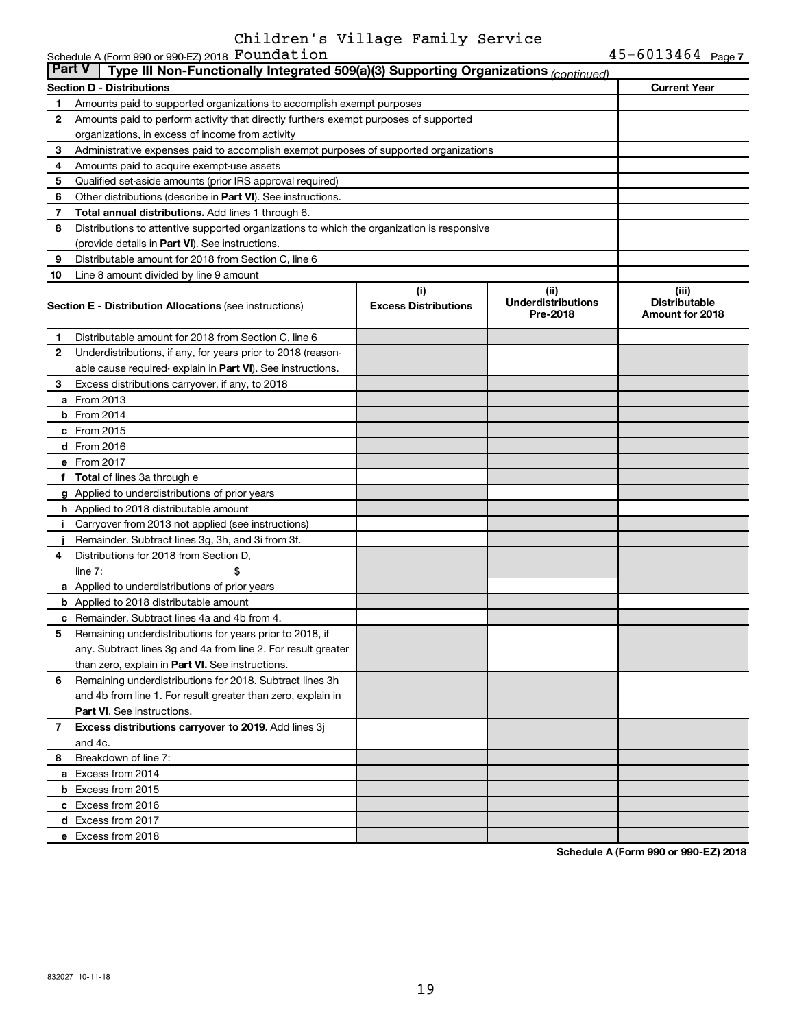Children's Village Family Service

Schedule A (Form 990 or 990-EZ) 2018 Foundation 45-6013464 Page 7

**Part V | Type III Non-Functionally Integrated 509(a)(3) Supporting Organizations** *(continued)*

| **Section D - Distributions** | | **Current Year** |
|---|---|---|
| 1 | Amounts paid to supported organizations to accomplish exempt purposes | |
| 2 | Amounts paid to perform activity that directly furthers exempt purposes of supported organizations, in excess of income from activity | |
| 3 | Administrative expenses paid to accomplish exempt purposes of supported organizations | |
| 4 | Amounts paid to acquire exempt-use assets | |
| 5 | Qualified set-aside amounts (prior IRS approval required) | |
| 6 | Other distributions (describe in **Part VI**). See instructions. | |
| 7 | **Total annual distributions.** Add lines 1 through 6. | |
| 8 | Distributions to attentive supported organizations to which the organization is responsive (provide details in **Part VI**). See instructions. | |
| 9 | Distributable amount for 2018 from Section C, line 6 | |
| 10 | Line 8 amount divided by line 9 amount | |

| | **Section E - Distribution Allocations** (see instructions) | (i) **Excess Distributions** | (ii) **Underdistributions Pre-2018** | (iii) **Distributable Amount for 2018** |
|---|---|---|---|---|
| 1 | Distributable amount for 2018 from Section C, line 6 | | | |
| 2 | Underdistributions, if any, for years prior to 2018 (reasonable cause required- explain in **Part VI**). See instructions. | | | |
| 3 | Excess distributions carryover, if any, to 2018 | | | |
| a | From 2013 | | | |
| b | From 2014 | | | |
| c | From 2015 | | | |
| d | From 2016 | | | |
| e | From 2017 | | | |
| f | **Total** of lines 3a through e | | | |
| g | Applied to underdistributions of prior years | | | |
| h | Applied to 2018 distributable amount | | | |
| i | Carryover from 2013 not applied (see instructions) | | | |
| j | Remainder. Subtract lines 3g, 3h, and 3i from 3f. | | | |
| 4 | Distributions for 2018 from Section D, line 7: $ | | | |
| a | Applied to underdistributions of prior years | | | |
| b | Applied to 2018 distributable amount | | | |
| c | Remainder. Subtract lines 4a and 4b from 4. | | | |
| 5 | Remaining underdistributions for years prior to 2018, if any. Subtract lines 3g and 4a from line 2. For result greater than zero, explain in **Part VI.** See instructions. | | | |
| 6 | Remaining underdistributions for 2018. Subtract lines 3h and 4b from line 1. For result greater than zero, explain in **Part VI**. See instructions. | | | |
| 7 | **Excess distributions carryover to 2019.** Add lines 3j and 4c. | | | |
| 8 | Breakdown of line 7: | | | |
| a | Excess from 2014 | | | |
| b | Excess from 2015 | | | |
| c | Excess from 2016 | | | |
| d | Excess from 2017 | | | |
| e | Excess from 2018 | | | |

**Schedule A (Form 990 or 990-EZ) 2018**

832027 10-11-18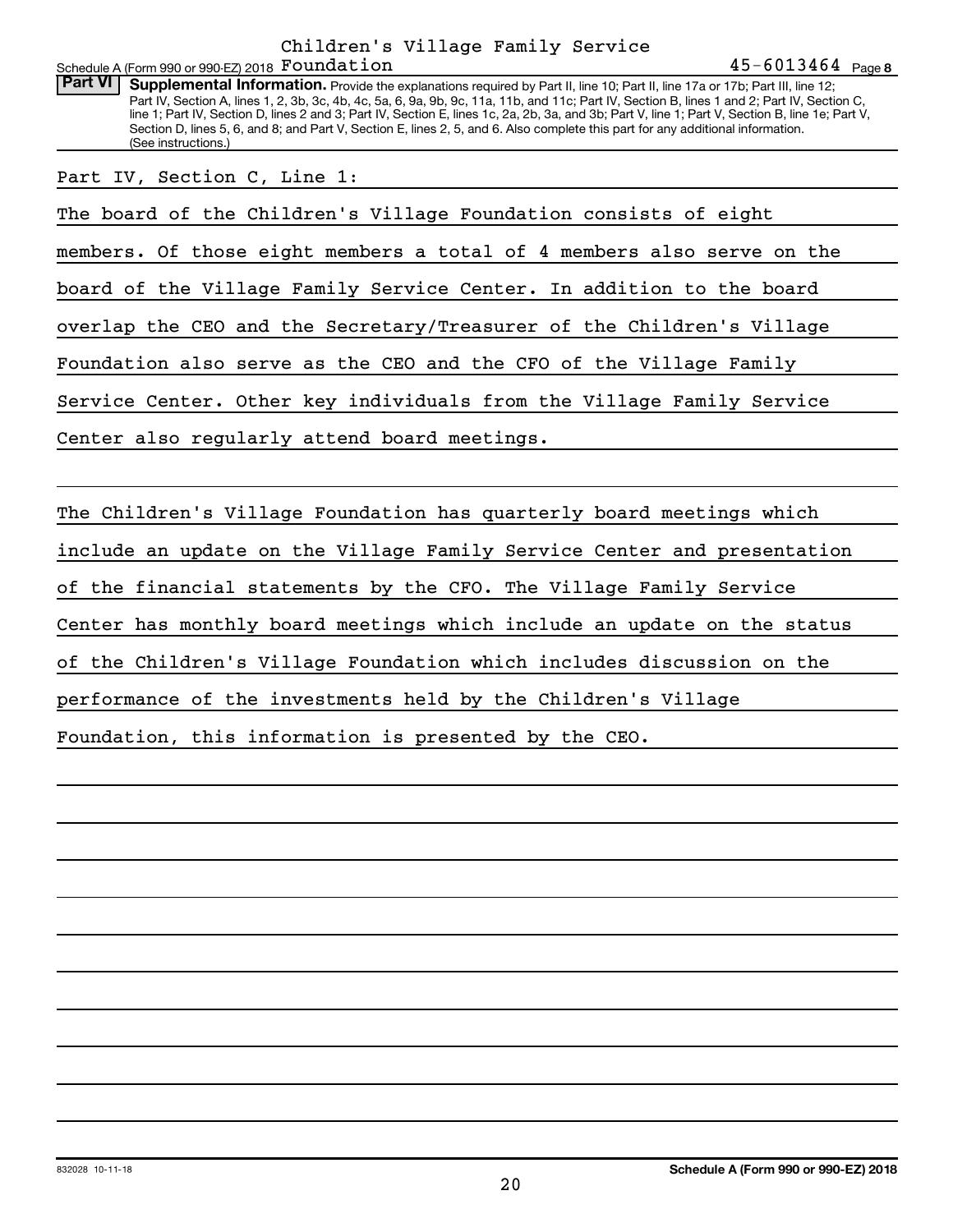Schedule A (Form 990 or 990-EZ) 2018 Children's Village Family Service Foundation 45-6013464 Page 8

**Part VI** **Supplemental Information.** Provide the explanations required by Part II, line 10; Part II, line 17a or 17b; Part III, line 12; Part IV, Section A, lines 1, 2, 3b, 3c, 4b, 4c, 5a, 6, 9a, 9b, 9c, 11a, 11b, and 11c; Part IV, Section B, lines 1 and 2; Part IV, Section C, line 1; Part IV, Section D, lines 2 and 3; Part IV, Section E, lines 1c, 2a, 2b, 3a, and 3b; Part V, line 1; Part V, Section B, line 1e; Part V, Section D, lines 5, 6, and 8; and Part V, Section E, lines 2, 5, and 6. Also complete this part for any additional information. (See instructions.)

Part IV, Section C, Line 1:

The board of the Children's Village Foundation consists of eight members. Of those eight members a total of 4 members also serve on the board of the Village Family Service Center. In addition to the board overlap the CEO and the Secretary/Treasurer of the Children's Village Foundation also serve as the CEO and the CFO of the Village Family Service Center. Other key individuals from the Village Family Service Center also regularly attend board meetings.

The Children's Village Foundation has quarterly board meetings which include an update on the Village Family Service Center and presentation of the financial statements by the CFO. The Village Family Service Center has monthly board meetings which include an update on the status of the Children's Village Foundation which includes discussion on the performance of the investments held by the Children's Village Foundation, this information is presented by the CEO.

832028 10-11-18 **Schedule A (Form 990 or 990-EZ) 2018**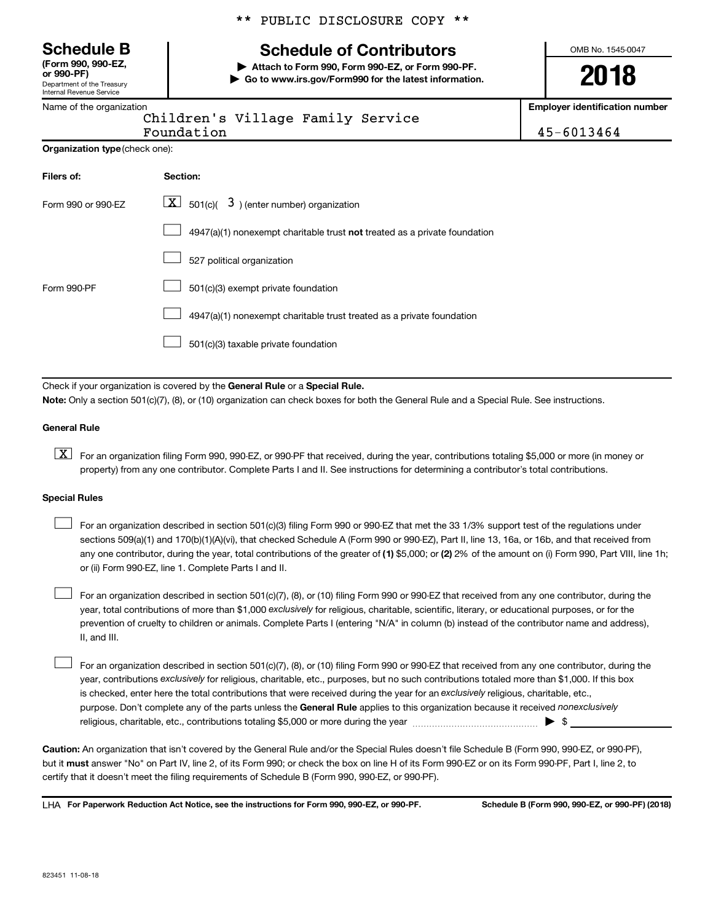** PUBLIC DISCLOSURE COPY **

# Schedule B

**(Form 990, 990-EZ, or 990-PF)**
Department of the Treasury
Internal Revenue Service

## Schedule of Contributors

▶ **Attach to Form 990, Form 990-EZ, or Form 990-PF.**
▶ **Go to www.irs.gov/Form990 for the latest information.**

OMB No. 1545-0047

**2018**

| Name of the organization | Employer identification number |
|---|---|
| Children's Village Family Service Foundation | 45-6013464 |

**Organization type** (check one):

| Filers of: | Section: |
|---|---|
| Form 990 or 990-EZ | [X] 501(c)( 3 ) (enter number) organization |
| | [ ] 4947(a)(1) nonexempt charitable trust **not** treated as a private foundation |
| | [ ] 527 political organization |
| Form 990-PF | [ ] 501(c)(3) exempt private foundation |
| | [ ] 4947(a)(1) nonexempt charitable trust treated as a private foundation |
| | [ ] 501(c)(3) taxable private foundation |

Check if your organization is covered by the **General Rule** or a **Special Rule.**

**Note:** Only a section 501(c)(7), (8), or (10) organization can check boxes for both the General Rule and a Special Rule. See instructions.

**General Rule**

[X] For an organization filing Form 990, 990-EZ, or 990-PF that received, during the year, contributions totaling $5,000 or more (in money or property) from any one contributor. Complete Parts I and II. See instructions for determining a contributor's total contributions.

**Special Rules**

[ ] For an organization described in section 501(c)(3) filing Form 990 or 990-EZ that met the 33 1/3% support test of the regulations under sections 509(a)(1) and 170(b)(1)(A)(vi), that checked Schedule A (Form 990 or 990-EZ), Part II, line 13, 16a, or 16b, and that received from any one contributor, during the year, total contributions of the greater of **(1)** $5,000; or **(2)** 2% of the amount on (i) Form 990, Part VIII, line 1h; or (ii) Form 990-EZ, line 1. Complete Parts I and II.

[ ] For an organization described in section 501(c)(7), (8), or (10) filing Form 990 or 990-EZ that received from any one contributor, during the year, total contributions of more than $1,000 *exclusively* for religious, charitable, scientific, literary, or educational purposes, or for the prevention of cruelty to children or animals. Complete Parts I (entering "N/A" in column (b) instead of the contributor name and address), II, and III.

[ ] For an organization described in section 501(c)(7), (8), or (10) filing Form 990 or 990-EZ that received from any one contributor, during the year, contributions *exclusively* for religious, charitable, etc., purposes, but no such contributions totaled more than $1,000. If this box is checked, enter here the total contributions that were received during the year for an *exclusively* religious, charitable, etc., purpose. Don't complete any of the parts unless the **General Rule** applies to this organization because it received *nonexclusively* religious, charitable, etc., contributions totaling $5,000 or more during the year ▶ $ \_\_\_\_\_\_\_\_\_\_

**Caution:** An organization that isn't covered by the General Rule and/or the Special Rules doesn't file Schedule B (Form 990, 990-EZ, or 990-PF), but it **must** answer "No" on Part IV, line 2, of its Form 990; or check the box on line H of its Form 990-EZ or on its Form 990-PF, Part I, line 2, to certify that it doesn't meet the filing requirements of Schedule B (Form 990, 990-EZ, or 990-PF).

LHA **For Paperwork Reduction Act Notice, see the instructions for Form 990, 990-EZ, or 990-PF.** **Schedule B (Form 990, 990-EZ, or 990-PF) (2018)**

823451 11-08-18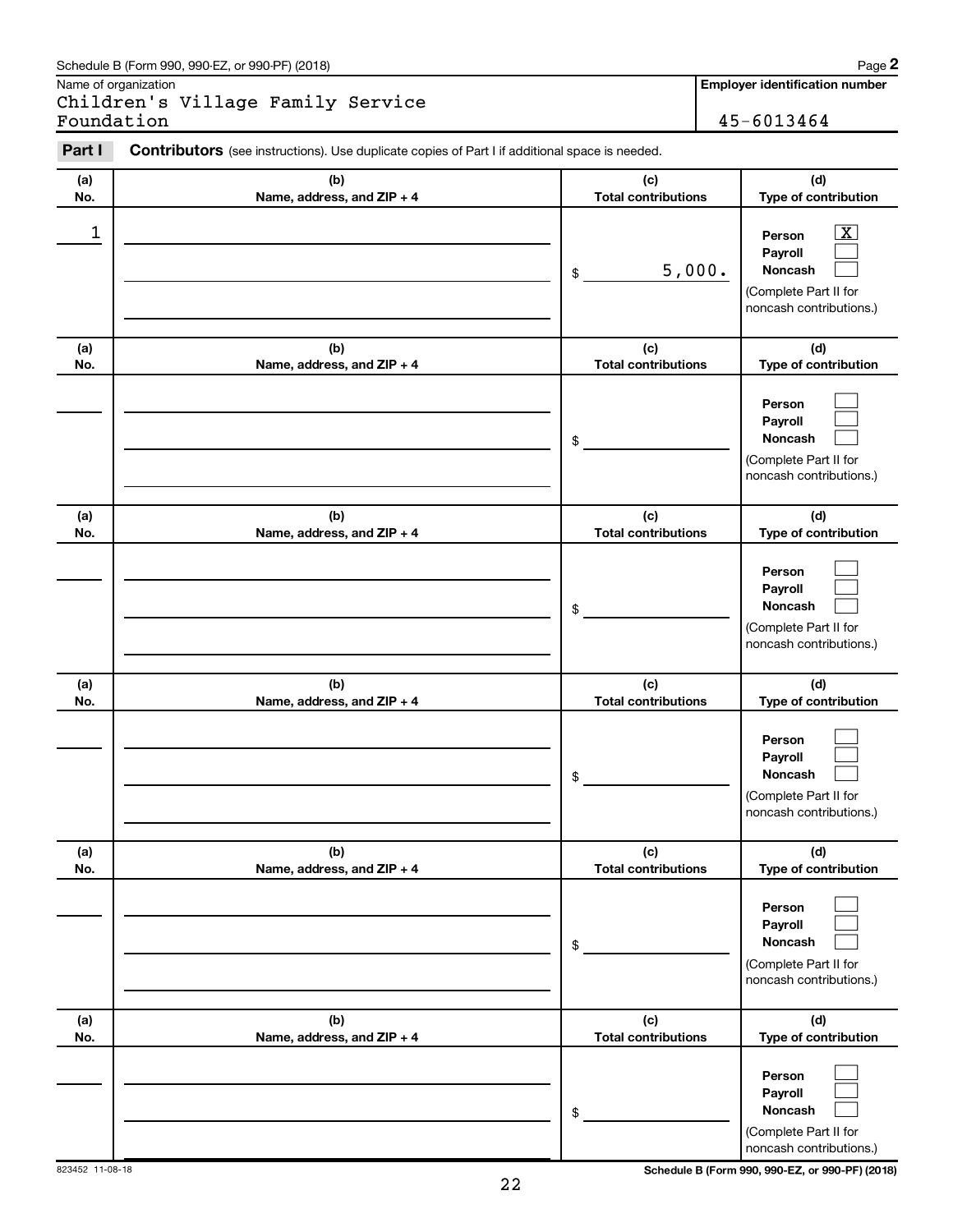Schedule B (Form 990, 990-EZ, or 990-PF) (2018) Page **2**

Name of organization

Children's Village Family Service Foundation

**Employer identification number**

45-6013464

**Part I** **Contributors** (see instructions). Use duplicate copies of Part I if additional space is needed.

| (a) No. | (b) Name, address, and ZIP + 4 | (c) Total contributions | (d) Type of contribution |
|---|---|---|---|
| 1 | | $ 5,000. | Person [X] Payroll [ ] Noncash [ ] (Complete Part II for noncash contributions.) |
| | | $ | Person [ ] Payroll [ ] Noncash [ ] (Complete Part II for noncash contributions.) |
| | | $ | Person [ ] Payroll [ ] Noncash [ ] (Complete Part II for noncash contributions.) |
| | | $ | Person [ ] Payroll [ ] Noncash [ ] (Complete Part II for noncash contributions.) |
| | | $ | Person [ ] Payroll [ ] Noncash [ ] (Complete Part II for noncash contributions.) |
| | | $ | Person [ ] Payroll [ ] Noncash [ ] (Complete Part II for noncash contributions.) |

823452 11-08-18

**Schedule B (Form 990, 990-EZ, or 990-PF) (2018)**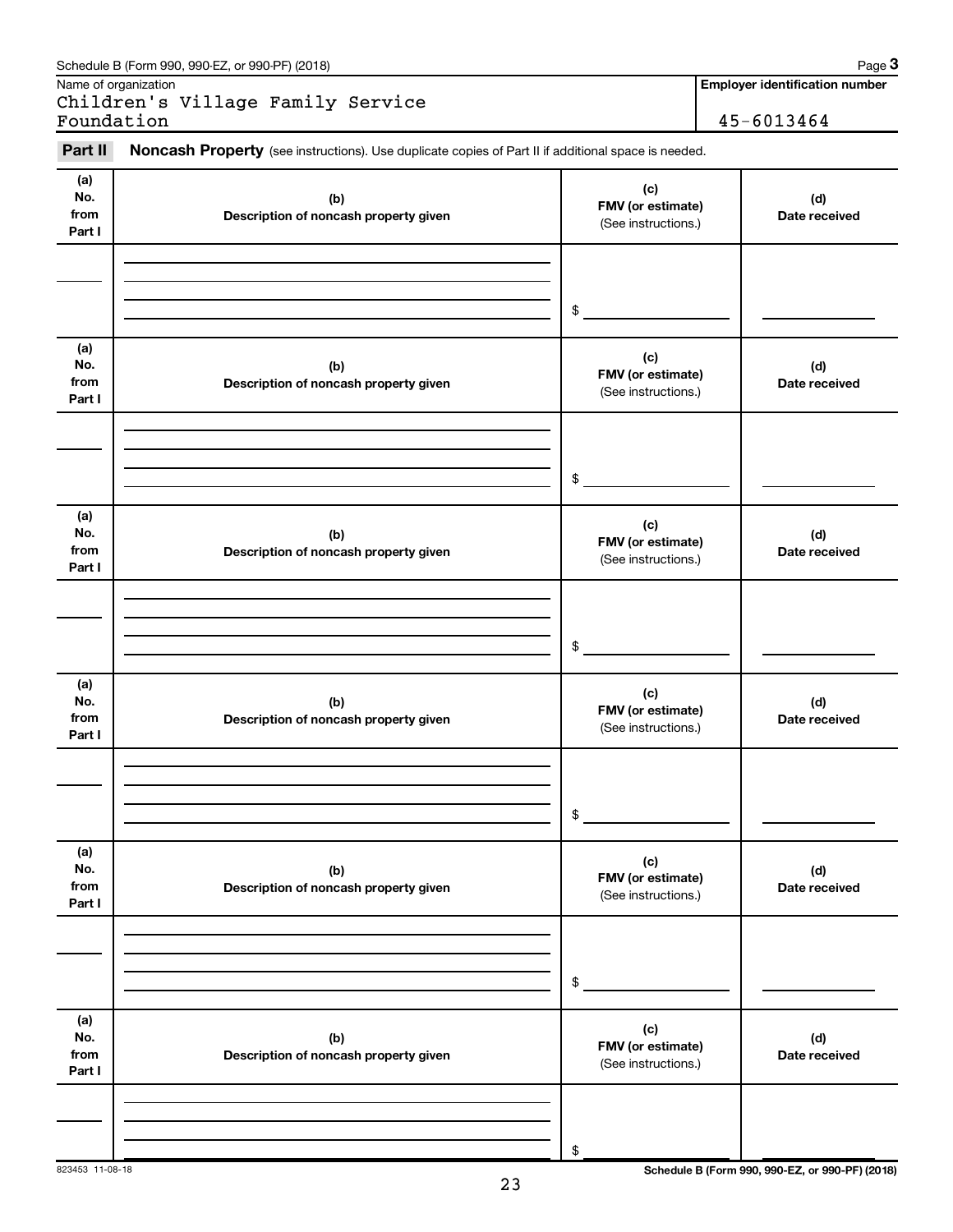Schedule B (Form 990, 990-EZ, or 990-PF) (2018) Page **3**

Name of organization

Children's Village Family Service Foundation

**Employer identification number**

45-6013464

**Part II** **Noncash Property** (see instructions). Use duplicate copies of Part II if additional space is needed.

| (a) No. from Part I | (b) Description of noncash property given | (c) FMV (or estimate) (See instructions.) | (d) Date received |
|---|---|---|---|
| | | $ | |

| (a) No. from Part I | (b) Description of noncash property given | (c) FMV (or estimate) (See instructions.) | (d) Date received |
|---|---|---|---|
| | | $ | |

| (a) No. from Part I | (b) Description of noncash property given | (c) FMV (or estimate) (See instructions.) | (d) Date received |
|---|---|---|---|
| | | $ | |

| (a) No. from Part I | (b) Description of noncash property given | (c) FMV (or estimate) (See instructions.) | (d) Date received |
|---|---|---|---|
| | | $ | |

| (a) No. from Part I | (b) Description of noncash property given | (c) FMV (or estimate) (See instructions.) | (d) Date received |
|---|---|---|---|
| | | $ | |

| (a) No. from Part I | (b) Description of noncash property given | (c) FMV (or estimate) (See instructions.) | (d) Date received |
|---|---|---|---|
| | | $ | |

823453 11-08-18

**Schedule B (Form 990, 990-EZ, or 990-PF) (2018)**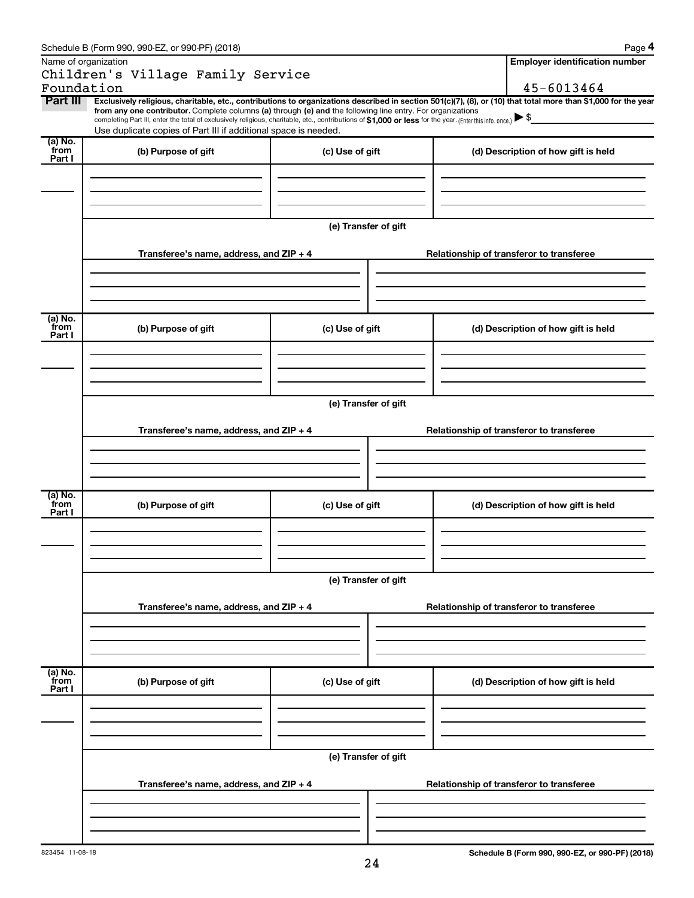Schedule B (Form 990, 990-EZ, or 990-PF) (2018)

Name of organization

Children's Village Family Service Foundation

**Employer identification number**

45-6013464

**Part III** **Exclusively religious, charitable, etc., contributions to organizations described in section 501(c)(7), (8), or (10) that total more than $1,000 for the year from any one contributor.** Complete columns **(a)** through **(e) and** the following line entry. For organizations completing Part III, enter the total of exclusively religious, charitable, etc., contributions of **$1,000 or less** for the year. (Enter this info. once.) ▶ $

Use duplicate copies of Part III if additional space is needed.

| (a) No. from Part I | (b) Purpose of gift | (c) Use of gift | (d) Description of how gift is held |
|---|---|---|---|
| | | | |

(e) Transfer of gift

| Transferee's name, address, and ZIP + 4 | Relationship of transferor to transferee |
|---|---|
| | |

| (a) No. from Part I | (b) Purpose of gift | (c) Use of gift | (d) Description of how gift is held |
|---|---|---|---|
| | | | |

(e) Transfer of gift

| Transferee's name, address, and ZIP + 4 | Relationship of transferor to transferee |
|---|---|
| | |

| (a) No. from Part I | (b) Purpose of gift | (c) Use of gift | (d) Description of how gift is held |
|---|---|---|---|
| | | | |

(e) Transfer of gift

| Transferee's name, address, and ZIP + 4 | Relationship of transferor to transferee |
|---|---|
| | |

| (a) No. from Part I | (b) Purpose of gift | (c) Use of gift | (d) Description of how gift is held |
|---|---|---|---|
| | | | |

(e) Transfer of gift

| Transferee's name, address, and ZIP + 4 | Relationship of transferor to transferee |
|---|---|
| | |

823454 11-08-18

**Schedule B (Form 990, 990-EZ, or 990-PF) (2018)**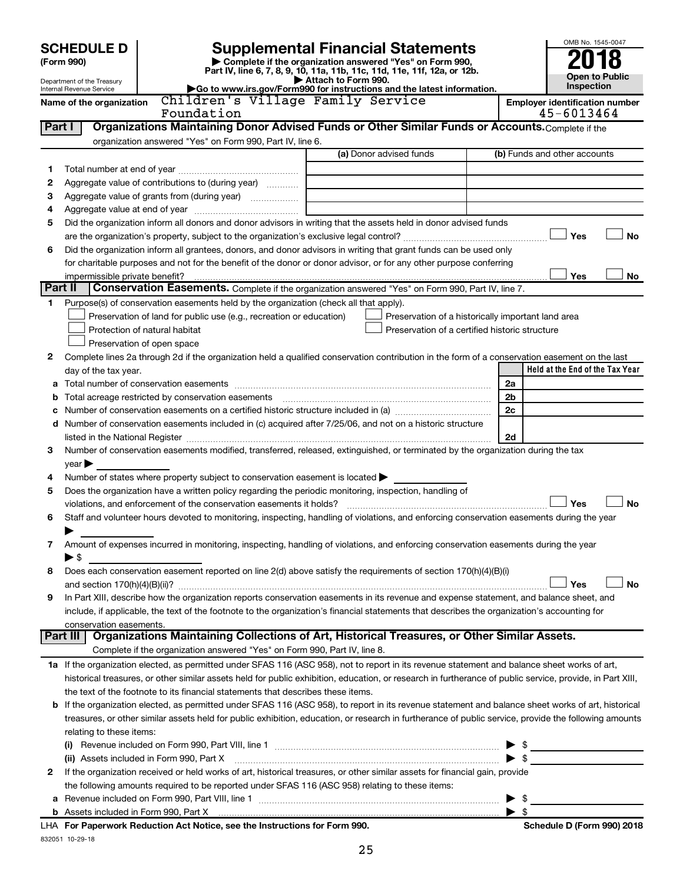**SCHEDULE D (Form 990)**

Department of the Treasury
Internal Revenue Service

# Supplemental Financial Statements

▶ Complete if the organization answered "Yes" on Form 990, Part IV, line 6, 7, 8, 9, 10, 11a, 11b, 11c, 11d, 11e, 11f, 12a, or 12b.
▶ Attach to Form 990.
▶Go to www.irs.gov/Form990 for instructions and the latest information.

OMB No. 1545-0047

**2018**

**Open to Public Inspection**

**Name of the organization:** Children's Village Family Service Foundation

**Employer identification number:** 45-6013464

## Part I — Organizations Maintaining Donor Advised Funds or Other Similar Funds or Accounts.

Complete if the organization answered "Yes" on Form 990, Part IV, line 6.

| | | (a) Donor advised funds | (b) Funds and other accounts |
|---|---|---|---|
| 1 | Total number at end of year | | |
| 2 | Aggregate value of contributions to (during year) | | |
| 3 | Aggregate value of grants from (during year) | | |
| 4 | Aggregate value at end of year | | |

5 Did the organization inform all donors and donor advisors in writing that the assets held in donor advised funds are the organization's property, subject to the organization's exclusive legal control? ☐ Yes ☐ No

6 Did the organization inform all grantees, donors, and donor advisors in writing that grant funds can be used only for charitable purposes and not for the benefit of the donor or donor advisor, or for any other purpose conferring impermissible private benefit? ☐ Yes ☐ No

## Part II — Conservation Easements.

Complete if the organization answered "Yes" on Form 990, Part IV, line 7.

1 Purpose(s) of conservation easements held by the organization (check all that apply).

- ☐ Preservation of land for public use (e.g., recreation or education)
- ☐ Protection of natural habitat
- ☐ Preservation of open space
- ☐ Preservation of a historically important land area
- ☐ Preservation of a certified historic structure

2 Complete lines 2a through 2d if the organization held a qualified conservation contribution in the form of a conservation easement on the last day of the tax year.

| | | | Held at the End of the Tax Year |
|---|---|---|---|
| a | Total number of conservation easements | 2a | |
| b | Total acreage restricted by conservation easements | 2b | |
| c | Number of conservation easements on a certified historic structure included in (a) | 2c | |
| d | Number of conservation easements included in (c) acquired after 7/25/06, and not on a historic structure listed in the National Register | 2d | |

3 Number of conservation easements modified, transferred, released, extinguished, or terminated by the organization during the tax year ▶

4 Number of states where property subject to conservation easement is located ▶

5 Does the organization have a written policy regarding the periodic monitoring, inspection, handling of violations, and enforcement of the conservation easements it holds? ☐ Yes ☐ No

6 Staff and volunteer hours devoted to monitoring, inspecting, handling of violations, and enforcing conservation easements during the year ▶

7 Amount of expenses incurred in monitoring, inspecting, handling of violations, and enforcing conservation easements during the year ▶ $

8 Does each conservation easement reported on line 2(d) above satisfy the requirements of section 170(h)(4)(B)(i) and section 170(h)(4)(B)(ii)? ☐ Yes ☐ No

9 In Part XIII, describe how the organization reports conservation easements in its revenue and expense statement, and balance sheet, and include, if applicable, the text of the footnote to the organization's financial statements that describes the organization's accounting for conservation easements.

## Part III — Organizations Maintaining Collections of Art, Historical Treasures, or Other Similar Assets.

Complete if the organization answered "Yes" on Form 990, Part IV, line 8.

1a If the organization elected, as permitted under SFAS 116 (ASC 958), not to report in its revenue statement and balance sheet works of art, historical treasures, or other similar assets held for public exhibition, education, or research in furtherance of public service, provide, in Part XIII, the text of the footnote to its financial statements that describes these items.

b If the organization elected, as permitted under SFAS 116 (ASC 958), to report in its revenue statement and balance sheet works of art, historical treasures, or other similar assets held for public exhibition, education, or research in furtherance of public service, provide the following amounts relating to these items:

(i) Revenue included on Form 990, Part VIII, line 1 ▶ $

(ii) Assets included in Form 990, Part X ▶ $

2 If the organization received or held works of art, historical treasures, or other similar assets for financial gain, provide the following amounts required to be reported under SFAS 116 (ASC 958) relating to these items:

a Revenue included on Form 990, Part VIII, line 1 ▶ $

b Assets included in Form 990, Part X ▶ $

LHA **For Paperwork Reduction Act Notice, see the Instructions for Form 990.** **Schedule D (Form 990) 2018**

832051 10-29-18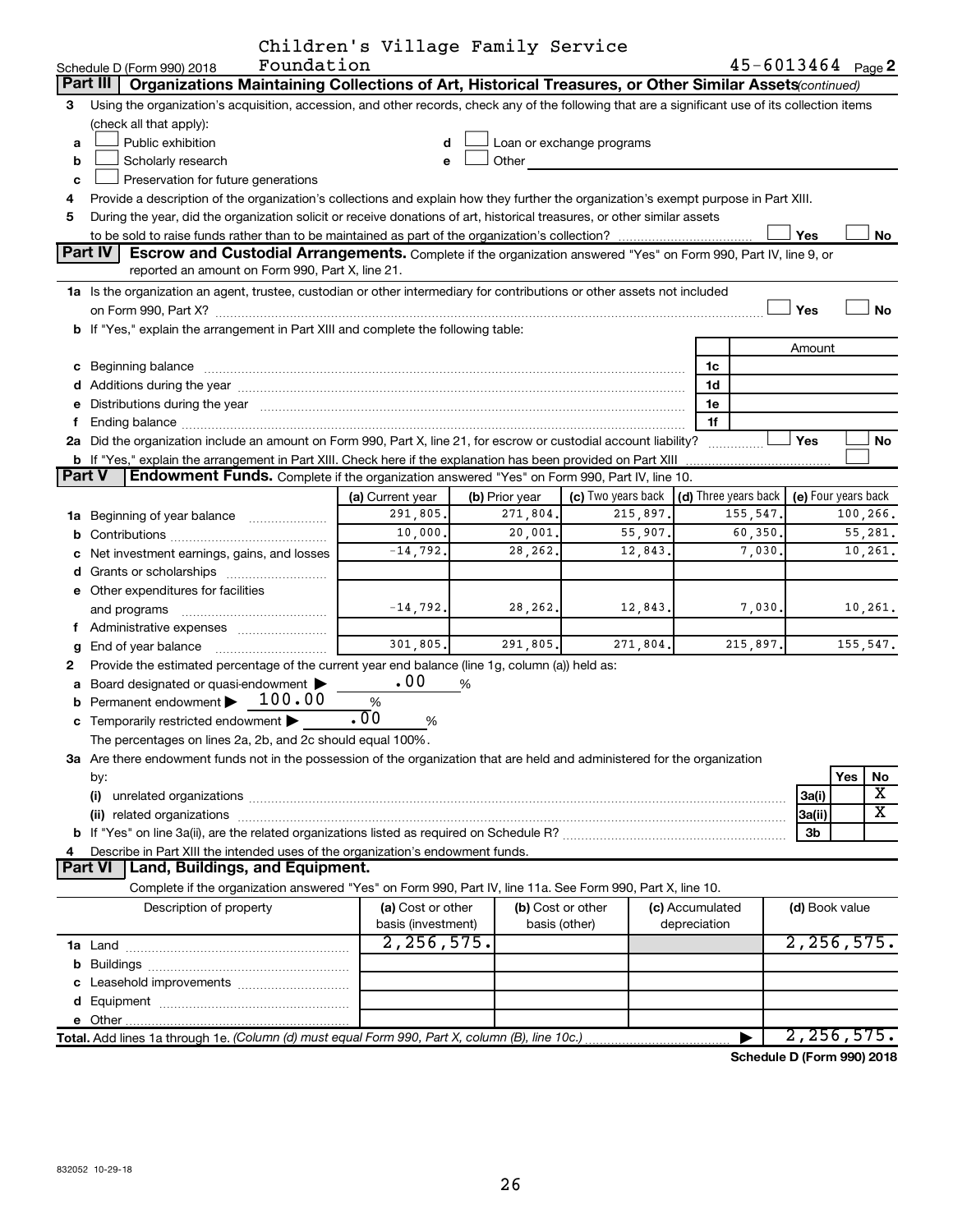Children's Village Family Service Foundation

Schedule D (Form 990) 2018 — 45-6013464 Page **2**

## Part III Organizations Maintaining Collections of Art, Historical Treasures, or Other Similar Assets *(continued)*

**3** Using the organization's acquisition, accession, and other records, check any of the following that are a significant use of its collection items (check all that apply):

- **a** ☐ Public exhibition
- **b** ☐ Scholarly research
- **c** ☐ Preservation for future generations
- **d** ☐ Loan or exchange programs
- **e** ☐ Other

**4** Provide a description of the organization's collections and explain how they further the organization's exempt purpose in Part XIII.

**5** During the year, did the organization solicit or receive donations of art, historical treasures, or other similar assets to be sold to raise funds rather than to be maintained as part of the organization's collection? ☐ Yes ☐ No

## Part IV Escrow and Custodial Arrangements.

Complete if the organization answered "Yes" on Form 990, Part IV, line 9, or reported an amount on Form 990, Part X, line 21.

**1a** Is the organization an agent, trustee, custodian or other intermediary for contributions or other assets not included on Form 990, Part X? ☐ Yes ☐ No

**b** If "Yes," explain the arrangement in Part XIII and complete the following table:

| | | Amount |
|---|---|---|
| **c** Beginning balance | 1c | |
| **d** Additions during the year | 1d | |
| **e** Distributions during the year | 1e | |
| **f** Ending balance | 1f | |

**2a** Did the organization include an amount on Form 990, Part X, line 21, for escrow or custodial account liability? ☐ Yes ☐ No

**b** If "Yes," explain the arrangement in Part XIII. Check here if the explanation has been provided on Part XIII ☐

## Part V Endowment Funds.

Complete if the organization answered "Yes" on Form 990, Part IV, line 10.

| | (a) Current year | (b) Prior year | (c) Two years back | (d) Three years back | (e) Four years back |
|---|---|---|---|---|---|
| **1a** Beginning of year balance | 291,805. | 271,804. | 215,897. | 155,547. | 100,266. |
| **b** Contributions | 10,000. | 20,001. | 55,907. | 60,350. | 55,281. |
| **c** Net investment earnings, gains, and losses | -14,792. | 28,262. | 12,843. | 7,030. | 10,261. |
| **d** Grants or scholarships | | | | | |
| **e** Other expenditures for facilities and programs | -14,792. | 28,262. | 12,843. | 7,030. | 10,261. |
| **f** Administrative expenses | | | | | |
| **g** End of year balance | 301,805. | 291,805. | 271,804. | 215,897. | 155,547. |

**2** Provide the estimated percentage of the current year end balance (line 1g, column (a)) held as:

- **a** Board designated or quasi-endowment ▶ .00 %
- **b** Permanent endowment ▶ 100.00 %
- **c** Temporarily restricted endowment ▶ .00 %

The percentages on lines 2a, 2b, and 2c should equal 100%.

**3a** Are there endowment funds not in the possession of the organization that are held and administered for the organization by:

| | | Yes | No |
|---|---|---|---|
| **(i)** unrelated organizations | 3a(i) | | X |
| **(ii)** related organizations | 3a(ii) | | X |
| **b** If "Yes" on line 3a(ii), are the related organizations listed as required on Schedule R? | 3b | | |

**4** Describe in Part XIII the intended uses of the organization's endowment funds.

## Part VI Land, Buildings, and Equipment.

Complete if the organization answered "Yes" on Form 990, Part IV, line 11a. See Form 990, Part X, line 10.

| Description of property | (a) Cost or other basis (investment) | (b) Cost or other basis (other) | (c) Accumulated depreciation | (d) Book value |
|---|---|---|---|---|
| **1a** Land | 2,256,575. | | | 2,256,575. |
| **b** Buildings | | | | |
| **c** Leasehold improvements | | | | |
| **d** Equipment | | | | |
| **e** Other | | | | |
| **Total.** Add lines 1a through 1e. *(Column (d) must equal Form 990, Part X, column (B), line 10c.)* ▶ | | | | 2,256,575. |

**Schedule D (Form 990) 2018**

832052 10-29-18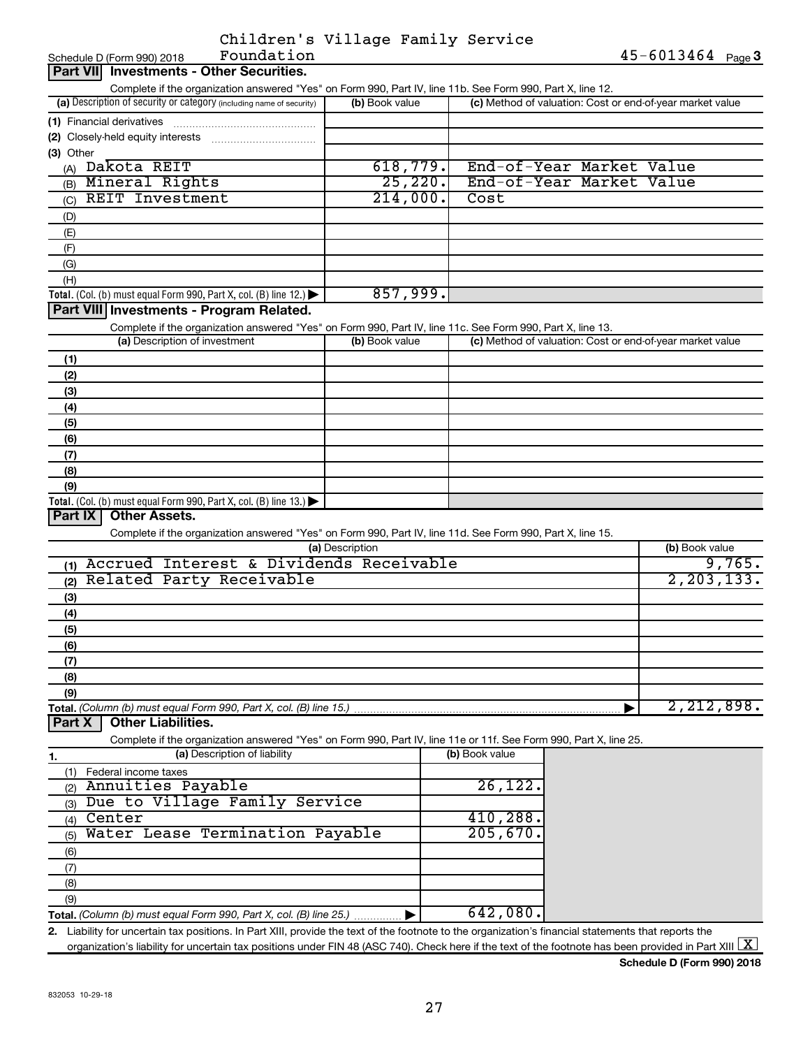Schedule D (Form 990) 2018 Children's Village Family Service Foundation 45-6013464 Page 3

## Part VII Investments - Other Securities.

Complete if the organization answered "Yes" on Form 990, Part IV, line 11b. See Form 990, Part X, line 12.

| (a) Description of security or category (including name of security) | (b) Book value | (c) Method of valuation: Cost or end-of-year market value |
|---|---|---|
| (1) Financial derivatives | | |
| (2) Closely-held equity interests | | |
| (3) Other | | |
| (A) Dakota REIT | 618,779. | End-of-Year Market Value |
| (B) Mineral Rights | 25,220. | End-of-Year Market Value |
| (C) REIT Investment | 214,000. | Cost |
| (D) | | |
| (E) | | |
| (F) | | |
| (G) | | |
| (H) | | |
| **Total.** (Col. (b) must equal Form 990, Part X, col. (B) line 12.) ▶ | 857,999. | |

## Part VIII Investments - Program Related.

Complete if the organization answered "Yes" on Form 990, Part IV, line 11c. See Form 990, Part X, line 13.

| (a) Description of investment | (b) Book value | (c) Method of valuation: Cost or end-of-year market value |
|---|---|---|
| (1) | | |
| (2) | | |
| (3) | | |
| (4) | | |
| (5) | | |
| (6) | | |
| (7) | | |
| (8) | | |
| (9) | | |
| **Total.** (Col. (b) must equal Form 990, Part X, col. (B) line 13.) ▶ | | |

## Part IX Other Assets.

Complete if the organization answered "Yes" on Form 990, Part IV, line 11d. See Form 990, Part X, line 15.

| (a) Description | (b) Book value |
|---|---|
| (1) Accrued Interest & Dividends Receivable | 9,765. |
| (2) Related Party Receivable | 2,203,133. |
| (3) | |
| (4) | |
| (5) | |
| (6) | |
| (7) | |
| (8) | |
| (9) | |
| **Total.** (Column (b) must equal Form 990, Part X, col. (B) line 15.) ▶ | 2,212,898. |

## Part X Other Liabilities.

Complete if the organization answered "Yes" on Form 990, Part IV, line 11e or 11f. See Form 990, Part X, line 25.

| 1. (a) Description of liability | (b) Book value |
|---|---|
| (1) Federal income taxes | |
| (2) Annuities Payable | 26,122. |
| (3) Due to Village Family Service | |
| (4) Center | 410,288. |
| (5) Water Lease Termination Payable | 205,670. |
| (6) | |
| (7) | |
| (8) | |
| (9) | |
| **Total.** (Column (b) must equal Form 990, Part X, col. (B) line 25.) ▶ | 642,080. |

2. Liability for uncertain tax positions. In Part XIII, provide the text of the footnote to the organization's financial statements that reports the organization's liability for uncertain tax positions under FIN 48 (ASC 740). Check here if the text of the footnote has been provided in Part XIII [X]

**Schedule D (Form 990) 2018**

832053 10-29-18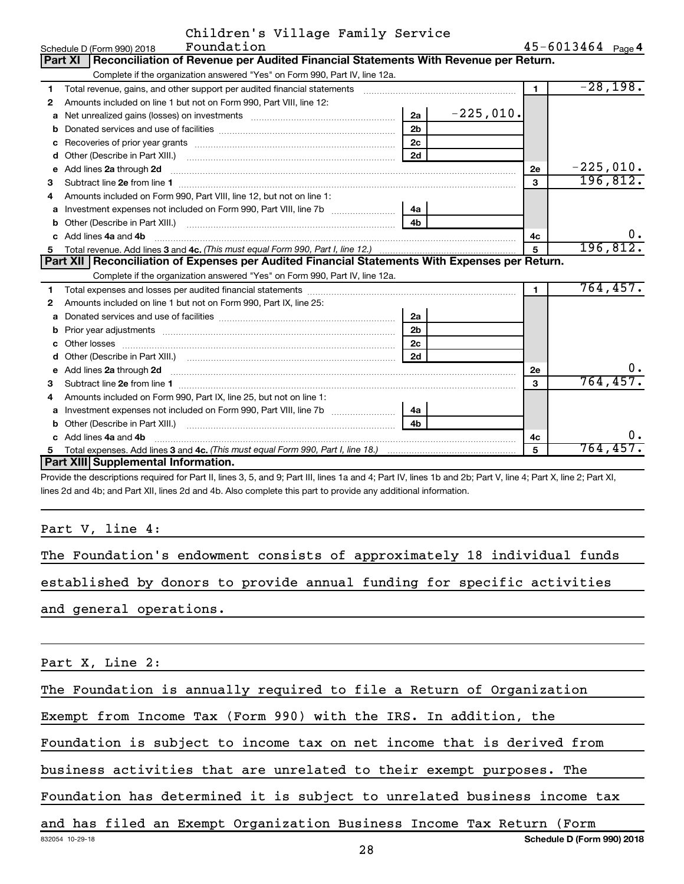Schedule D (Form 990) 2018 Children's Village Family Service Foundation 45-6013464 Page 4

## Part XI Reconciliation of Revenue per Audited Financial Statements With Revenue per Return.

Complete if the organization answered "Yes" on Form 990, Part IV, line 12a.

| | | | | | |
|---|---|---|---|---|---|
| 1 | Total revenue, gains, and other support per audited financial statements | | | 1 | -28,198. |
| 2 | Amounts included on line 1 but not on Form 990, Part VIII, line 12: | | | | |
| a | Net unrealized gains (losses) on investments | 2a | -225,010. | | |
| b | Donated services and use of facilities | 2b | | | |
| c | Recoveries of prior year grants | 2c | | | |
| d | Other (Describe in Part XIII.) | 2d | | | |
| e | Add lines 2a through 2d | | | 2e | -225,010. |
| 3 | Subtract line 2e from line 1 | | | 3 | 196,812. |
| 4 | Amounts included on Form 990, Part VIII, line 12, but not on line 1: | | | | |
| a | Investment expenses not included on Form 990, Part VIII, line 7b | 4a | | | |
| b | Other (Describe in Part XIII.) | 4b | | | |
| c | Add lines 4a and 4b | | | 4c | 0. |
| 5 | Total revenue. Add lines 3 and 4c. *(This must equal Form 990, Part I, line 12.)* | | | 5 | 196,812. |

## Part XII Reconciliation of Expenses per Audited Financial Statements With Expenses per Return.

Complete if the organization answered "Yes" on Form 990, Part IV, line 12a.

| | | | | | |
|---|---|---|---|---|---|
| 1 | Total expenses and losses per audited financial statements | | | 1 | 764,457. |
| 2 | Amounts included on line 1 but not on Form 990, Part IX, line 25: | | | | |
| a | Donated services and use of facilities | 2a | | | |
| b | Prior year adjustments | 2b | | | |
| c | Other losses | 2c | | | |
| d | Other (Describe in Part XIII.) | 2d | | | |
| e | Add lines 2a through 2d | | | 2e | 0. |
| 3 | Subtract line 2e from line 1 | | | 3 | 764,457. |
| 4 | Amounts included on Form 990, Part IX, line 25, but not on line 1: | | | | |
| a | Investment expenses not included on Form 990, Part VIII, line 7b | 4a | | | |
| b | Other (Describe in Part XIII.) | 4b | | | |
| c | Add lines 4a and 4b | | | 4c | 0. |
| 5 | Total expenses. Add lines 3 and 4c. *(This must equal Form 990, Part I, line 18.)* | | | 5 | 764,457. |

## Part XIII Supplemental Information.

Provide the descriptions required for Part II, lines 3, 5, and 9; Part III, lines 1a and 4; Part IV, lines 1b and 2b; Part V, line 4; Part X, line 2; Part XI, lines 2d and 4b; and Part XII, lines 2d and 4b. Also complete this part to provide any additional information.

Part V, line 4:

The Foundation's endowment consists of approximately 18 individual funds established by donors to provide annual funding for specific activities and general operations.

Part X, Line 2:

The Foundation is annually required to file a Return of Organization Exempt from Income Tax (Form 990) with the IRS. In addition, the Foundation is subject to income tax on net income that is derived from business activities that are unrelated to their exempt purposes. The Foundation has determined it is subject to unrelated business income tax and has filed an Exempt Organization Business Income Tax Return (Form

832054 10-29-18 Schedule D (Form 990) 2018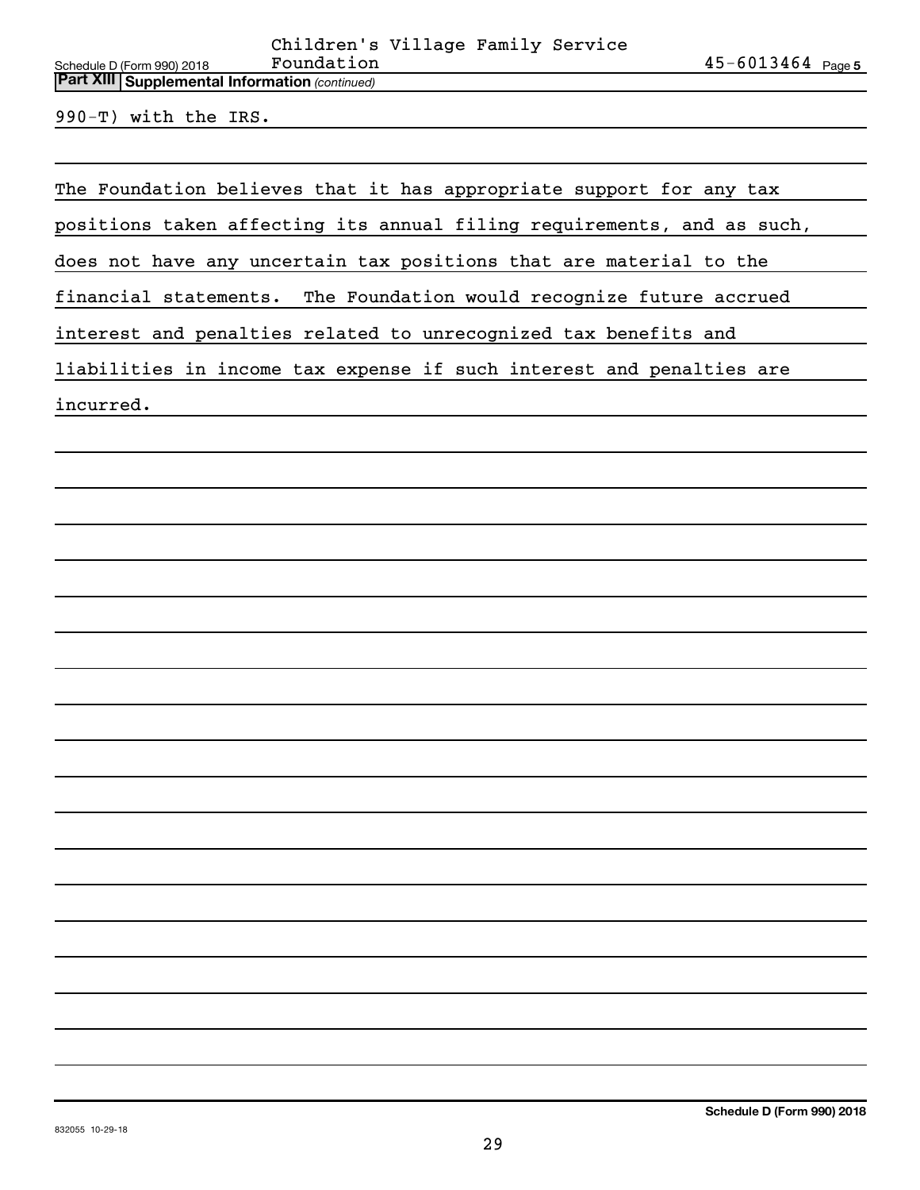**Part XIII | Supplemental Information** *(continued)*

990-T) with the IRS.

The Foundation believes that it has appropriate support for any tax positions taken affecting its annual filing requirements, and as such, does not have any uncertain tax positions that are material to the financial statements. The Foundation would recognize future accrued interest and penalties related to unrecognized tax benefits and liabilities in income tax expense if such interest and penalties are incurred.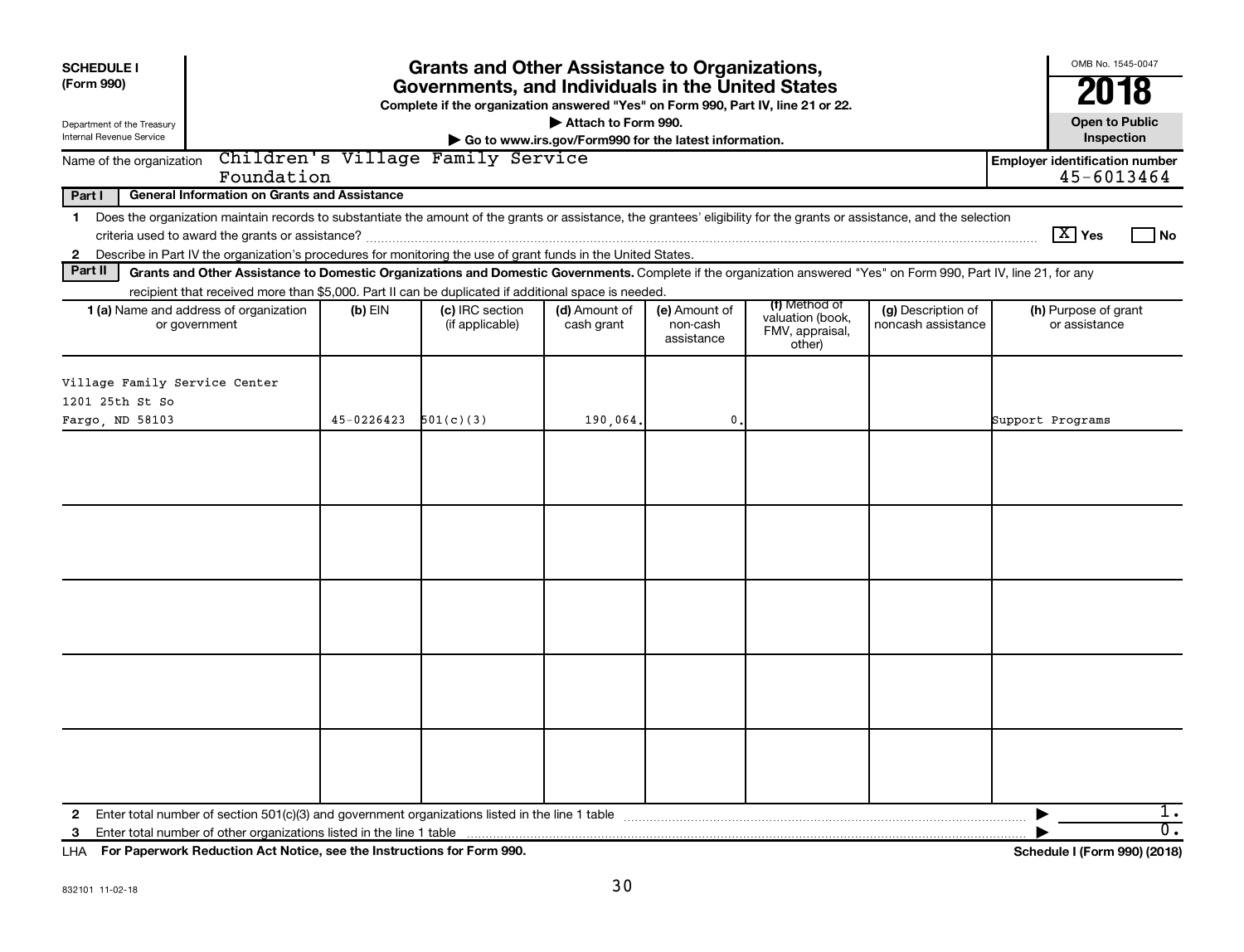**SCHEDULE I (Form 990)**

Department of the Treasury
Internal Revenue Service

# Grants and Other Assistance to Organizations, Governments, and Individuals in the United States

**Complete if the organization answered "Yes" on Form 990, Part IV, line 21 or 22.**

**▶ Attach to Form 990.**

**▶ Go to www.irs.gov/Form990 for the latest information.**

OMB No. 1545-0047

**2018**

**Open to Public Inspection**

Name of the organization: Children's Village Family Service Foundation

**Employer identification number** 45-6013464

**Part I — General Information on Grants and Assistance**

1 Does the organization maintain records to substantiate the amount of the grants or assistance, the grantees' eligibility for the grants or assistance, and the selection criteria used to award the grants or assistance? [X] Yes [ ] No

2 Describe in Part IV the organization's procedures for monitoring the use of grant funds in the United States.

**Part II — Grants and Other Assistance to Domestic Organizations and Domestic Governments.** Complete if the organization answered "Yes" on Form 990, Part IV, line 21, for any recipient that received more than $5,000. Part II can be duplicated if additional space is needed.

| 1 (a) Name and address of organization or government | (b) EIN | (c) IRC section (if applicable) | (d) Amount of cash grant | (e) Amount of non-cash assistance | (f) Method of valuation (book, FMV, appraisal, other) | (g) Description of noncash assistance | (h) Purpose of grant or assistance |
|---|---|---|---|---|---|---|---|
| Village Family Service Center 1201 25th St So Fargo, ND 58103 | 45-0226423 | 501(c)(3) | 190,064. | 0. | | | Support Programs |
| | | | | | | | |
| | | | | | | | |
| | | | | | | | |
| | | | | | | | |
| | | | | | | | |

2 Enter total number of section 501(c)(3) and government organizations listed in the line 1 table ▶ 1.

3 Enter total number of other organizations listed in the line 1 table ▶ 0.

LHA **For Paperwork Reduction Act Notice, see the Instructions for Form 990.** **Schedule I (Form 990) (2018)**

832101 11-02-18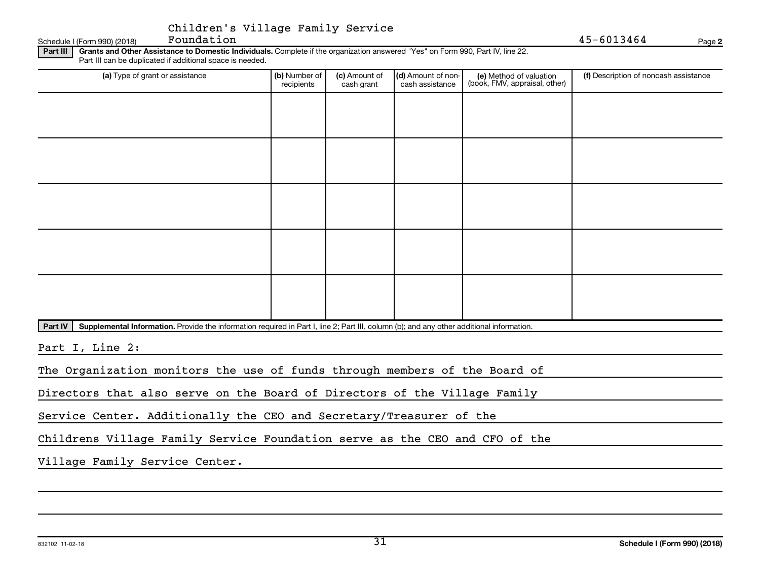Children's Village Family Service Foundation 45-6013464

**Part III** **Grants and Other Assistance to Domestic Individuals.** Complete if the organization answered "Yes" on Form 990, Part IV, line 22. Part III can be duplicated if additional space is needed.

| (a) Type of grant or assistance | (b) Number of recipients | (c) Amount of cash grant | (d) Amount of non-cash assistance | (e) Method of valuation (book, FMV, appraisal, other) | (f) Description of noncash assistance |
|---|---|---|---|---|---|
| | | | | | |
| | | | | | |
| | | | | | |
| | | | | | |
| | | | | | |

**Part IV** **Supplemental Information.** Provide the information required in Part I, line 2; Part III, column (b); and any other additional information.

Part I, Line 2:

The Organization monitors the use of funds through members of the Board of Directors that also serve on the Board of Directors of the Village Family Service Center. Additionally the CEO and Secretary/Treasurer of the Childrens Village Family Service Foundation serve as the CEO and CFO of the Village Family Service Center.

832102 11-02-18

**Schedule I (Form 990) (2018)**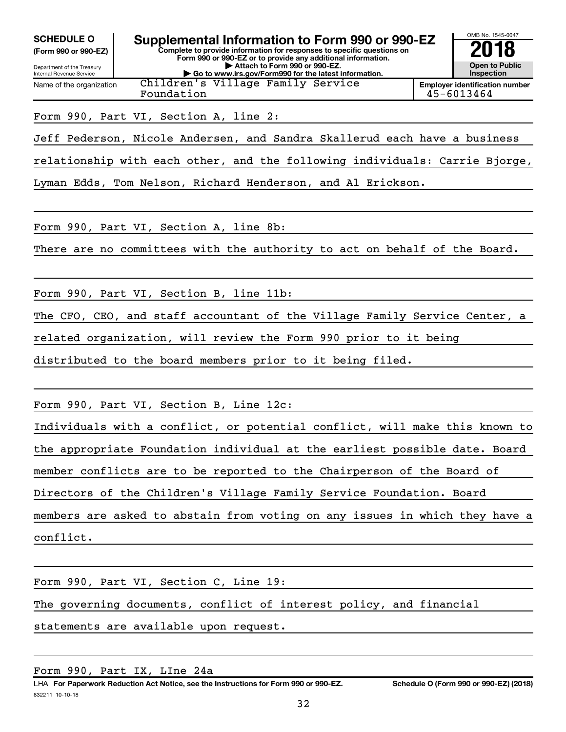**SCHEDULE O (Form 990 or 990-EZ)**

Department of the Treasury
Internal Revenue Service

# Supplemental Information to Form 990 or 990-EZ

**Complete to provide information for responses to specific questions on Form 990 or 990-EZ or to provide any additional information.**
**▶ Attach to Form 990 or 990-EZ.**
**▶ Go to www.irs.gov/Form990 for the latest information.**

OMB No. 1545-0047

**2018**

**Open to Public Inspection**

| Name of the organization | Employer identification number |
|---|---|
| Children's Village Family Service Foundation | 45-6013464 |

Form 990, Part VI, Section A, line 2:

Jeff Pederson, Nicole Andersen, and Sandra Skallerud each have a business relationship with each other, and the following individuals: Carrie Bjorge, Lyman Edds, Tom Nelson, Richard Henderson, and Al Erickson.

Form 990, Part VI, Section A, line 8b:

There are no committees with the authority to act on behalf of the Board.

Form 990, Part VI, Section B, line 11b:

The CFO, CEO, and staff accountant of the Village Family Service Center, a related organization, will review the Form 990 prior to it being distributed to the board members prior to it being filed.

Form 990, Part VI, Section B, Line 12c:

Individuals with a conflict, or potential conflict, will make this known to the appropriate Foundation individual at the earliest possible date. Board member conflicts are to be reported to the Chairperson of the Board of Directors of the Children's Village Family Service Foundation. Board members are asked to abstain from voting on any issues in which they have a conflict.

Form 990, Part VI, Section C, Line 19:

The governing documents, conflict of interest policy, and financial statements are available upon request.

Form 990, Part IX, LIne 24a

LHA **For Paperwork Reduction Act Notice, see the Instructions for Form 990 or 990-EZ.** **Schedule O (Form 990 or 990-EZ) (2018)**

832211 10-10-18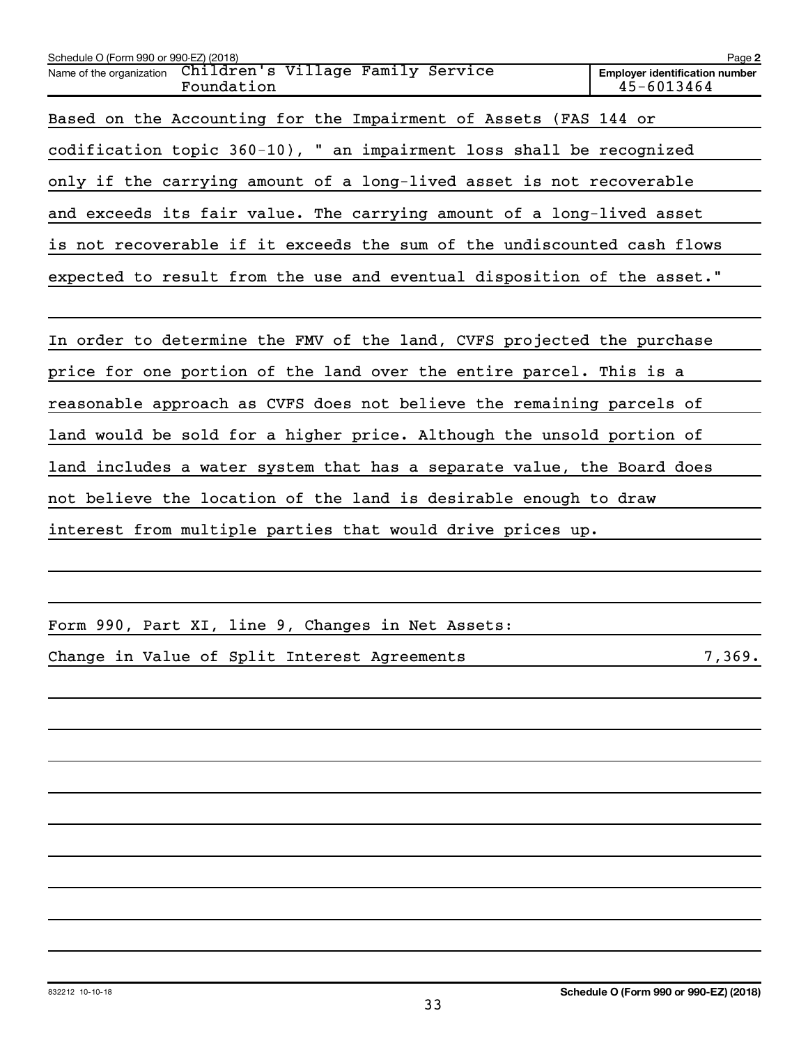Schedule O (Form 990 or 990-EZ) (2018) Page 2

Name of the organization: Children's Village Family Service Foundation

Employer identification number: 45-6013464

Based on the Accounting for the Impairment of Assets (FAS 144 or codification topic 360-10), " an impairment loss shall be recognized only if the carrying amount of a long-lived asset is not recoverable and exceeds its fair value. The carrying amount of a long-lived asset is not recoverable if it exceeds the sum of the undiscounted cash flows expected to result from the use and eventual disposition of the asset."

In order to determine the FMV of the land, CVFS projected the purchase price for one portion of the land over the entire parcel. This is a reasonable approach as CVFS does not believe the remaining parcels of land would be sold for a higher price. Although the unsold portion of land includes a water system that has a separate value, the Board does not believe the location of the land is desirable enough to draw interest from multiple parties that would drive prices up.

Form 990, Part XI, line 9, Changes in Net Assets:

| | |
|---|---|
| Change in Value of Split Interest Agreements | 7,369. |

832212 10-10-18 Schedule O (Form 990 or 990-EZ) (2018)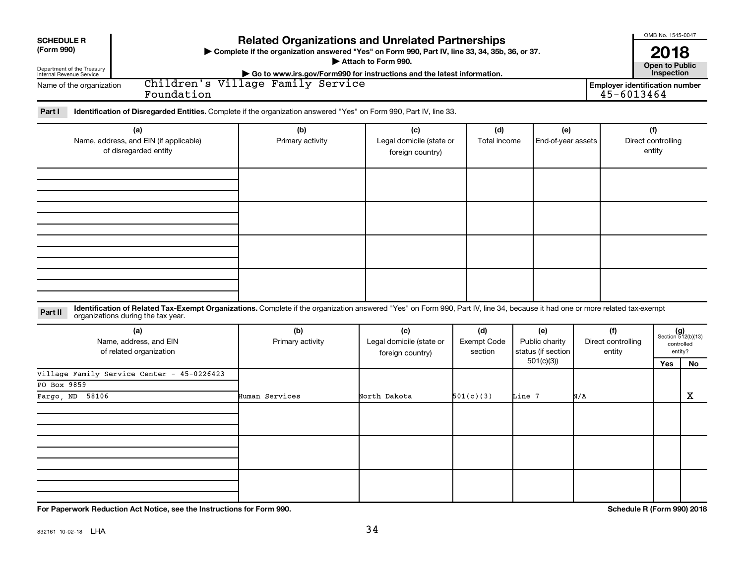**SCHEDULE R (Form 990)**

Department of the Treasury
Internal Revenue Service

# Related Organizations and Unrelated Partnerships

▶ Complete if the organization answered "Yes" on Form 990, Part IV, line 33, 34, 35b, 36, or 37.
▶ Attach to Form 990.
▶ Go to www.irs.gov/Form990 for instructions and the latest information.

OMB No. 1545-0047

**2018**

**Open to Public Inspection**

Name of the organization: Children's Village Family Service Foundation

Employer identification number: 45-6013464

**Part I** **Identification of Disregarded Entities.** Complete if the organization answered "Yes" on Form 990, Part IV, line 33.

| (a) Name, address, and EIN (if applicable) of disregarded entity | (b) Primary activity | (c) Legal domicile (state or foreign country) | (d) Total income | (e) End-of-year assets | (f) Direct controlling entity |
|---|---|---|---|---|---|
| | | | | | |
| | | | | | |
| | | | | | |
| | | | | | |

**Part II** **Identification of Related Tax-Exempt Organizations.** Complete if the organization answered "Yes" on Form 990, Part IV, line 34, because it had one or more related tax-exempt organizations during the tax year.

| (a) Name, address, and EIN of related organization | (b) Primary activity | (c) Legal domicile (state or foreign country) | (d) Exempt Code section | (e) Public charity status (if section 501(c)(3)) | (f) Direct controlling entity | (g) Section 512(b)(13) controlled entity? Yes | No |
|---|---|---|---|---|---|---|---|
| Village Family Service Center - 45-0226423<br>PO Box 9859<br>Fargo, ND 58106 | Human Services | North Dakota | 501(c)(3) | Line 7 | N/A | | X |
| | | | | | | | |
| | | | | | | | |
| | | | | | | | |

**For Paperwork Reduction Act Notice, see the Instructions for Form 990.** **Schedule R (Form 990) 2018**

832161 10-02-18 LHA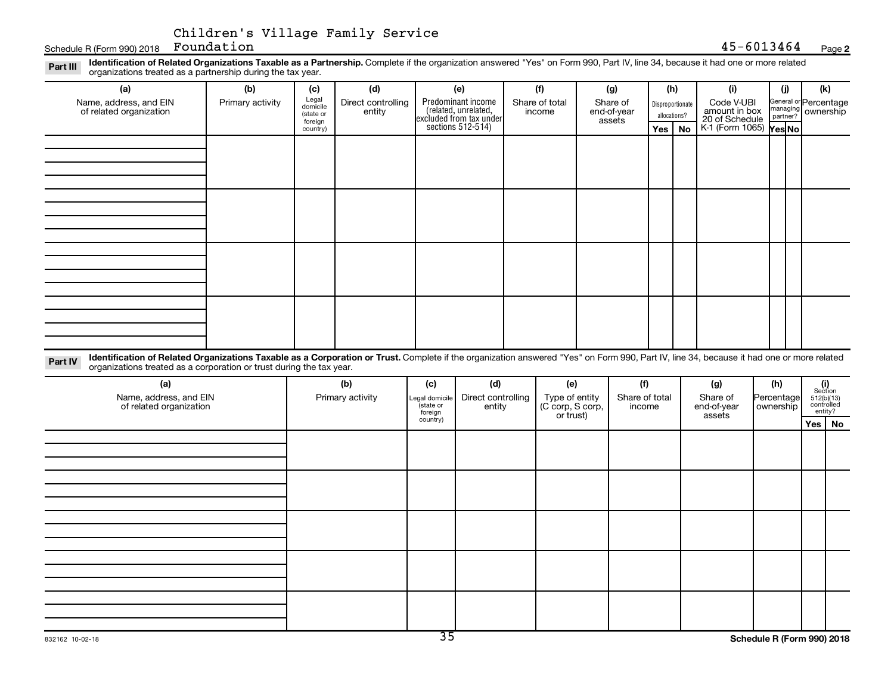Children's Village Family Service Foundation

Schedule R (Form 990) 2018 45-6013464 Page **2**

**Part III** **Identification of Related Organizations Taxable as a Partnership.** Complete if the organization answered "Yes" on Form 990, Part IV, line 34, because it had one or more related organizations treated as a partnership during the tax year.

| (a) Name, address, and EIN of related organization | (b) Primary activity | (c) Legal domicile (state or foreign country) | (d) Direct controlling entity | (e) Predominant income (related, unrelated, excluded from tax under sections 512-514) | (f) Share of total income | (g) Share of end-of-year assets | (h) Disproportionate allocations? Yes | No | (i) Code V-UBI amount in box 20 of Schedule K-1 (Form 1065) | (j) General or managing partner? Yes | No | (k) Percentage ownership |
|---|---|---|---|---|---|---|---|---|---|---|---|---|
| | | | | | | | | | | | | |
| | | | | | | | | | | | | |
| | | | | | | | | | | | | |
| | | | | | | | | | | | | |

**Part IV** **Identification of Related Organizations Taxable as a Corporation or Trust.** Complete if the organization answered "Yes" on Form 990, Part IV, line 34, because it had one or more related organizations treated as a corporation or trust during the tax year.

| (a) Name, address, and EIN of related organization | (b) Primary activity | (c) Legal domicile (state or foreign country) | (d) Direct controlling entity | (e) Type of entity (C corp, S corp, or trust) | (f) Share of total income | (g) Share of end-of-year assets | (h) Percentage ownership | (i) Section 512(b)(13) controlled entity? Yes | No |
|---|---|---|---|---|---|---|---|---|---|
| | | | | | | | | | |
| | | | | | | | | | |
| | | | | | | | | | |
| | | | | | | | | | |
| | | | | | | | | | |

832162 10-02-18 **Schedule R (Form 990) 2018**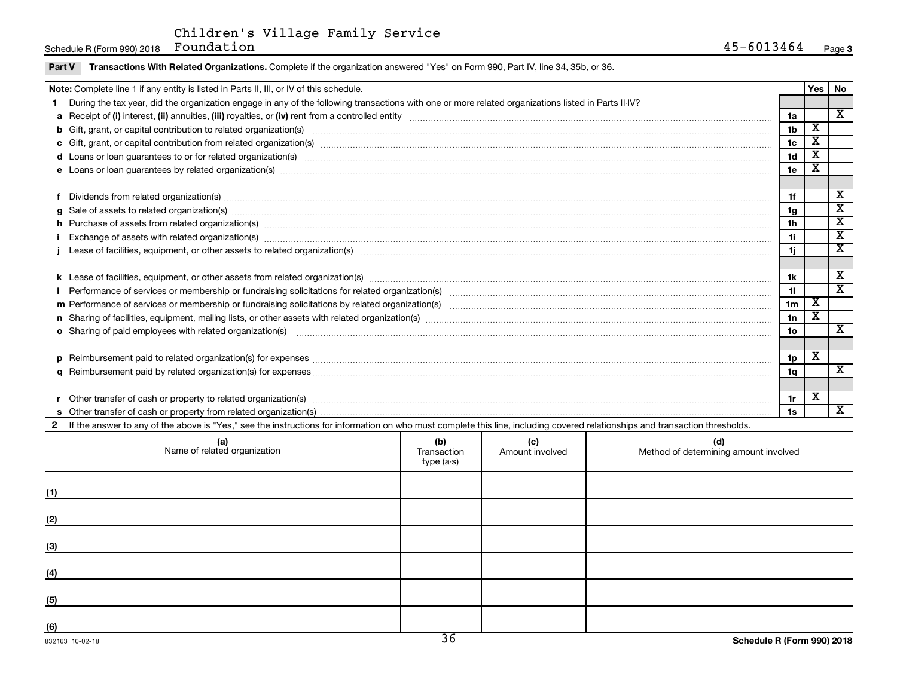Children's Village Family Service Foundation

Schedule R (Form 990) 2018 — 45-6013464 — Page 3

## Part V Transactions With Related Organizations.

Complete if the organization answered "Yes" on Form 990, Part IV, line 34, 35b, or 36.

| **Note:** Complete line 1 if any entity is listed in Parts II, III, or IV of this schedule. | | Yes | No |
|---|---|---|---|
| **1** During the tax year, did the organization engage in any of the following transactions with one or more related organizations listed in Parts II-IV? | | | |
| **a** Receipt of **(i)** interest, **(ii)** annuities, **(iii)** royalties, or **(iv)** rent from a controlled entity | 1a | | X |
| **b** Gift, grant, or capital contribution to related organization(s) | 1b | X | |
| **c** Gift, grant, or capital contribution from related organization(s) | 1c | X | |
| **d** Loans or loan guarantees to or for related organization(s) | 1d | X | |
| **e** Loans or loan guarantees by related organization(s) | 1e | X | |
| **f** Dividends from related organization(s) | 1f | | X |
| **g** Sale of assets to related organization(s) | 1g | | X |
| **h** Purchase of assets from related organization(s) | 1h | | X |
| **i** Exchange of assets with related organization(s) | 1i | | X |
| **j** Lease of facilities, equipment, or other assets to related organization(s) | 1j | | X |
| **k** Lease of facilities, equipment, or other assets from related organization(s) | 1k | | X |
| **l** Performance of services or membership or fundraising solicitations for related organization(s) | 1l | | X |
| **m** Performance of services or membership or fundraising solicitations by related organization(s) | 1m | X | |
| **n** Sharing of facilities, equipment, mailing lists, or other assets with related organization(s) | 1n | X | |
| **o** Sharing of paid employees with related organization(s) | 1o | | X |
| **p** Reimbursement paid to related organization(s) for expenses | 1p | X | |
| **q** Reimbursement paid by related organization(s) for expenses | 1q | | X |
| **r** Other transfer of cash or property to related organization(s) | 1r | X | |
| **s** Other transfer of cash or property from related organization(s) | 1s | | X |

**2** If the answer to any of the above is "Yes," see the instructions for information on who must complete this line, including covered relationships and transaction thresholds.

| | (a) Name of related organization | (b) Transaction type (a-s) | (c) Amount involved | (d) Method of determining amount involved |
|---|---|---|---|---|
| (1) | | | | |
| (2) | | | | |
| (3) | | | | |
| (4) | | | | |
| (5) | | | | |
| (6) | | | | |

832163 10-02-18

Schedule R (Form 990) 2018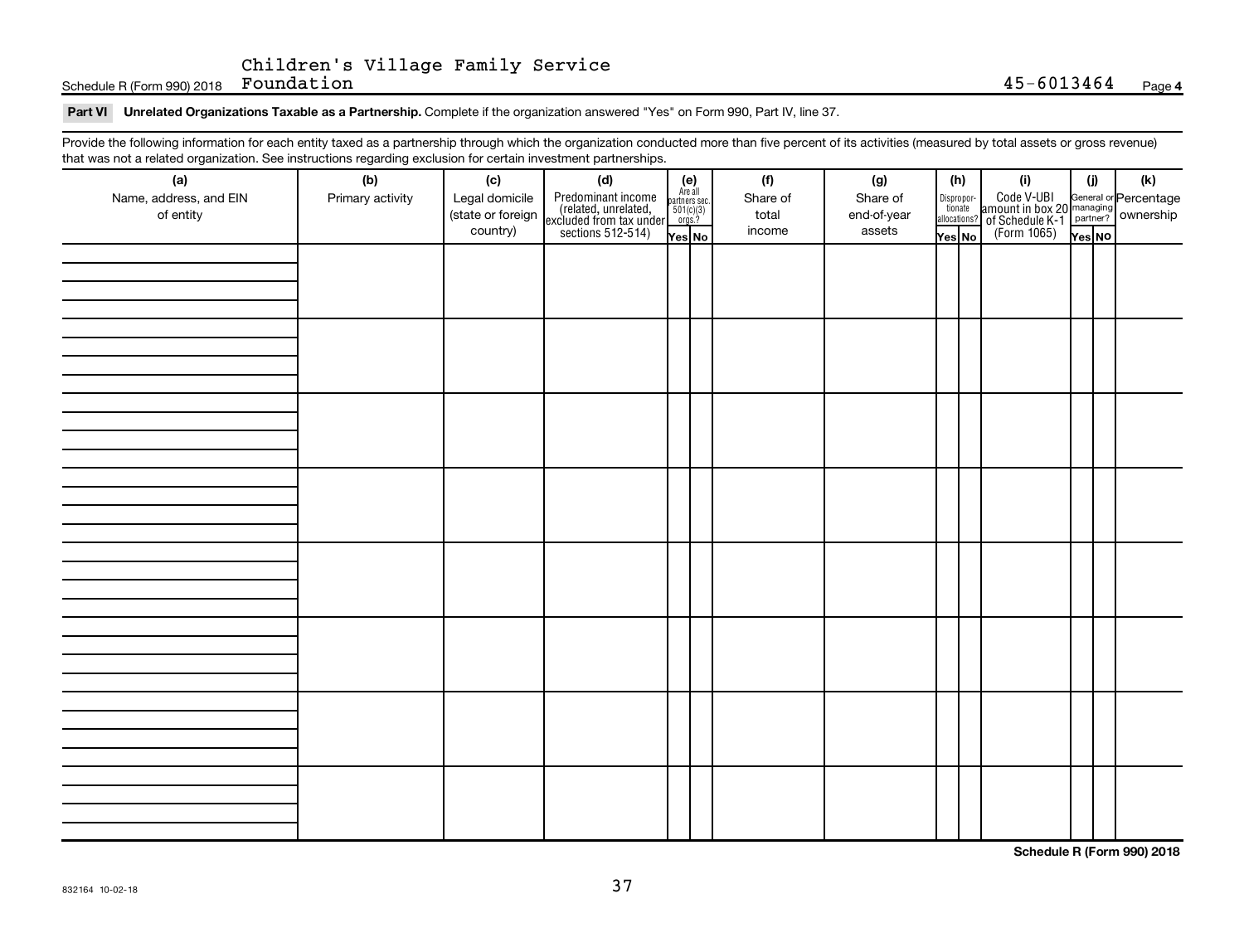Children's Village Family Service Foundation

Schedule R (Form 990) 2018 45-6013464 Page **4**

**Part VI Unrelated Organizations Taxable as a Partnership.** Complete if the organization answered "Yes" on Form 990, Part IV, line 37.

Provide the following information for each entity taxed as a partnership through which the organization conducted more than five percent of its activities (measured by total assets or gross revenue) that was not a related organization. See instructions regarding exclusion for certain investment partnerships.

| (a) Name, address, and EIN of entity | (b) Primary activity | (c) Legal domicile (state or foreign country) | (d) Predominant income (related, unrelated, excluded from tax under sections 512-514) | (e) Are all partners sec. 501(c)(3) orgs.? Yes | (e) No | (f) Share of total income | (g) Share of end-of-year assets | (h) Disproportionate allocations? Yes | (h) No | (i) Code V-UBI amount in box 20 of Schedule K-1 (Form 1065) | (j) General or managing partner? Yes | (j) No | (k) Percentage ownership |
|---|---|---|---|---|---|---|---|---|---|---|---|---|---|
| | | | | | | | | | | | | | |
| | | | | | | | | | | | | | |
| | | | | | | | | | | | | | |
| | | | | | | | | | | | | | |
| | | | | | | | | | | | | | |
| | | | | | | | | | | | | | |
| | | | | | | | | | | | | | |
| | | | | | | | | | | | | | |

**Schedule R (Form 990) 2018**

832164 10-02-18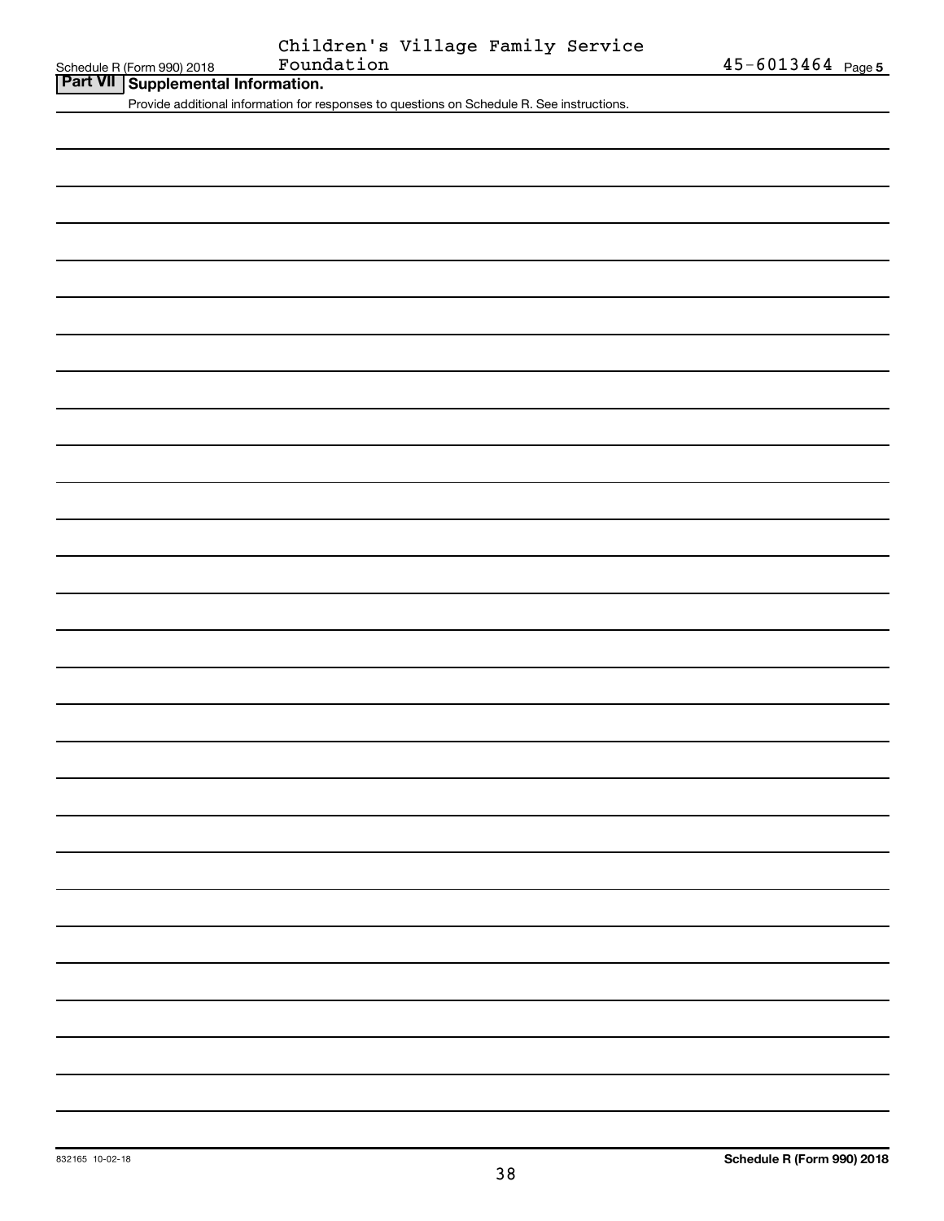Children's Village Family Service Foundation    45-6013464

## Part VII Supplemental Information.

Provide additional information for responses to questions on Schedule R. See instructions.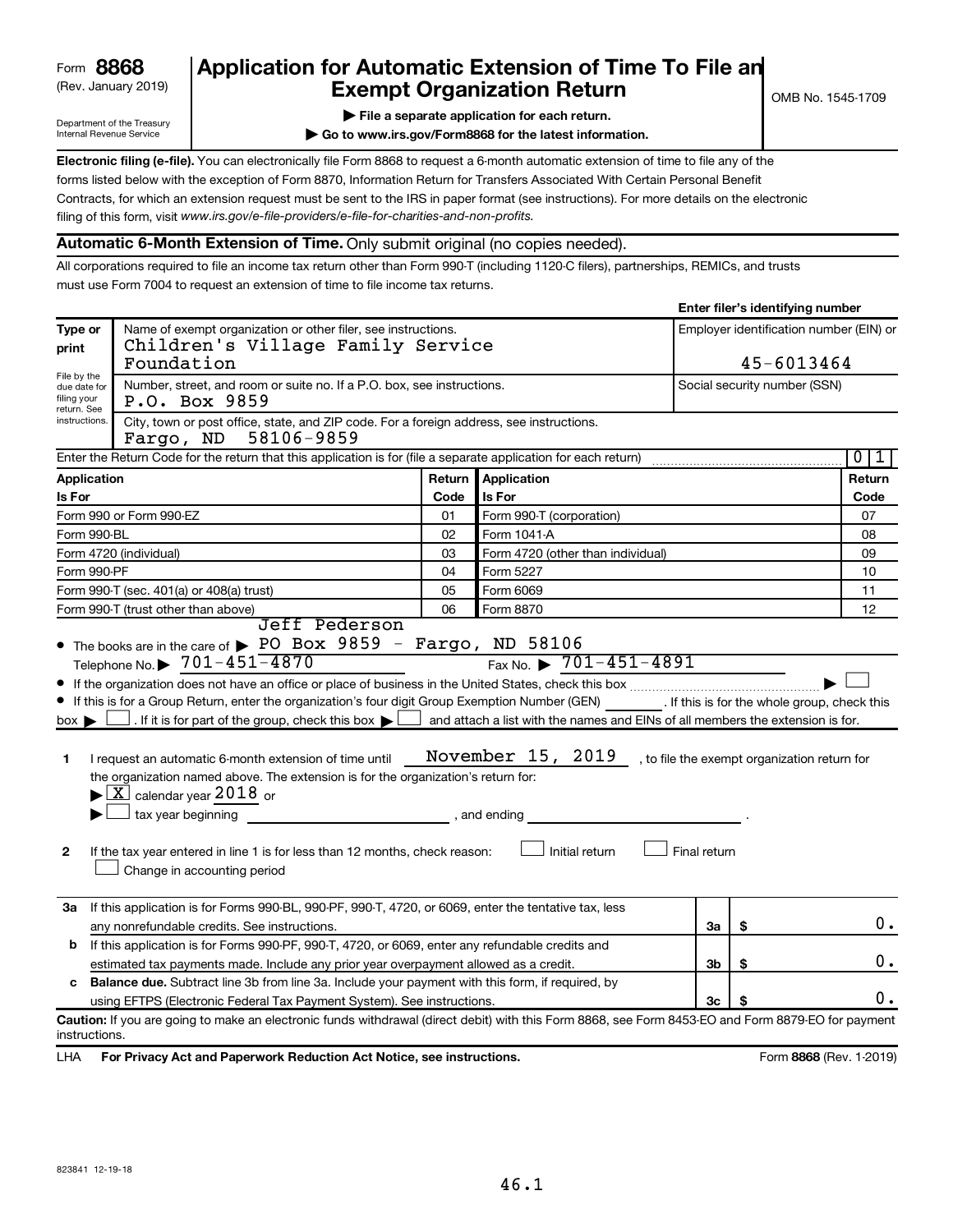Form **8868**
(Rev. January 2019)

Department of the Treasury
Internal Revenue Service

# Application for Automatic Extension of Time To File an Exempt Organization Return

OMB No. 1545-1709

▶ **File a separate application for each return.**

▶ **Go to www.irs.gov/Form8868 for the latest information.**

**Electronic filing (e-file).** You can electronically file Form 8868 to request a 6-month automatic extension of time to file any of the forms listed below with the exception of Form 8870, Information Return for Transfers Associated With Certain Personal Benefit Contracts, for which an extension request must be sent to the IRS in paper format (see instructions). For more details on the electronic filing of this form, visit *www.irs.gov/e-file-providers/e-file-for-charities-and-non-profits.*

**Automatic 6-Month Extension of Time.** Only submit original (no copies needed).

All corporations required to file an income tax return other than Form 990-T (including 1120-C filers), partnerships, REMICs, and trusts must use Form 7004 to request an extension of time to file income tax returns.

**Enter filer's identifying number**

| | | |
|---|---|---|
| **Type or print** | Name of exempt organization or other filer, see instructions. Children's Village Family Service Foundation | Employer identification number (EIN) or 45-6013464 |
| File by the due date for filing your return. See instructions. | Number, street, and room or suite no. If a P.O. box, see instructions. P.O. Box 9859 | Social security number (SSN) |
| | City, town or post office, state, and ZIP code. For a foreign address, see instructions. Fargo, ND 58106-9859 | |

Enter the Return Code for the return that this application is for (file a separate application for each return) 0 1

| Application Is For | Return Code | Application Is For | Return Code |
|---|---|---|---|
| Form 990 or Form 990-EZ | 01 | Form 990-T (corporation) | 07 |
| Form 990-BL | 02 | Form 1041-A | 08 |
| Form 4720 (individual) | 03 | Form 4720 (other than individual) | 09 |
| Form 990-PF | 04 | Form 5227 | 10 |
| Form 990-T (sec. 401(a) or 408(a) trust) | 05 | Form 6069 | 11 |
| Form 990-T (trust other than above) | 06 | Form 8870 | 12 |

- The books are in the care of ▶ Jeff Pederson PO Box 9859 - Fargo, ND 58106
  Telephone No. ▶ 701-451-4870 Fax No. ▶ 701-451-4891
- If the organization does not have an office or place of business in the United States, check this box ▶ ☐
- If this is for a Group Return, enter the organization's four digit Group Exemption Number (GEN) ________. If this is for the whole group, check this box ▶ ☐. If it is for part of the group, check this box ▶ ☐ and attach a list with the names and EINs of all members the extension is for.

**1** I request an automatic 6-month extension of time until November 15, 2019, to file the exempt organization return for the organization named above. The extension is for the organization's return for:
▶ ☒ calendar year 2018 or
▶ ☐ tax year beginning ________________, and ending ________________.

**2** If the tax year entered in line 1 is for less than 12 months, check reason: ☐ Initial return ☐ Final return
☐ Change in accounting period

| | | | | |
|---|---|---|---|---|
| **3a** | If this application is for Forms 990-BL, 990-PF, 990-T, 4720, or 6069, enter the tentative tax, less any nonrefundable credits. See instructions. | **3a** | $ | 0. |
| **b** | If this application is for Forms 990-PF, 990-T, 4720, or 6069, enter any refundable credits and estimated tax payments made. Include any prior year overpayment allowed as a credit. | **3b** | $ | 0. |
| **c** | **Balance due.** Subtract line 3b from line 3a. Include your payment with this form, if required, by using EFTPS (Electronic Federal Tax Payment System). See instructions. | **3c** | $ | 0. |

**Caution:** If you are going to make an electronic funds withdrawal (direct debit) with this Form 8868, see Form 8453-EO and Form 8879-EO for payment instructions.

LHA **For Privacy Act and Paperwork Reduction Act Notice, see instructions.** Form **8868** (Rev. 1-2019)

823841 12-19-18

46.1